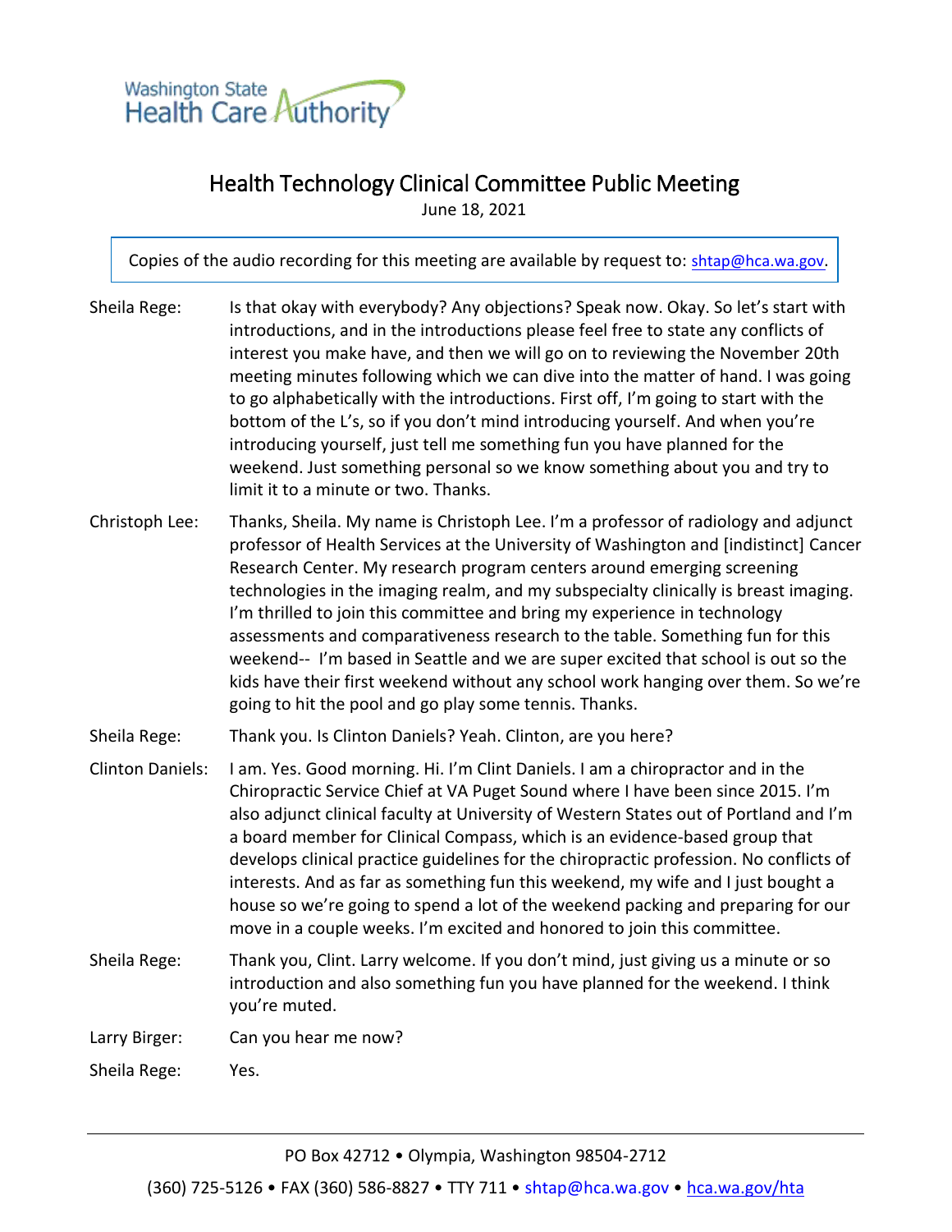Washington State Health Care Authority

# Health Technology Clinical Committee Public Meeting

June 18, 2021

Copies of the audio recording for this meeting are available by request to: shtap@hca.wa.gov.

**Sheila Rege:** Is that okay with everybody? Any objections? Speak now. Okay. So let's start with introductions, and in the introductions please feel free to state any conflicts of interest you make have, and then we will go on to reviewing the November 20th meeting minutes following which we can dive into the matter of hand. I was going to go alphabetically with the introductions. First off, I'm going to start with the bottom of the L's, so if you don't mind introducing yourself. And when you're introducing yourself, just tell me something fun you have planned for the weekend. Just something personal so we know something about you and try to limit it to a minute or two. Thanks.

**Christoph Lee:** Thanks, Sheila. My name is Christoph Lee. I'm a professor of radiology and adjunct professor of Health Services at the University of Washington and [indistinct] Cancer Research Center. My research program centers around emerging screening technologies in the imaging realm, and my subspecialty clinically is breast imaging. I'm thrilled to join this committee and bring my experience in technology assessments and comparativeness research to the table. Something fun for this weekend-- I'm based in Seattle and we are super excited that school is out so the kids have their first weekend without any school work hanging over them. So we're going to hit the pool and go play some tennis. Thanks.

**Sheila Rege:** Thank you. Is Clinton Daniels? Yeah. Clinton, are you here?

**Clinton Daniels:** I am. Yes. Good morning. Hi. I'm Clint Daniels. I am a chiropractor and in the Chiropractic Service Chief at VA Puget Sound where I have been since 2015. I'm also adjunct clinical faculty at University of Western States out of Portland and I'm a board member for Clinical Compass, which is an evidence-based group that develops clinical practice guidelines for the chiropractic profession. No conflicts of interests. And as far as something fun this weekend, my wife and I just bought a house so we're going to spend a lot of the weekend packing and preparing for our move in a couple weeks. I'm excited and honored to join this committee.

**Sheila Rege:** Thank you, Clint. Larry welcome. If you don't mind, just giving us a minute or so introduction and also something fun you have planned for the weekend. I think you're muted.

**Larry Birger:** Can you hear me now?

**Sheila Rege:** Yes.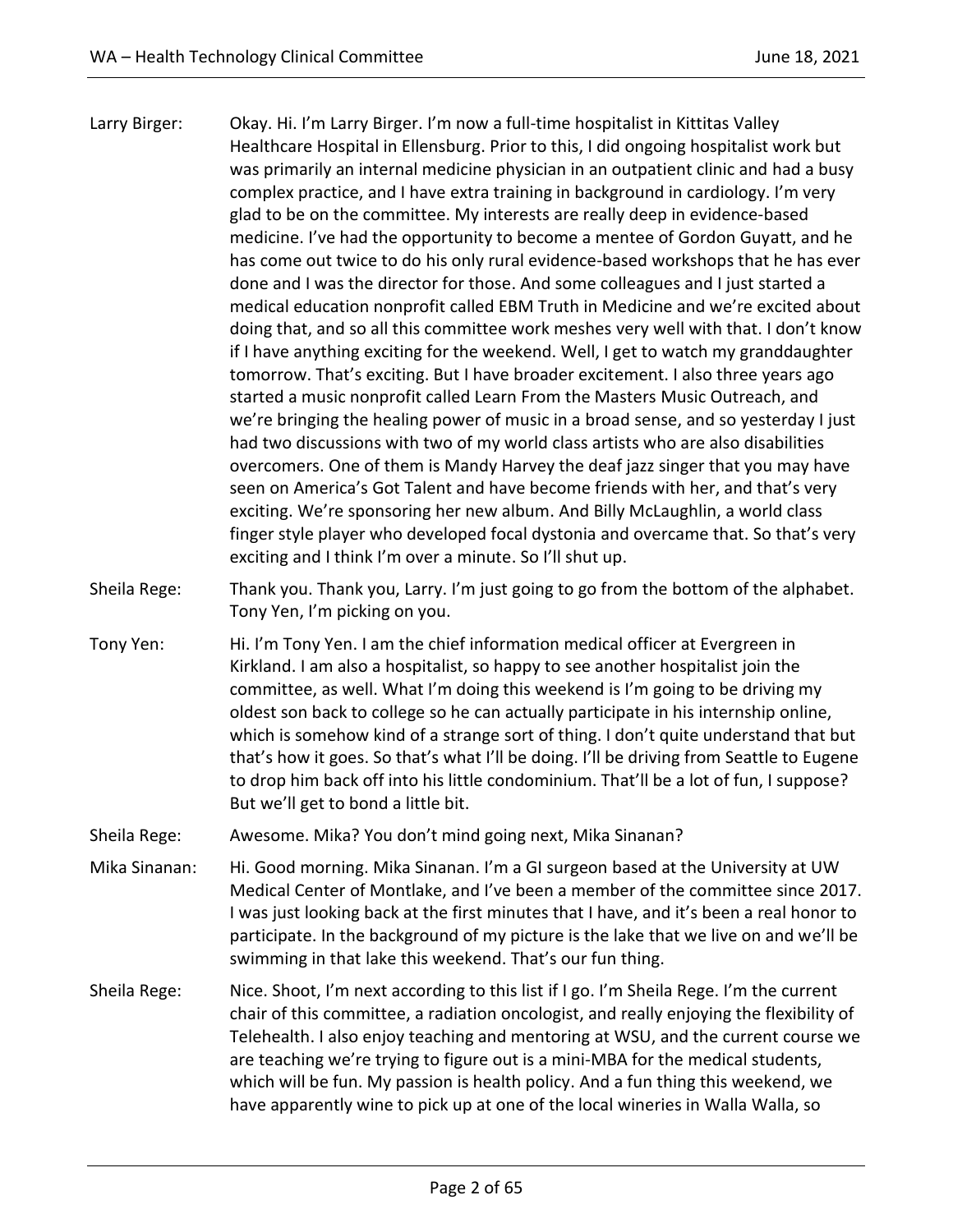Larry Birger: Okay. Hi. I'm Larry Birger. I'm now a full-time hospitalist in Kittitas Valley Healthcare Hospital in Ellensburg. Prior to this, I did ongoing hospitalist work but was primarily an internal medicine physician in an outpatient clinic and had a busy complex practice, and I have extra training in background in cardiology. I'm very glad to be on the committee. My interests are really deep in evidence-based medicine. I've had the opportunity to become a mentee of Gordon Guyatt, and he has come out twice to do his only rural evidence-based workshops that he has ever done and I was the director for those. And some colleagues and I just started a medical education nonprofit called EBM Truth in Medicine and we're excited about doing that, and so all this committee work meshes very well with that. I don't know if I have anything exciting for the weekend. Well, I get to watch my granddaughter tomorrow. That's exciting. But I have broader excitement. I also three years ago started a music nonprofit called Learn From the Masters Music Outreach, and we're bringing the healing power of music in a broad sense, and so yesterday I just had two discussions with two of my world class artists who are also disabilities overcomers. One of them is Mandy Harvey the deaf jazz singer that you may have seen on America's Got Talent and have become friends with her, and that's very exciting. We're sponsoring her new album. And Billy McLaughlin, a world class finger style player who developed focal dystonia and overcame that. So that's very exciting and I think I'm over a minute. So I'll shut up.

Sheila Rege: Thank you. Thank you, Larry. I'm just going to go from the bottom of the alphabet. Tony Yen, I'm picking on you.

Tony Yen: Hi. I'm Tony Yen. I am the chief information medical officer at Evergreen in Kirkland. I am also a hospitalist, so happy to see another hospitalist join the committee, as well. What I'm doing this weekend is I'm going to be driving my oldest son back to college so he can actually participate in his internship online, which is somehow kind of a strange sort of thing. I don't quite understand that but that's how it goes. So that's what I'll be doing. I'll be driving from Seattle to Eugene to drop him back off into his little condominium. That'll be a lot of fun, I suppose? But we'll get to bond a little bit.

Sheila Rege: Awesome. Mika? You don't mind going next, Mika Sinanan?

Mika Sinanan: Hi. Good morning. Mika Sinanan. I'm a GI surgeon based at the University at UW Medical Center of Montlake, and I've been a member of the committee since 2017. I was just looking back at the first minutes that I have, and it's been a real honor to participate. In the background of my picture is the lake that we live on and we'll be swimming in that lake this weekend. That's our fun thing.

Sheila Rege: Nice. Shoot, I'm next according to this list if I go. I'm Sheila Rege. I'm the current chair of this committee, a radiation oncologist, and really enjoying the flexibility of Telehealth. I also enjoy teaching and mentoring at WSU, and the current course we are teaching we're trying to figure out is a mini-MBA for the medical students, which will be fun. My passion is health policy. And a fun thing this weekend, we have apparently wine to pick up at one of the local wineries in Walla Walla, so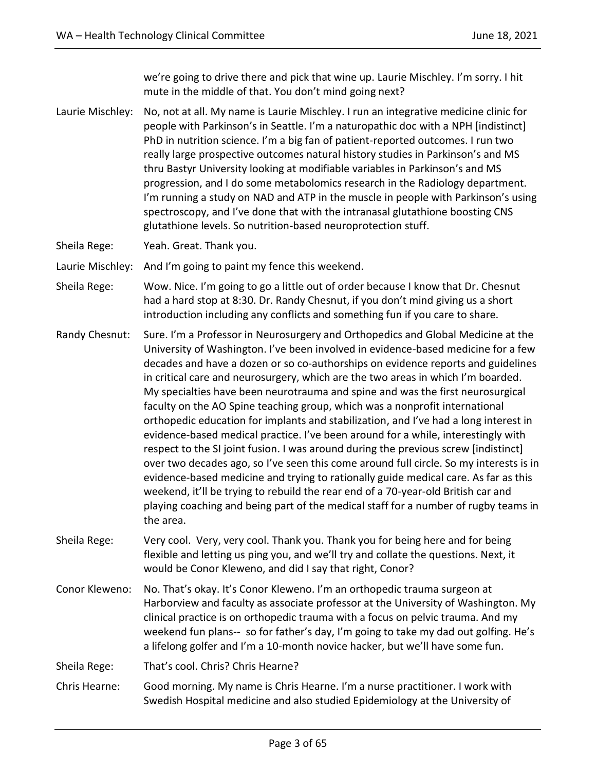we're going to drive there and pick that wine up. Laurie Mischley. I'm sorry. I hit mute in the middle of that. You don't mind going next?

Laurie Mischley: No, not at all. My name is Laurie Mischley. I run an integrative medicine clinic for people with Parkinson's in Seattle. I'm a naturopathic doc with a NPH [indistinct] PhD in nutrition science. I'm a big fan of patient-reported outcomes. I run two really large prospective outcomes natural history studies in Parkinson's and MS thru Bastyr University looking at modifiable variables in Parkinson's and MS progression, and I do some metabolomics research in the Radiology department. I'm running a study on NAD and ATP in the muscle in people with Parkinson's using spectroscopy, and I've done that with the intranasal glutathione boosting CNS glutathione levels. So nutrition-based neuroprotection stuff.

Sheila Rege: Yeah. Great. Thank you.

Laurie Mischley: And I'm going to paint my fence this weekend.

Sheila Rege: Wow. Nice. I'm going to go a little out of order because I know that Dr. Chesnut had a hard stop at 8:30. Dr. Randy Chesnut, if you don't mind giving us a short introduction including any conflicts and something fun if you care to share.

Randy Chesnut: Sure. I'm a Professor in Neurosurgery and Orthopedics and Global Medicine at the University of Washington. I've been involved in evidence-based medicine for a few decades and have a dozen or so co-authorships on evidence reports and guidelines in critical care and neurosurgery, which are the two areas in which I'm boarded. My specialties have been neurotrauma and spine and was the first neurosurgical faculty on the AO Spine teaching group, which was a nonprofit international orthopedic education for implants and stabilization, and I've had a long interest in evidence-based medical practice. I've been around for a while, interestingly with respect to the SI joint fusion. I was around during the previous screw [indistinct] over two decades ago, so I've seen this come around full circle. So my interests is in evidence-based medicine and trying to rationally guide medical care. As far as this weekend, it'll be trying to rebuild the rear end of a 70-year-old British car and playing coaching and being part of the medical staff for a number of rugby teams in the area.

Sheila Rege: Very cool. Very, very cool. Thank you. Thank you for being here and for being flexible and letting us ping you, and we'll try and collate the questions. Next, it would be Conor Kleweno, and did I say that right, Conor?

Conor Kleweno: No. That's okay. It's Conor Kleweno. I'm an orthopedic trauma surgeon at Harborview and faculty as associate professor at the University of Washington. My clinical practice is on orthopedic trauma with a focus on pelvic trauma. And my weekend fun plans-- so for father's day, I'm going to take my dad out golfing. He's a lifelong golfer and I'm a 10-month novice hacker, but we'll have some fun.

Sheila Rege: That's cool. Chris? Chris Hearne?

Chris Hearne: Good morning. My name is Chris Hearne. I'm a nurse practitioner. I work with Swedish Hospital medicine and also studied Epidemiology at the University of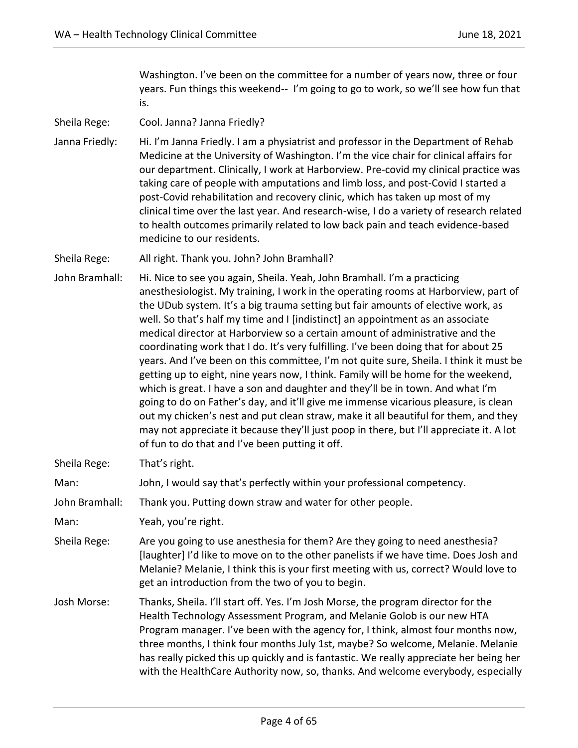Washington. I've been on the committee for a number of years now, three or four years. Fun things this weekend-- I'm going to go to work, so we'll see how fun that is.

Sheila Rege: Cool. Janna? Janna Friedly?

Janna Friedly: Hi. I'm Janna Friedly. I am a physiatrist and professor in the Department of Rehab Medicine at the University of Washington. I'm the vice chair for clinical affairs for our department. Clinically, I work at Harborview. Pre-covid my clinical practice was taking care of people with amputations and limb loss, and post-Covid I started a post-Covid rehabilitation and recovery clinic, which has taken up most of my clinical time over the last year. And research-wise, I do a variety of research related to health outcomes primarily related to low back pain and teach evidence-based medicine to our residents.

Sheila Rege: All right. Thank you. John? John Bramhall?

John Bramhall: Hi. Nice to see you again, Sheila. Yeah, John Bramhall. I'm a practicing anesthesiologist. My training, I work in the operating rooms at Harborview, part of the UDub system. It's a big trauma setting but fair amounts of elective work, as well. So that's half my time and I [indistinct] an appointment as an associate medical director at Harborview so a certain amount of administrative and the coordinating work that I do. It's very fulfilling. I've been doing that for about 25 years. And I've been on this committee, I'm not quite sure, Sheila. I think it must be getting up to eight, nine years now, I think. Family will be home for the weekend, which is great. I have a son and daughter and they'll be in town. And what I'm going to do on Father's day, and it'll give me immense vicarious pleasure, is clean out my chicken's nest and put clean straw, make it all beautiful for them, and they may not appreciate it because they'll just poop in there, but I'll appreciate it. A lot of fun to do that and I've been putting it off.

Sheila Rege: That's right.

Man: John, I would say that's perfectly within your professional competency.

John Bramhall: Thank you. Putting down straw and water for other people.

Man: Yeah, you're right.

Sheila Rege: Are you going to use anesthesia for them? Are they going to need anesthesia? [laughter] I'd like to move on to the other panelists if we have time. Does Josh and Melanie? Melanie, I think this is your first meeting with us, correct? Would love to get an introduction from the two of you to begin.

Josh Morse: Thanks, Sheila. I'll start off. Yes. I'm Josh Morse, the program director for the Health Technology Assessment Program, and Melanie Golob is our new HTA Program manager. I've been with the agency for, I think, almost four months now, three months, I think four months July 1st, maybe? So welcome, Melanie. Melanie has really picked this up quickly and is fantastic. We really appreciate her being her with the HealthCare Authority now, so, thanks. And welcome everybody, especially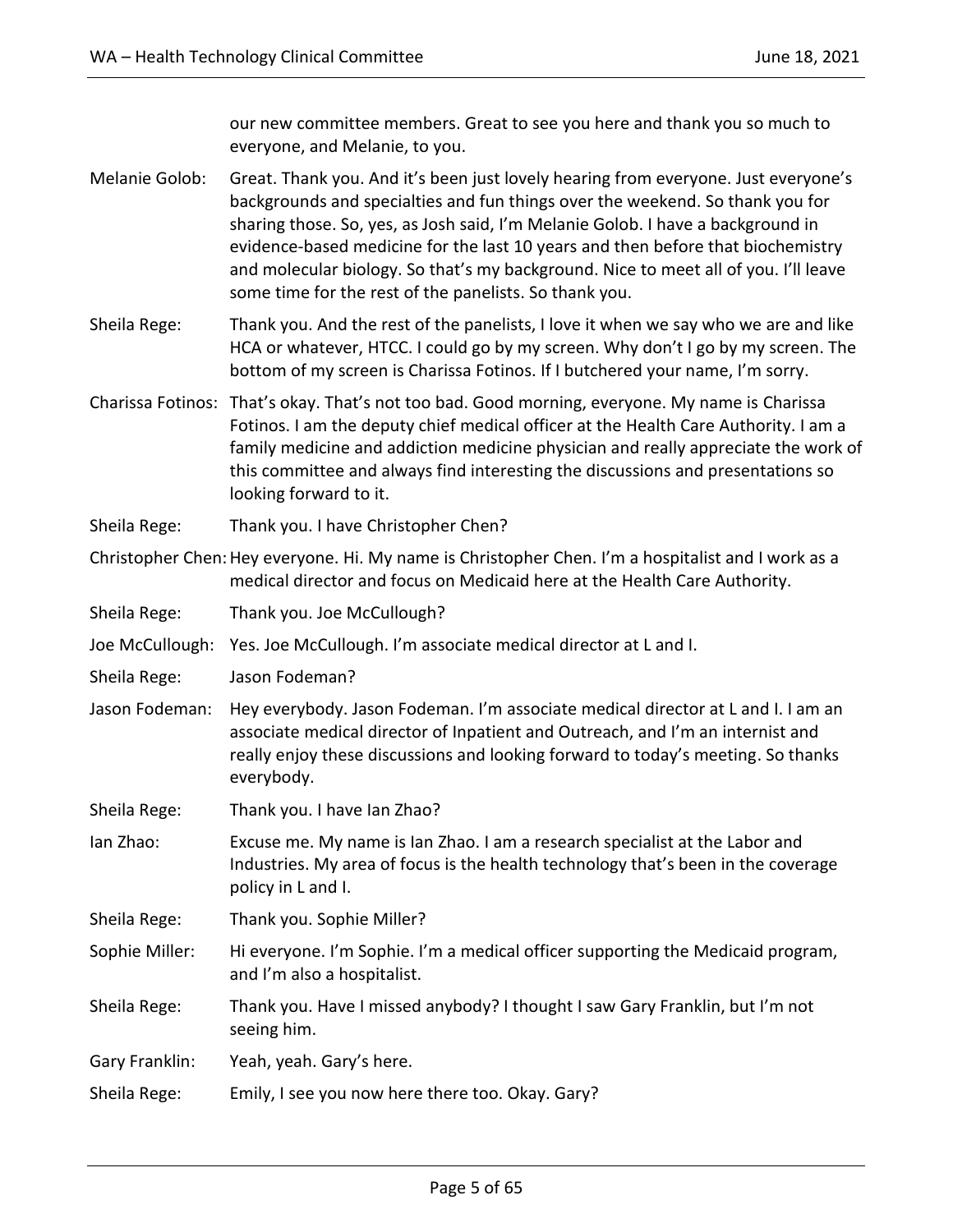our new committee members. Great to see you here and thank you so much to everyone, and Melanie, to you.

Melanie Golob: Great. Thank you. And it's been just lovely hearing from everyone. Just everyone's backgrounds and specialties and fun things over the weekend. So thank you for sharing those. So, yes, as Josh said, I'm Melanie Golob. I have a background in evidence-based medicine for the last 10 years and then before that biochemistry and molecular biology. So that's my background. Nice to meet all of you. I'll leave some time for the rest of the panelists. So thank you.

Sheila Rege: Thank you. And the rest of the panelists, I love it when we say who we are and like HCA or whatever, HTCC. I could go by my screen. Why don't I go by my screen. The bottom of my screen is Charissa Fotinos. If I butchered your name, I'm sorry.

Charissa Fotinos: That's okay. That's not too bad. Good morning, everyone. My name is Charissa Fotinos. I am the deputy chief medical officer at the Health Care Authority. I am a family medicine and addiction medicine physician and really appreciate the work of this committee and always find interesting the discussions and presentations so looking forward to it.

Sheila Rege: Thank you. I have Christopher Chen?

Christopher Chen: Hey everyone. Hi. My name is Christopher Chen. I'm a hospitalist and I work as a medical director and focus on Medicaid here at the Health Care Authority.

Sheila Rege: Thank you. Joe McCullough?

Joe McCullough: Yes. Joe McCullough. I'm associate medical director at L and I.

Sheila Rege: Jason Fodeman?

Jason Fodeman: Hey everybody. Jason Fodeman. I'm associate medical director at L and I. I am an associate medical director of Inpatient and Outreach, and I'm an internist and really enjoy these discussions and looking forward to today's meeting. So thanks everybody.

Sheila Rege: Thank you. I have Ian Zhao?

Ian Zhao: Excuse me. My name is Ian Zhao. I am a research specialist at the Labor and Industries. My area of focus is the health technology that's been in the coverage policy in L and I.

Sheila Rege: Thank you. Sophie Miller?

Sophie Miller: Hi everyone. I'm Sophie. I'm a medical officer supporting the Medicaid program, and I'm also a hospitalist.

Sheila Rege: Thank you. Have I missed anybody? I thought I saw Gary Franklin, but I'm not seeing him.

Gary Franklin: Yeah, yeah. Gary's here.

Sheila Rege: Emily, I see you now here there too. Okay. Gary?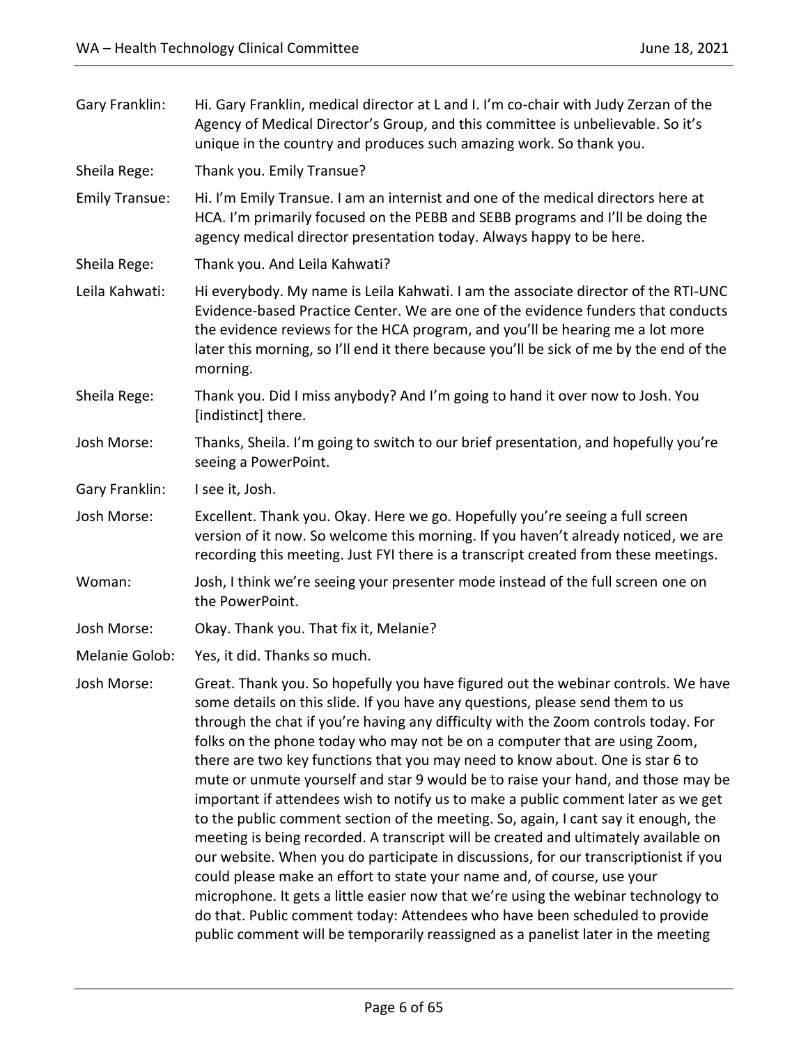Gary Franklin: Hi. Gary Franklin, medical director at L and I. I'm co-chair with Judy Zerzan of the Agency of Medical Director's Group, and this committee is unbelievable. So it's unique in the country and produces such amazing work. So thank you.

Sheila Rege: Thank you. Emily Transue?

Emily Transue: Hi. I'm Emily Transue. I am an internist and one of the medical directors here at HCA. I'm primarily focused on the PEBB and SEBB programs and I'll be doing the agency medical director presentation today. Always happy to be here.

Sheila Rege: Thank you. And Leila Kahwati?

Leila Kahwati: Hi everybody. My name is Leila Kahwati. I am the associate director of the RTI-UNC Evidence-based Practice Center. We are one of the evidence funders that conducts the evidence reviews for the HCA program, and you'll be hearing me a lot more later this morning, so I'll end it there because you'll be sick of me by the end of the morning.

Sheila Rege: Thank you. Did I miss anybody? And I'm going to hand it over now to Josh. You [indistinct] there.

Josh Morse: Thanks, Sheila. I'm going to switch to our brief presentation, and hopefully you're seeing a PowerPoint.

Gary Franklin: I see it, Josh.

Josh Morse: Excellent. Thank you. Okay. Here we go. Hopefully you're seeing a full screen version of it now. So welcome this morning. If you haven't already noticed, we are recording this meeting. Just FYI there is a transcript created from these meetings.

Woman: Josh, I think we're seeing your presenter mode instead of the full screen one on the PowerPoint.

Josh Morse: Okay. Thank you. That fix it, Melanie?

Melanie Golob: Yes, it did. Thanks so much.

Josh Morse: Great. Thank you. So hopefully you have figured out the webinar controls. We have some details on this slide. If you have any questions, please send them to us through the chat if you're having any difficulty with the Zoom controls today. For folks on the phone today who may not be on a computer that are using Zoom, there are two key functions that you may need to know about. One is star 6 to mute or unmute yourself and star 9 would be to raise your hand, and those may be important if attendees wish to notify us to make a public comment later as we get to the public comment section of the meeting. So, again, I cant say it enough, the meeting is being recorded. A transcript will be created and ultimately available on our website. When you do participate in discussions, for our transcriptionist if you could please make an effort to state your name and, of course, use your microphone. It gets a little easier now that we're using the webinar technology to do that. Public comment today: Attendees who have been scheduled to provide public comment will be temporarily reassigned as a panelist later in the meeting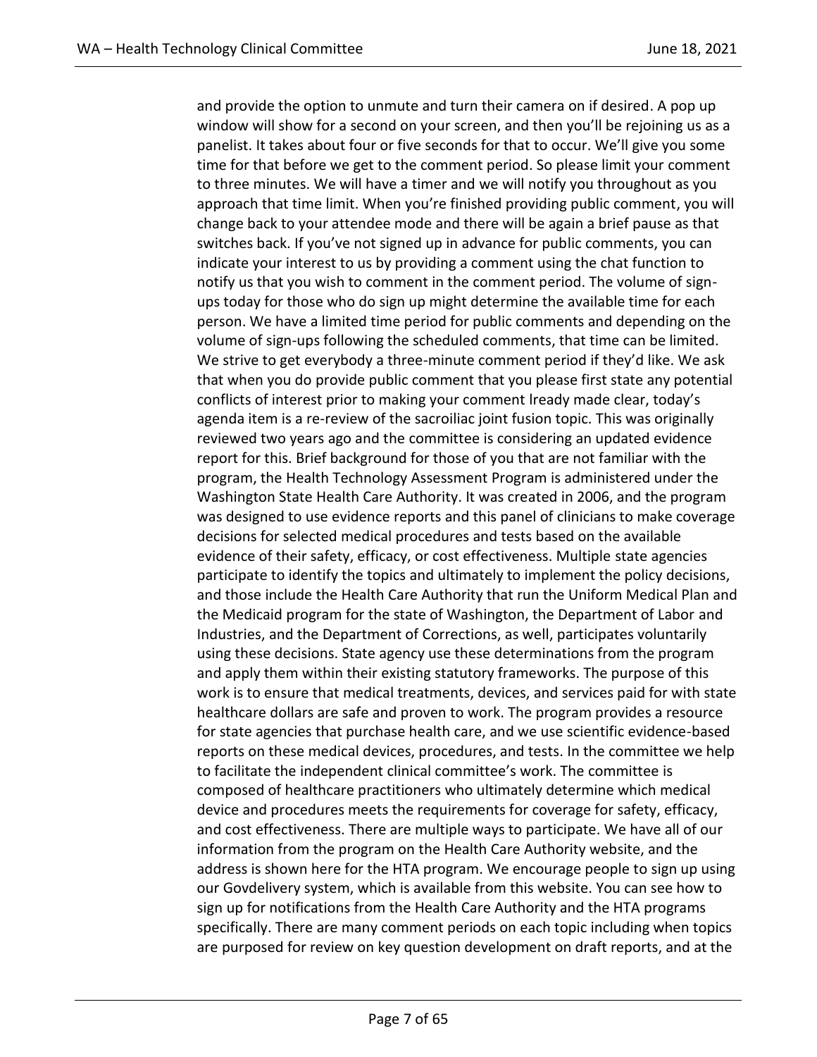and provide the option to unmute and turn their camera on if desired. A pop up window will show for a second on your screen, and then you'll be rejoining us as a panelist. It takes about four or five seconds for that to occur. We'll give you some time for that before we get to the comment period. So please limit your comment to three minutes. We will have a timer and we will notify you throughout as you approach that time limit. When you're finished providing public comment, you will change back to your attendee mode and there will be again a brief pause as that switches back. If you've not signed up in advance for public comments, you can indicate your interest to us by providing a comment using the chat function to notify us that you wish to comment in the comment period. The volume of sign-ups today for those who do sign up might determine the available time for each person. We have a limited time period for public comments and depending on the volume of sign-ups following the scheduled comments, that time can be limited. We strive to get everybody a three-minute comment period if they'd like. We ask that when you do provide public comment that you please first state any potential conflicts of interest prior to making your comment lready made clear, today's agenda item is a re-review of the sacroiliac joint fusion topic. This was originally reviewed two years ago and the committee is considering an updated evidence report for this. Brief background for those of you that are not familiar with the program, the Health Technology Assessment Program is administered under the Washington State Health Care Authority. It was created in 2006, and the program was designed to use evidence reports and this panel of clinicians to make coverage decisions for selected medical procedures and tests based on the available evidence of their safety, efficacy, or cost effectiveness. Multiple state agencies participate to identify the topics and ultimately to implement the policy decisions, and those include the Health Care Authority that run the Uniform Medical Plan and the Medicaid program for the state of Washington, the Department of Labor and Industries, and the Department of Corrections, as well, participates voluntarily using these decisions. State agency use these determinations from the program and apply them within their existing statutory frameworks. The purpose of this work is to ensure that medical treatments, devices, and services paid for with state healthcare dollars are safe and proven to work. The program provides a resource for state agencies that purchase health care, and we use scientific evidence-based reports on these medical devices, procedures, and tests. In the committee we help to facilitate the independent clinical committee's work. The committee is composed of healthcare practitioners who ultimately determine which medical device and procedures meets the requirements for coverage for safety, efficacy, and cost effectiveness. There are multiple ways to participate. We have all of our information from the program on the Health Care Authority website, and the address is shown here for the HTA program. We encourage people to sign up using our Govdelivery system, which is available from this website. You can see how to sign up for notifications from the Health Care Authority and the HTA programs specifically. There are many comment periods on each topic including when topics are purposed for review on key question development on draft reports, and at the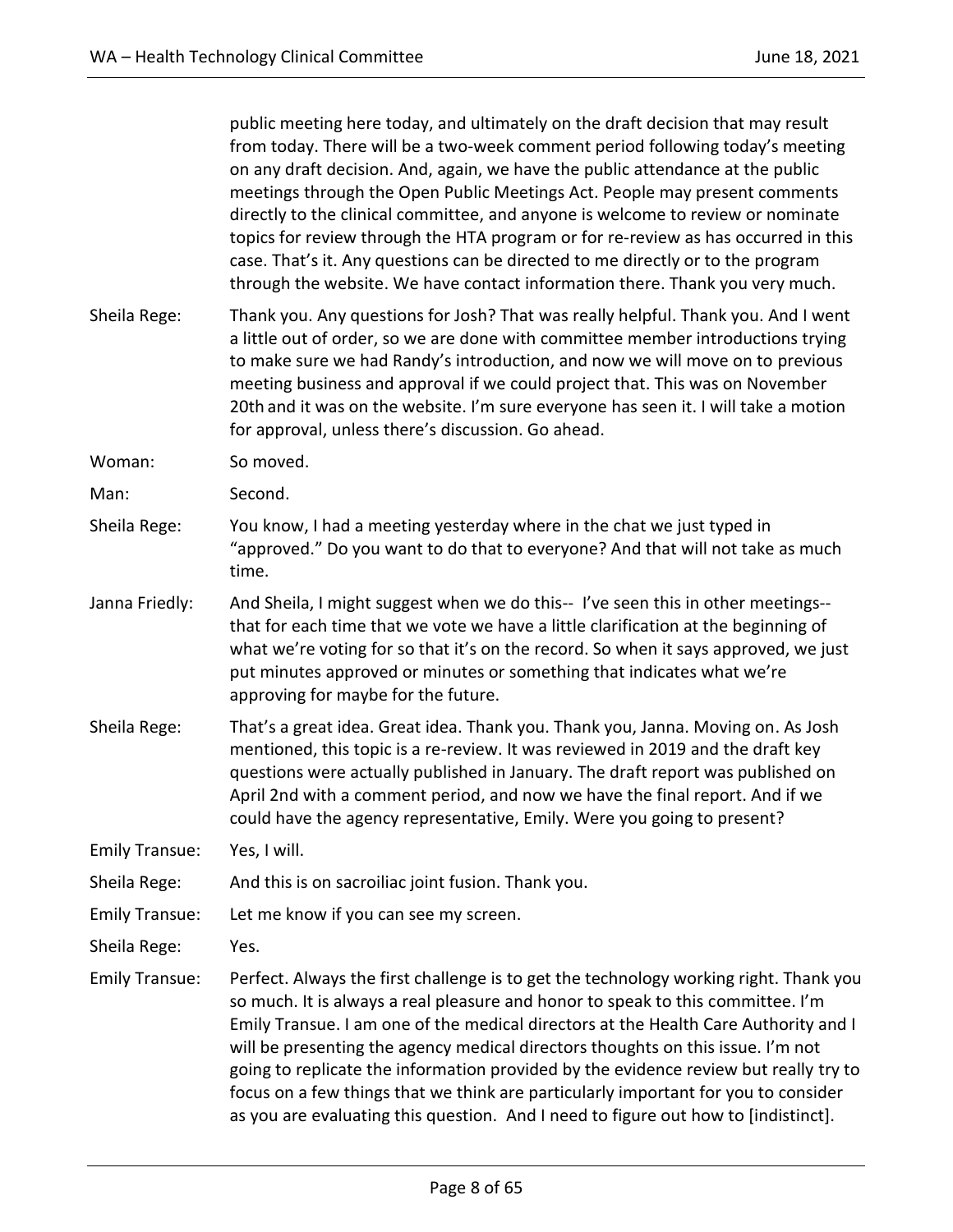public meeting here today, and ultimately on the draft decision that may result from today. There will be a two-week comment period following today's meeting on any draft decision. And, again, we have the public attendance at the public meetings through the Open Public Meetings Act. People may present comments directly to the clinical committee, and anyone is welcome to review or nominate topics for review through the HTA program or for re-review as has occurred in this case. That's it. Any questions can be directed to me directly or to the program through the website. We have contact information there. Thank you very much.

Sheila Rege: Thank you. Any questions for Josh? That was really helpful. Thank you. And I went a little out of order, so we are done with committee member introductions trying to make sure we had Randy's introduction, and now we will move on to previous meeting business and approval if we could project that. This was on November 20th and it was on the website. I'm sure everyone has seen it. I will take a motion for approval, unless there's discussion. Go ahead.

Woman: So moved.

Man: Second.

Sheila Rege: You know, I had a meeting yesterday where in the chat we just typed in "approved." Do you want to do that to everyone? And that will not take as much time.

Janna Friedly: And Sheila, I might suggest when we do this-- I've seen this in other meetings-- that for each time that we vote we have a little clarification at the beginning of what we're voting for so that it's on the record. So when it says approved, we just put minutes approved or minutes or something that indicates what we're approving for maybe for the future.

Sheila Rege: That's a great idea. Great idea. Thank you. Thank you, Janna. Moving on. As Josh mentioned, this topic is a re-review. It was reviewed in 2019 and the draft key questions were actually published in January. The draft report was published on April 2nd with a comment period, and now we have the final report. And if we could have the agency representative, Emily. Were you going to present?

Emily Transue: Yes, I will.

Sheila Rege: And this is on sacroiliac joint fusion. Thank you.

Emily Transue: Let me know if you can see my screen.

Sheila Rege: Yes.

Emily Transue: Perfect. Always the first challenge is to get the technology working right. Thank you so much. It is always a real pleasure and honor to speak to this committee. I'm Emily Transue. I am one of the medical directors at the Health Care Authority and I will be presenting the agency medical directors thoughts on this issue. I'm not going to replicate the information provided by the evidence review but really try to focus on a few things that we think are particularly important for you to consider as you are evaluating this question. And I need to figure out how to [indistinct].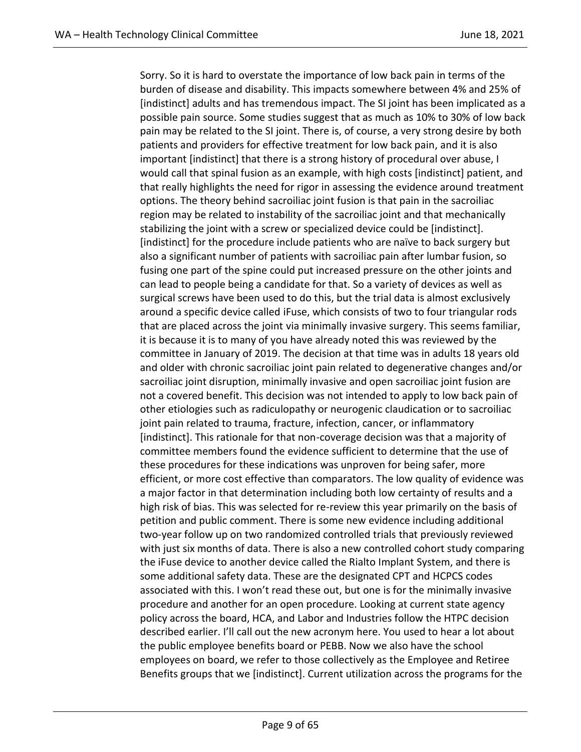Sorry. So it is hard to overstate the importance of low back pain in terms of the burden of disease and disability. This impacts somewhere between 4% and 25% of [indistinct] adults and has tremendous impact. The SI joint has been implicated as a possible pain source. Some studies suggest that as much as 10% to 30% of low back pain may be related to the SI joint. There is, of course, a very strong desire by both patients and providers for effective treatment for low back pain, and it is also important [indistinct] that there is a strong history of procedural over abuse, I would call that spinal fusion as an example, with high costs [indistinct] patient, and that really highlights the need for rigor in assessing the evidence around treatment options. The theory behind sacroiliac joint fusion is that pain in the sacroiliac region may be related to instability of the sacroiliac joint and that mechanically stabilizing the joint with a screw or specialized device could be [indistinct]. [indistinct] for the procedure include patients who are naïve to back surgery but also a significant number of patients with sacroiliac pain after lumbar fusion, so fusing one part of the spine could put increased pressure on the other joints and can lead to people being a candidate for that. So a variety of devices as well as surgical screws have been used to do this, but the trial data is almost exclusively around a specific device called iFuse, which consists of two to four triangular rods that are placed across the joint via minimally invasive surgery. This seems familiar, it is because it is to many of you have already noted this was reviewed by the committee in January of 2019. The decision at that time was in adults 18 years old and older with chronic sacroiliac joint pain related to degenerative changes and/or sacroiliac joint disruption, minimally invasive and open sacroiliac joint fusion are not a covered benefit. This decision was not intended to apply to low back pain of other etiologies such as radiculopathy or neurogenic claudication or to sacroiliac joint pain related to trauma, fracture, infection, cancer, or inflammatory [indistinct]. This rationale for that non-coverage decision was that a majority of committee members found the evidence sufficient to determine that the use of these procedures for these indications was unproven for being safer, more efficient, or more cost effective than comparators. The low quality of evidence was a major factor in that determination including both low certainty of results and a high risk of bias. This was selected for re-review this year primarily on the basis of petition and public comment. There is some new evidence including additional two-year follow up on two randomized controlled trials that previously reviewed with just six months of data. There is also a new controlled cohort study comparing the iFuse device to another device called the Rialto Implant System, and there is some additional safety data. These are the designated CPT and HCPCS codes associated with this. I won't read these out, but one is for the minimally invasive procedure and another for an open procedure. Looking at current state agency policy across the board, HCA, and Labor and Industries follow the HTPC decision described earlier. I'll call out the new acronym here. You used to hear a lot about the public employee benefits board or PEBB. Now we also have the school employees on board, we refer to those collectively as the Employee and Retiree Benefits groups that we [indistinct]. Current utilization across the programs for the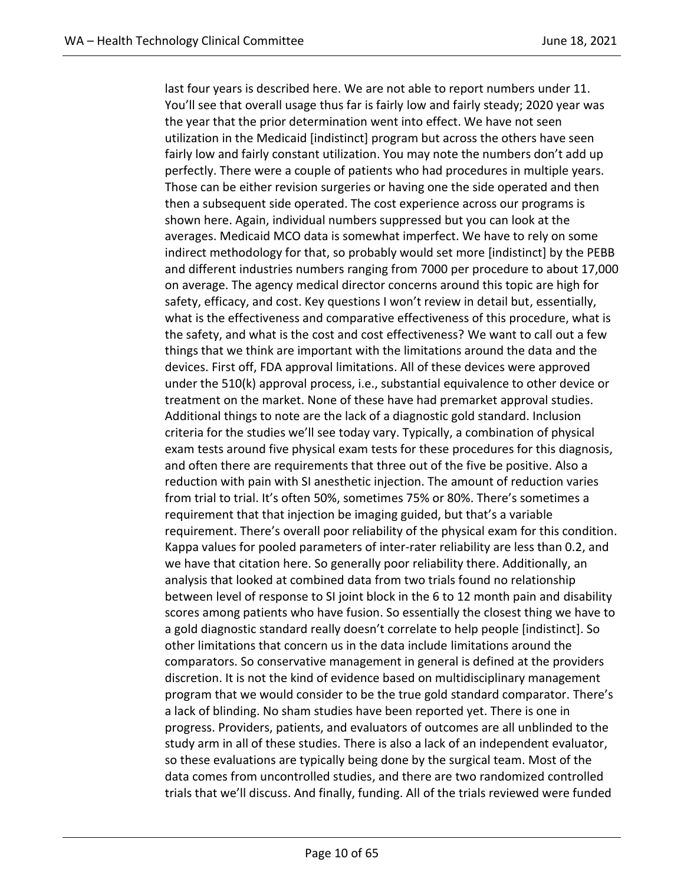last four years is described here. We are not able to report numbers under 11. You'll see that overall usage thus far is fairly low and fairly steady; 2020 year was the year that the prior determination went into effect. We have not seen utilization in the Medicaid [indistinct] program but across the others have seen fairly low and fairly constant utilization. You may note the numbers don't add up perfectly. There were a couple of patients who had procedures in multiple years. Those can be either revision surgeries or having one the side operated and then then a subsequent side operated. The cost experience across our programs is shown here. Again, individual numbers suppressed but you can look at the averages. Medicaid MCO data is somewhat imperfect. We have to rely on some indirect methodology for that, so probably would set more [indistinct] by the PEBB and different industries numbers ranging from 7000 per procedure to about 17,000 on average. The agency medical director concerns around this topic are high for safety, efficacy, and cost. Key questions I won't review in detail but, essentially, what is the effectiveness and comparative effectiveness of this procedure, what is the safety, and what is the cost and cost effectiveness? We want to call out a few things that we think are important with the limitations around the data and the devices. First off, FDA approval limitations. All of these devices were approved under the 510(k) approval process, i.e., substantial equivalence to other device or treatment on the market. None of these have had premarket approval studies. Additional things to note are the lack of a diagnostic gold standard. Inclusion criteria for the studies we'll see today vary. Typically, a combination of physical exam tests around five physical exam tests for these procedures for this diagnosis, and often there are requirements that three out of the five be positive. Also a reduction with pain with SI anesthetic injection. The amount of reduction varies from trial to trial. It's often 50%, sometimes 75% or 80%. There's sometimes a requirement that that injection be imaging guided, but that's a variable requirement. There's overall poor reliability of the physical exam for this condition. Kappa values for pooled parameters of inter-rater reliability are less than 0.2, and we have that citation here. So generally poor reliability there. Additionally, an analysis that looked at combined data from two trials found no relationship between level of response to SI joint block in the 6 to 12 month pain and disability scores among patients who have fusion. So essentially the closest thing we have to a gold diagnostic standard really doesn't correlate to help people [indistinct]. So other limitations that concern us in the data include limitations around the comparators. So conservative management in general is defined at the providers discretion. It is not the kind of evidence based on multidisciplinary management program that we would consider to be the true gold standard comparator. There's a lack of blinding. No sham studies have been reported yet. There is one in progress. Providers, patients, and evaluators of outcomes are all unblinded to the study arm in all of these studies. There is also a lack of an independent evaluator, so these evaluations are typically being done by the surgical team. Most of the data comes from uncontrolled studies, and there are two randomized controlled trials that we'll discuss. And finally, funding. All of the trials reviewed were funded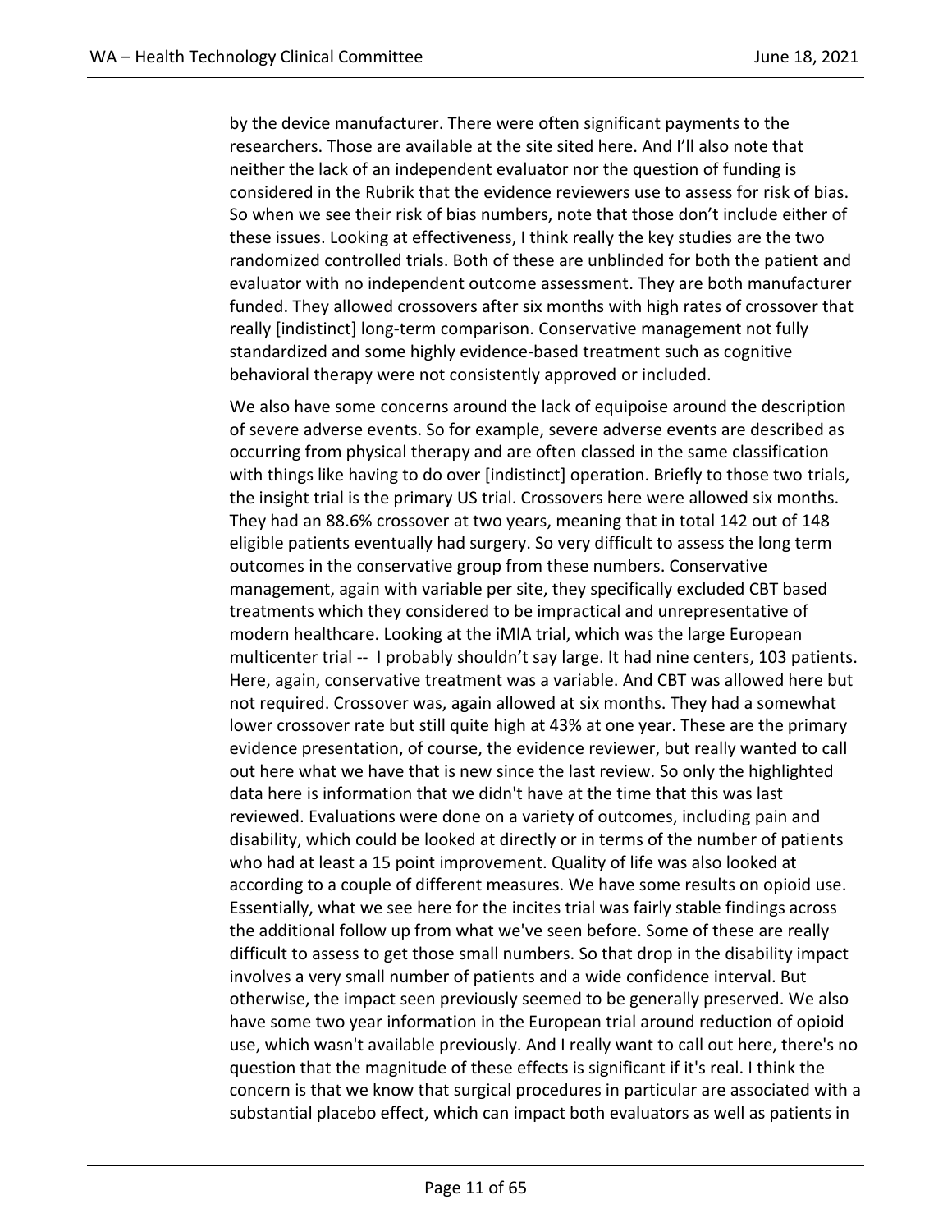by the device manufacturer. There were often significant payments to the researchers. Those are available at the site sited here. And I'll also note that neither the lack of an independent evaluator nor the question of funding is considered in the Rubrik that the evidence reviewers use to assess for risk of bias. So when we see their risk of bias numbers, note that those don't include either of these issues. Looking at effectiveness, I think really the key studies are the two randomized controlled trials. Both of these are unblinded for both the patient and evaluator with no independent outcome assessment. They are both manufacturer funded. They allowed crossovers after six months with high rates of crossover that really [indistinct] long-term comparison. Conservative management not fully standardized and some highly evidence-based treatment such as cognitive behavioral therapy were not consistently approved or included.

We also have some concerns around the lack of equipoise around the description of severe adverse events. So for example, severe adverse events are described as occurring from physical therapy and are often classed in the same classification with things like having to do over [indistinct] operation. Briefly to those two trials, the insight trial is the primary US trial. Crossovers here were allowed six months. They had an 88.6% crossover at two years, meaning that in total 142 out of 148 eligible patients eventually had surgery. So very difficult to assess the long term outcomes in the conservative group from these numbers. Conservative management, again with variable per site, they specifically excluded CBT based treatments which they considered to be impractical and unrepresentative of modern healthcare. Looking at the iMIA trial, which was the large European multicenter trial -- I probably shouldn't say large. It had nine centers, 103 patients. Here, again, conservative treatment was a variable. And CBT was allowed here but not required. Crossover was, again allowed at six months. They had a somewhat lower crossover rate but still quite high at 43% at one year. These are the primary evidence presentation, of course, the evidence reviewer, but really wanted to call out here what we have that is new since the last review. So only the highlighted data here is information that we didn't have at the time that this was last reviewed. Evaluations were done on a variety of outcomes, including pain and disability, which could be looked at directly or in terms of the number of patients who had at least a 15 point improvement. Quality of life was also looked at according to a couple of different measures. We have some results on opioid use. Essentially, what we see here for the incites trial was fairly stable findings across the additional follow up from what we've seen before. Some of these are really difficult to assess to get those small numbers. So that drop in the disability impact involves a very small number of patients and a wide confidence interval. But otherwise, the impact seen previously seemed to be generally preserved. We also have some two year information in the European trial around reduction of opioid use, which wasn't available previously. And I really want to call out here, there's no question that the magnitude of these effects is significant if it's real. I think the concern is that we know that surgical procedures in particular are associated with a substantial placebo effect, which can impact both evaluators as well as patients in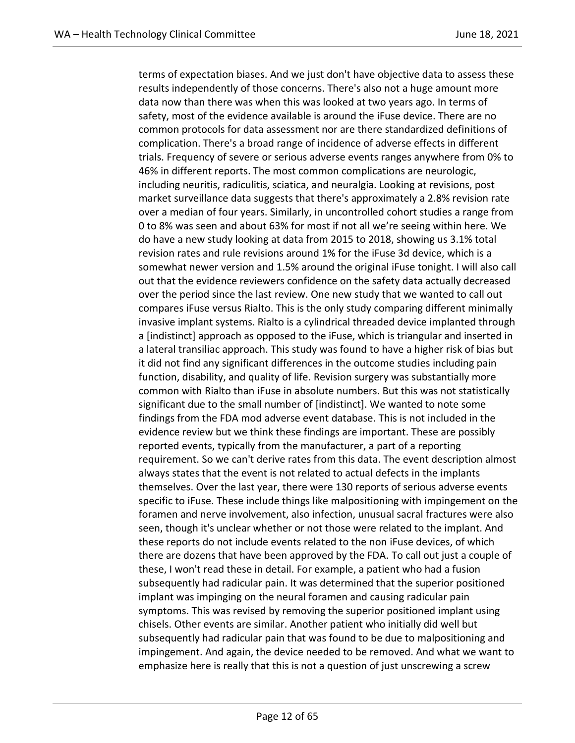terms of expectation biases. And we just don't have objective data to assess these results independently of those concerns. There's also not a huge amount more data now than there was when this was looked at two years ago. In terms of safety, most of the evidence available is around the iFuse device. There are no common protocols for data assessment nor are there standardized definitions of complication. There's a broad range of incidence of adverse effects in different trials. Frequency of severe or serious adverse events ranges anywhere from 0% to 46% in different reports. The most common complications are neurologic, including neuritis, radiculitis, sciatica, and neuralgia. Looking at revisions, post market surveillance data suggests that there's approximately a 2.8% revision rate over a median of four years. Similarly, in uncontrolled cohort studies a range from 0 to 8% was seen and about 63% for most if not all we're seeing within here. We do have a new study looking at data from 2015 to 2018, showing us 3.1% total revision rates and rule revisions around 1% for the iFuse 3d device, which is a somewhat newer version and 1.5% around the original iFuse tonight. I will also call out that the evidence reviewers confidence on the safety data actually decreased over the period since the last review. One new study that we wanted to call out compares iFuse versus Rialto. This is the only study comparing different minimally invasive implant systems. Rialto is a cylindrical threaded device implanted through a [indistinct] approach as opposed to the iFuse, which is triangular and inserted in a lateral transiliac approach. This study was found to have a higher risk of bias but it did not find any significant differences in the outcome studies including pain function, disability, and quality of life. Revision surgery was substantially more common with Rialto than iFuse in absolute numbers. But this was not statistically significant due to the small number of [indistinct]. We wanted to note some findings from the FDA mod adverse event database. This is not included in the evidence review but we think these findings are important. These are possibly reported events, typically from the manufacturer, a part of a reporting requirement. So we can't derive rates from this data. The event description almost always states that the event is not related to actual defects in the implants themselves. Over the last year, there were 130 reports of serious adverse events specific to iFuse. These include things like malpositioning with impingement on the foramen and nerve involvement, also infection, unusual sacral fractures were also seen, though it's unclear whether or not those were related to the implant. And these reports do not include events related to the non iFuse devices, of which there are dozens that have been approved by the FDA. To call out just a couple of these, I won't read these in detail. For example, a patient who had a fusion subsequently had radicular pain. It was determined that the superior positioned implant was impinging on the neural foramen and causing radicular pain symptoms. This was revised by removing the superior positioned implant using chisels. Other events are similar. Another patient who initially did well but subsequently had radicular pain that was found to be due to malpositioning and impingement. And again, the device needed to be removed. And what we want to emphasize here is really that this is not a question of just unscrewing a screw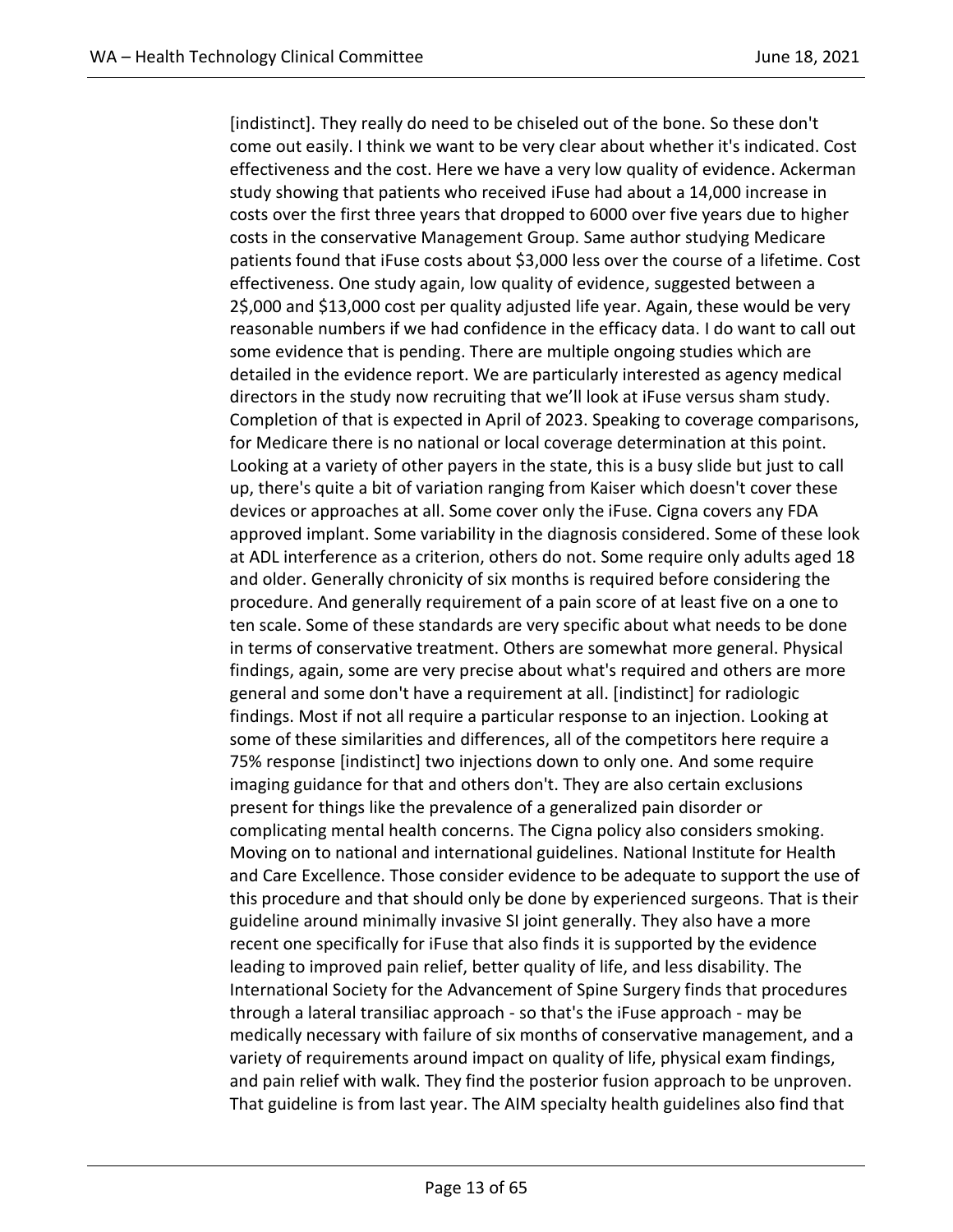[indistinct]. They really do need to be chiseled out of the bone. So these don't come out easily. I think we want to be very clear about whether it's indicated. Cost effectiveness and the cost. Here we have a very low quality of evidence. Ackerman study showing that patients who received iFuse had about a 14,000 increase in costs over the first three years that dropped to 6000 over five years due to higher costs in the conservative Management Group. Same author studying Medicare patients found that iFuse costs about $3,000 less over the course of a lifetime. Cost effectiveness. One study again, low quality of evidence, suggested between a 2$,000 and $13,000 cost per quality adjusted life year. Again, these would be very reasonable numbers if we had confidence in the efficacy data. I do want to call out some evidence that is pending. There are multiple ongoing studies which are detailed in the evidence report. We are particularly interested as agency medical directors in the study now recruiting that we'll look at iFuse versus sham study. Completion of that is expected in April of 2023. Speaking to coverage comparisons, for Medicare there is no national or local coverage determination at this point. Looking at a variety of other payers in the state, this is a busy slide but just to call up, there's quite a bit of variation ranging from Kaiser which doesn't cover these devices or approaches at all. Some cover only the iFuse. Cigna covers any FDA approved implant. Some variability in the diagnosis considered. Some of these look at ADL interference as a criterion, others do not. Some require only adults aged 18 and older. Generally chronicity of six months is required before considering the procedure. And generally requirement of a pain score of at least five on a one to ten scale. Some of these standards are very specific about what needs to be done in terms of conservative treatment. Others are somewhat more general. Physical findings, again, some are very precise about what's required and others are more general and some don't have a requirement at all. [indistinct] for radiologic findings. Most if not all require a particular response to an injection. Looking at some of these similarities and differences, all of the competitors here require a 75% response [indistinct] two injections down to only one. And some require imaging guidance for that and others don't. They are also certain exclusions present for things like the prevalence of a generalized pain disorder or complicating mental health concerns. The Cigna policy also considers smoking. Moving on to national and international guidelines. National Institute for Health and Care Excellence. Those consider evidence to be adequate to support the use of this procedure and that should only be done by experienced surgeons. That is their guideline around minimally invasive SI joint generally. They also have a more recent one specifically for iFuse that also finds it is supported by the evidence leading to improved pain relief, better quality of life, and less disability. The International Society for the Advancement of Spine Surgery finds that procedures through a lateral transiliac approach - so that's the iFuse approach - may be medically necessary with failure of six months of conservative management, and a variety of requirements around impact on quality of life, physical exam findings, and pain relief with walk. They find the posterior fusion approach to be unproven. That guideline is from last year. The AIM specialty health guidelines also find that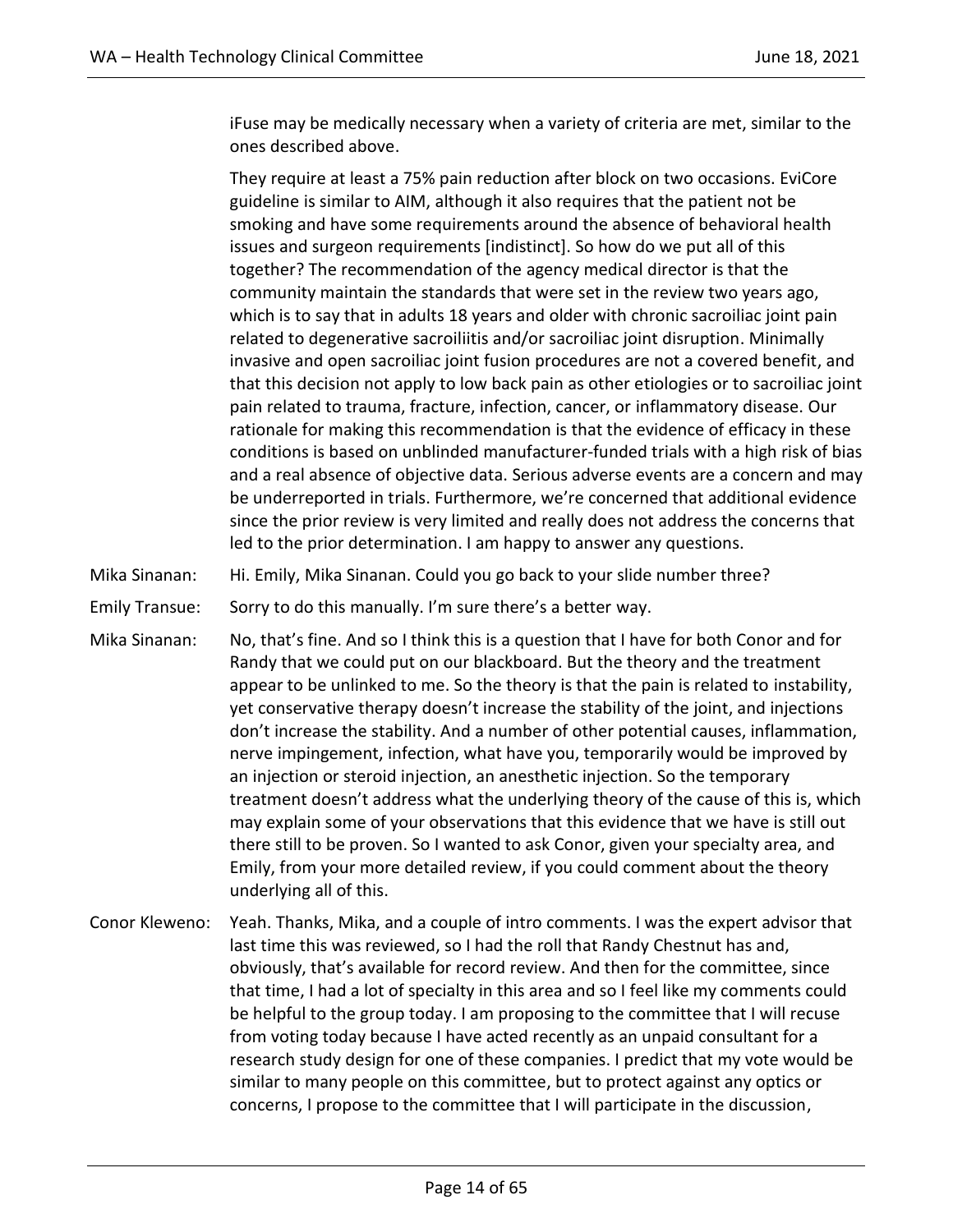iFuse may be medically necessary when a variety of criteria are met, similar to the ones described above.

They require at least a 75% pain reduction after block on two occasions. EviCore guideline is similar to AIM, although it also requires that the patient not be smoking and have some requirements around the absence of behavioral health issues and surgeon requirements [indistinct]. So how do we put all of this together? The recommendation of the agency medical director is that the community maintain the standards that were set in the review two years ago, which is to say that in adults 18 years and older with chronic sacroiliac joint pain related to degenerative sacroiliitis and/or sacroiliac joint disruption. Minimally invasive and open sacroiliac joint fusion procedures are not a covered benefit, and that this decision not apply to low back pain as other etiologies or to sacroiliac joint pain related to trauma, fracture, infection, cancer, or inflammatory disease. Our rationale for making this recommendation is that the evidence of efficacy in these conditions is based on unblinded manufacturer-funded trials with a high risk of bias and a real absence of objective data. Serious adverse events are a concern and may be underreported in trials. Furthermore, we're concerned that additional evidence since the prior review is very limited and really does not address the concerns that led to the prior determination. I am happy to answer any questions.

Mika Sinanan: Hi. Emily, Mika Sinanan. Could you go back to your slide number three?

Emily Transue: Sorry to do this manually. I'm sure there's a better way.

Mika Sinanan: No, that's fine. And so I think this is a question that I have for both Conor and for Randy that we could put on our blackboard. But the theory and the treatment appear to be unlinked to me. So the theory is that the pain is related to instability, yet conservative therapy doesn't increase the stability of the joint, and injections don't increase the stability. And a number of other potential causes, inflammation, nerve impingement, infection, what have you, temporarily would be improved by an injection or steroid injection, an anesthetic injection. So the temporary treatment doesn't address what the underlying theory of the cause of this is, which may explain some of your observations that this evidence that we have is still out there still to be proven. So I wanted to ask Conor, given your specialty area, and Emily, from your more detailed review, if you could comment about the theory underlying all of this.

Conor Kleweno: Yeah. Thanks, Mika, and a couple of intro comments. I was the expert advisor that last time this was reviewed, so I had the roll that Randy Chestnut has and, obviously, that's available for record review. And then for the committee, since that time, I had a lot of specialty in this area and so I feel like my comments could be helpful to the group today. I am proposing to the committee that I will recuse from voting today because I have acted recently as an unpaid consultant for a research study design for one of these companies. I predict that my vote would be similar to many people on this committee, but to protect against any optics or concerns, I propose to the committee that I will participate in the discussion,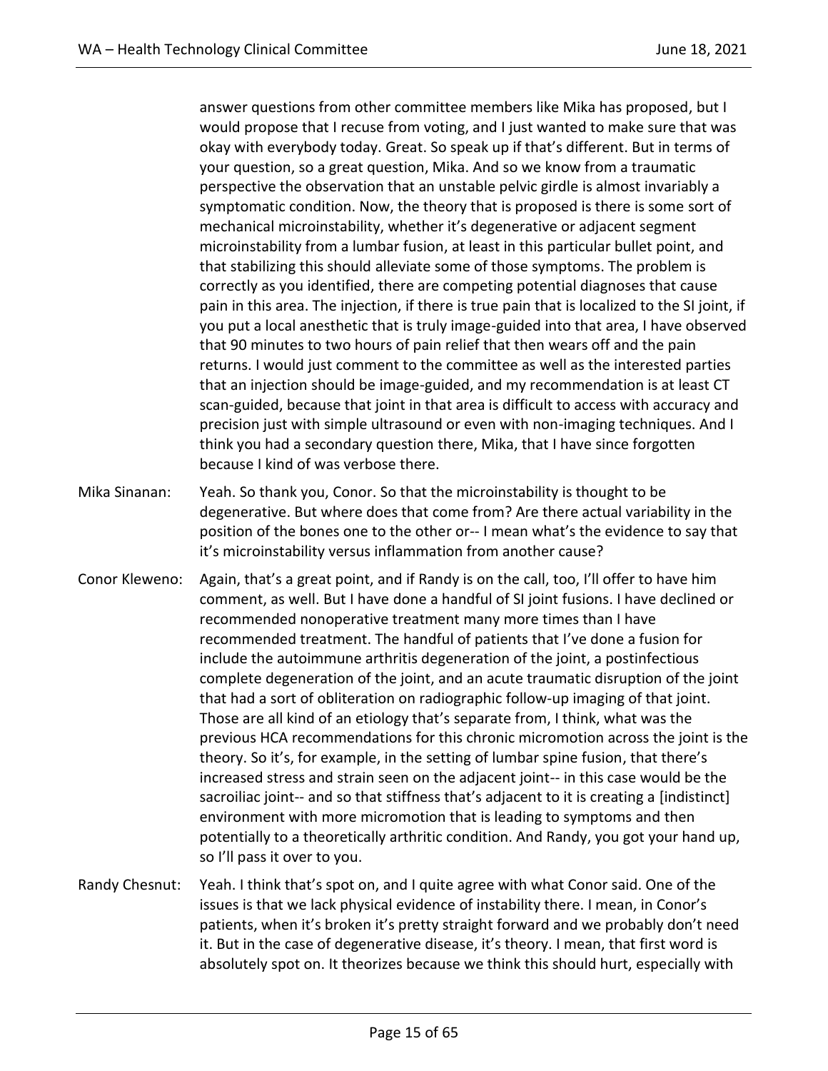answer questions from other committee members like Mika has proposed, but I would propose that I recuse from voting, and I just wanted to make sure that was okay with everybody today. Great. So speak up if that's different. But in terms of your question, so a great question, Mika. And so we know from a traumatic perspective the observation that an unstable pelvic girdle is almost invariably a symptomatic condition. Now, the theory that is proposed is there is some sort of mechanical microinstability, whether it's degenerative or adjacent segment microinstability from a lumbar fusion, at least in this particular bullet point, and that stabilizing this should alleviate some of those symptoms. The problem is correctly as you identified, there are competing potential diagnoses that cause pain in this area. The injection, if there is true pain that is localized to the SI joint, if you put a local anesthetic that is truly image-guided into that area, I have observed that 90 minutes to two hours of pain relief that then wears off and the pain returns. I would just comment to the committee as well as the interested parties that an injection should be image-guided, and my recommendation is at least CT scan-guided, because that joint in that area is difficult to access with accuracy and precision just with simple ultrasound or even with non-imaging techniques. And I think you had a secondary question there, Mika, that I have since forgotten because I kind of was verbose there.

Mika Sinanan: Yeah. So thank you, Conor. So that the microinstability is thought to be degenerative. But where does that come from? Are there actual variability in the position of the bones one to the other or-- I mean what's the evidence to say that it's microinstability versus inflammation from another cause?

Conor Kleweno: Again, that's a great point, and if Randy is on the call, too, I'll offer to have him comment, as well. But I have done a handful of SI joint fusions. I have declined or recommended nonoperative treatment many more times than I have recommended treatment. The handful of patients that I've done a fusion for include the autoimmune arthritis degeneration of the joint, a postinfectious complete degeneration of the joint, and an acute traumatic disruption of the joint that had a sort of obliteration on radiographic follow-up imaging of that joint. Those are all kind of an etiology that's separate from, I think, what was the previous HCA recommendations for this chronic micromotion across the joint is the theory. So it's, for example, in the setting of lumbar spine fusion, that there's increased stress and strain seen on the adjacent joint-- in this case would be the sacroiliac joint-- and so that stiffness that's adjacent to it is creating a [indistinct] environment with more micromotion that is leading to symptoms and then potentially to a theoretically arthritic condition. And Randy, you got your hand up, so I'll pass it over to you.

Randy Chesnut: Yeah. I think that's spot on, and I quite agree with what Conor said. One of the issues is that we lack physical evidence of instability there. I mean, in Conor's patients, when it's broken it's pretty straight forward and we probably don't need it. But in the case of degenerative disease, it's theory. I mean, that first word is absolutely spot on. It theorizes because we think this should hurt, especially with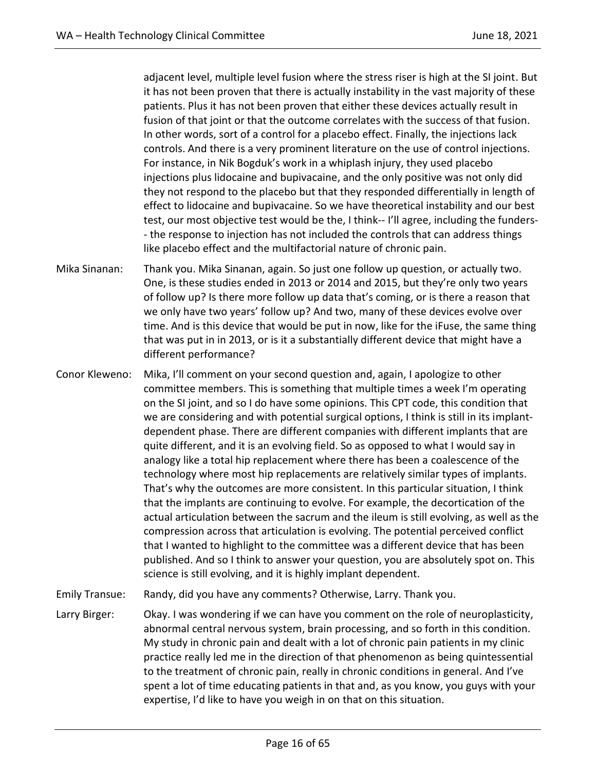adjacent level, multiple level fusion where the stress riser is high at the SI joint. But it has not been proven that there is actually instability in the vast majority of these patients. Plus it has not been proven that either these devices actually result in fusion of that joint or that the outcome correlates with the success of that fusion. In other words, sort of a control for a placebo effect. Finally, the injections lack controls. And there is a very prominent literature on the use of control injections. For instance, in Nik Bogduk's work in a whiplash injury, they used placebo injections plus lidocaine and bupivacaine, and the only positive was not only did they not respond to the placebo but that they responded differentially in length of effect to lidocaine and bupivacaine. So we have theoretical instability and our best test, our most objective test would be the, I think-- I'll agree, including the funders- - the response to injection has not included the controls that can address things like placebo effect and the multifactorial nature of chronic pain.

Mika Sinanan: Thank you. Mika Sinanan, again. So just one follow up question, or actually two. One, is these studies ended in 2013 or 2014 and 2015, but they're only two years of follow up? Is there more follow up data that's coming, or is there a reason that we only have two years' follow up? And two, many of these devices evolve over time. And is this device that would be put in now, like for the iFuse, the same thing that was put in in 2013, or is it a substantially different device that might have a different performance?

Conor Kleweno: Mika, I'll comment on your second question and, again, I apologize to other committee members. This is something that multiple times a week I'm operating on the SI joint, and so I do have some opinions. This CPT code, this condition that we are considering and with potential surgical options, I think is still in its implant-dependent phase. There are different companies with different implants that are quite different, and it is an evolving field. So as opposed to what I would say in analogy like a total hip replacement where there has been a coalescence of the technology where most hip replacements are relatively similar types of implants. That's why the outcomes are more consistent. In this particular situation, I think that the implants are continuing to evolve. For example, the decortication of the actual articulation between the sacrum and the ileum is still evolving, as well as the compression across that articulation is evolving. The potential perceived conflict that I wanted to highlight to the committee was a different device that has been published. And so I think to answer your question, you are absolutely spot on. This science is still evolving, and it is highly implant dependent.

Emily Transue: Randy, did you have any comments? Otherwise, Larry. Thank you.

Larry Birger: Okay. I was wondering if we can have you comment on the role of neuroplasticity, abnormal central nervous system, brain processing, and so forth in this condition. My study in chronic pain and dealt with a lot of chronic pain patients in my clinic practice really led me in the direction of that phenomenon as being quintessential to the treatment of chronic pain, really in chronic conditions in general. And I've spent a lot of time educating patients in that and, as you know, you guys with your expertise, I'd like to have you weigh in on that on this situation.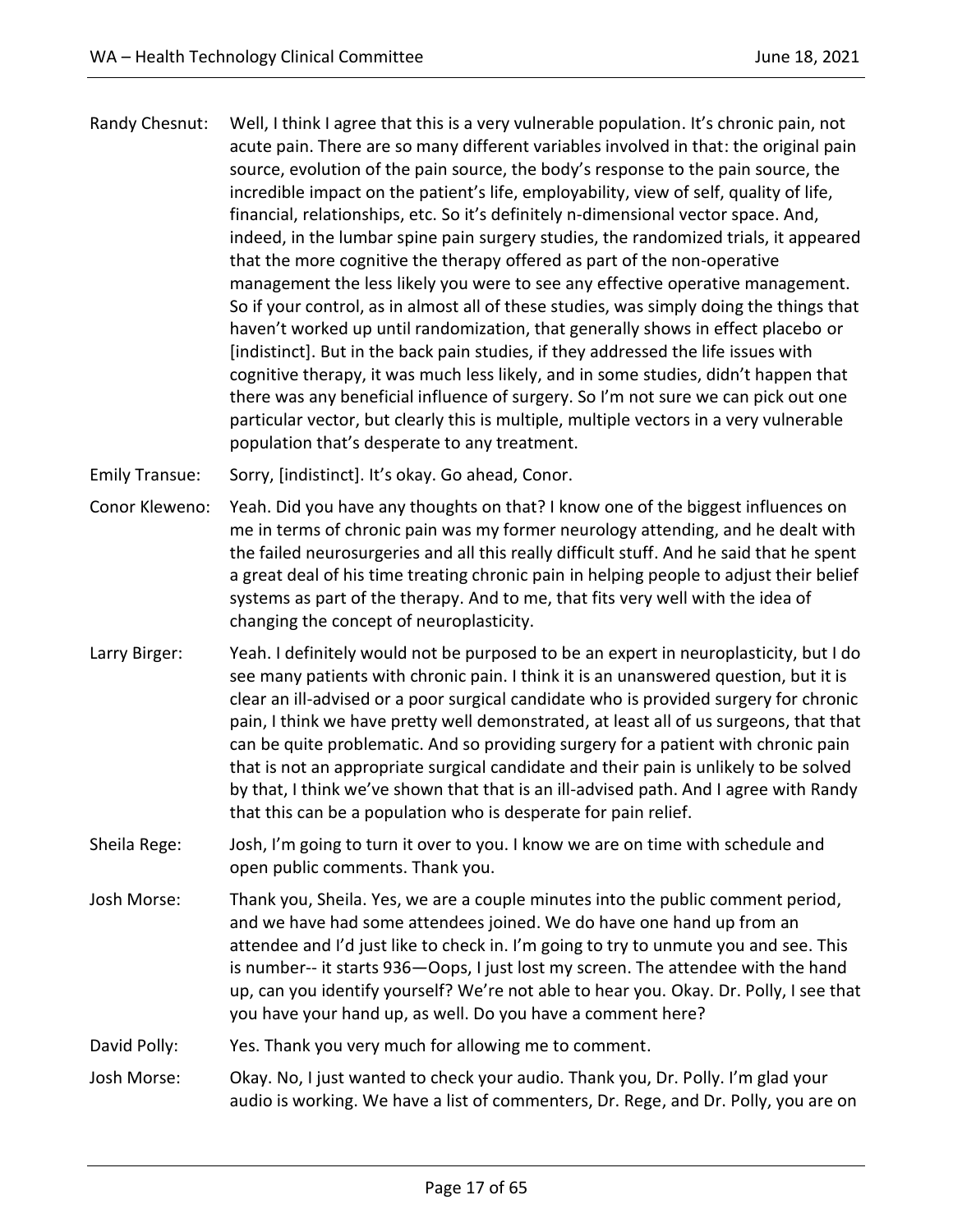**Randy Chesnut:** Well, I think I agree that this is a very vulnerable population. It's chronic pain, not acute pain. There are so many different variables involved in that: the original pain source, evolution of the pain source, the body's response to the pain source, the incredible impact on the patient's life, employability, view of self, quality of life, financial, relationships, etc. So it's definitely n-dimensional vector space. And, indeed, in the lumbar spine pain surgery studies, the randomized trials, it appeared that the more cognitive the therapy offered as part of the non-operative management the less likely you were to see any effective operative management. So if your control, as in almost all of these studies, was simply doing the things that haven't worked up until randomization, that generally shows in effect placebo or [indistinct]. But in the back pain studies, if they addressed the life issues with cognitive therapy, it was much less likely, and in some studies, didn't happen that there was any beneficial influence of surgery. So I'm not sure we can pick out one particular vector, but clearly this is multiple, multiple vectors in a very vulnerable population that's desperate to any treatment.

**Emily Transue:** Sorry, [indistinct]. It's okay. Go ahead, Conor.

**Conor Kleweno:** Yeah. Did you have any thoughts on that? I know one of the biggest influences on me in terms of chronic pain was my former neurology attending, and he dealt with the failed neurosurgeries and all this really difficult stuff. And he said that he spent a great deal of his time treating chronic pain in helping people to adjust their belief systems as part of the therapy. And to me, that fits very well with the idea of changing the concept of neuroplasticity.

**Larry Birger:** Yeah. I definitely would not be purposed to be an expert in neuroplasticity, but I do see many patients with chronic pain. I think it is an unanswered question, but it is clear an ill-advised or a poor surgical candidate who is provided surgery for chronic pain, I think we have pretty well demonstrated, at least all of us surgeons, that that can be quite problematic. And so providing surgery for a patient with chronic pain that is not an appropriate surgical candidate and their pain is unlikely to be solved by that, I think we've shown that that is an ill-advised path. And I agree with Randy that this can be a population who is desperate for pain relief.

**Sheila Rege:** Josh, I'm going to turn it over to you. I know we are on time with schedule and open public comments. Thank you.

**Josh Morse:** Thank you, Sheila. Yes, we are a couple minutes into the public comment period, and we have had some attendees joined. We do have one hand up from an attendee and I'd just like to check in. I'm going to try to unmute you and see. This is number-- it starts 936—Oops, I just lost my screen. The attendee with the hand up, can you identify yourself? We're not able to hear you. Okay. Dr. Polly, I see that you have your hand up, as well. Do you have a comment here?

**David Polly:** Yes. Thank you very much for allowing me to comment.

**Josh Morse:** Okay. No, I just wanted to check your audio. Thank you, Dr. Polly. I'm glad your audio is working. We have a list of commenters, Dr. Rege, and Dr. Polly, you are on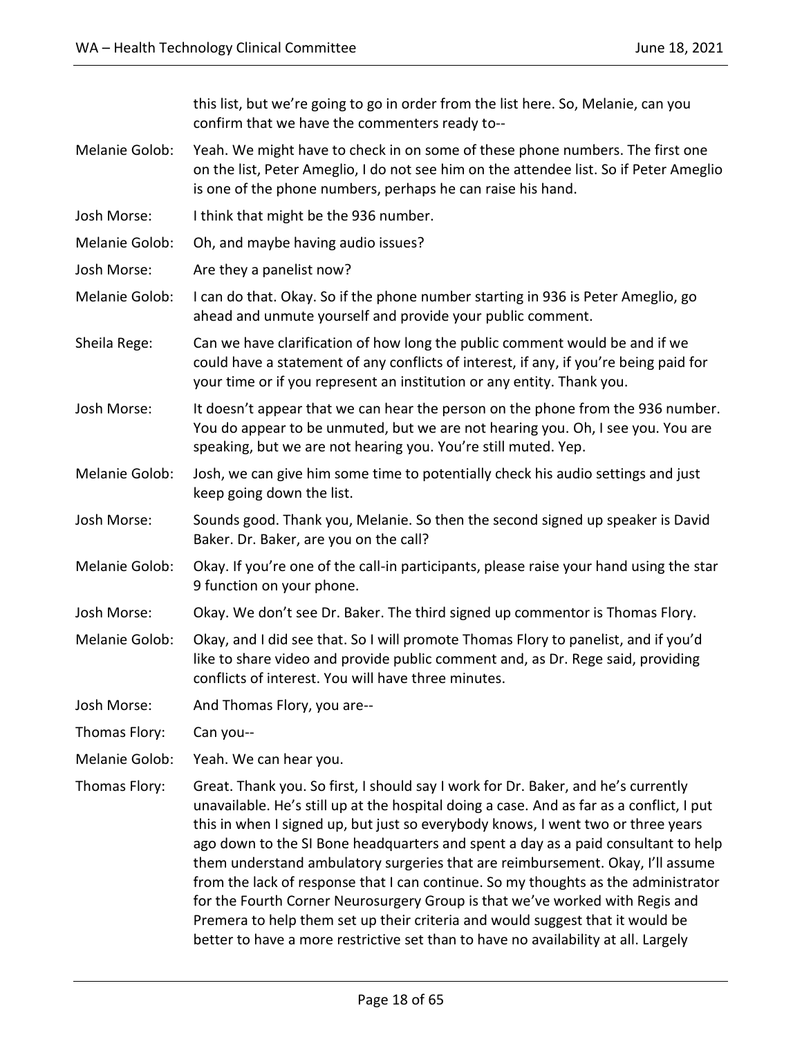this list, but we're going to go in order from the list here. So, Melanie, can you confirm that we have the commenters ready to--

Melanie Golob: Yeah. We might have to check in on some of these phone numbers. The first one on the list, Peter Ameglio, I do not see him on the attendee list. So if Peter Ameglio is one of the phone numbers, perhaps he can raise his hand.

Josh Morse: I think that might be the 936 number.

Melanie Golob: Oh, and maybe having audio issues?

Josh Morse: Are they a panelist now?

Melanie Golob: I can do that. Okay. So if the phone number starting in 936 is Peter Ameglio, go ahead and unmute yourself and provide your public comment.

Sheila Rege: Can we have clarification of how long the public comment would be and if we could have a statement of any conflicts of interest, if any, if you're being paid for your time or if you represent an institution or any entity. Thank you.

Josh Morse: It doesn't appear that we can hear the person on the phone from the 936 number. You do appear to be unmuted, but we are not hearing you. Oh, I see you. You are speaking, but we are not hearing you. You're still muted. Yep.

Melanie Golob: Josh, we can give him some time to potentially check his audio settings and just keep going down the list.

Josh Morse: Sounds good. Thank you, Melanie. So then the second signed up speaker is David Baker. Dr. Baker, are you on the call?

Melanie Golob: Okay. If you're one of the call-in participants, please raise your hand using the star 9 function on your phone.

Josh Morse: Okay. We don't see Dr. Baker. The third signed up commentor is Thomas Flory.

Melanie Golob: Okay, and I did see that. So I will promote Thomas Flory to panelist, and if you'd like to share video and provide public comment and, as Dr. Rege said, providing conflicts of interest. You will have three minutes.

Josh Morse: And Thomas Flory, you are--

Thomas Flory: Can you--

Melanie Golob: Yeah. We can hear you.

Thomas Flory: Great. Thank you. So first, I should say I work for Dr. Baker, and he's currently unavailable. He's still up at the hospital doing a case. And as far as a conflict, I put this in when I signed up, but just so everybody knows, I went two or three years ago down to the SI Bone headquarters and spent a day as a paid consultant to help them understand ambulatory surgeries that are reimbursement. Okay, I'll assume from the lack of response that I can continue. So my thoughts as the administrator for the Fourth Corner Neurosurgery Group is that we've worked with Regis and Premera to help them set up their criteria and would suggest that it would be better to have a more restrictive set than to have no availability at all. Largely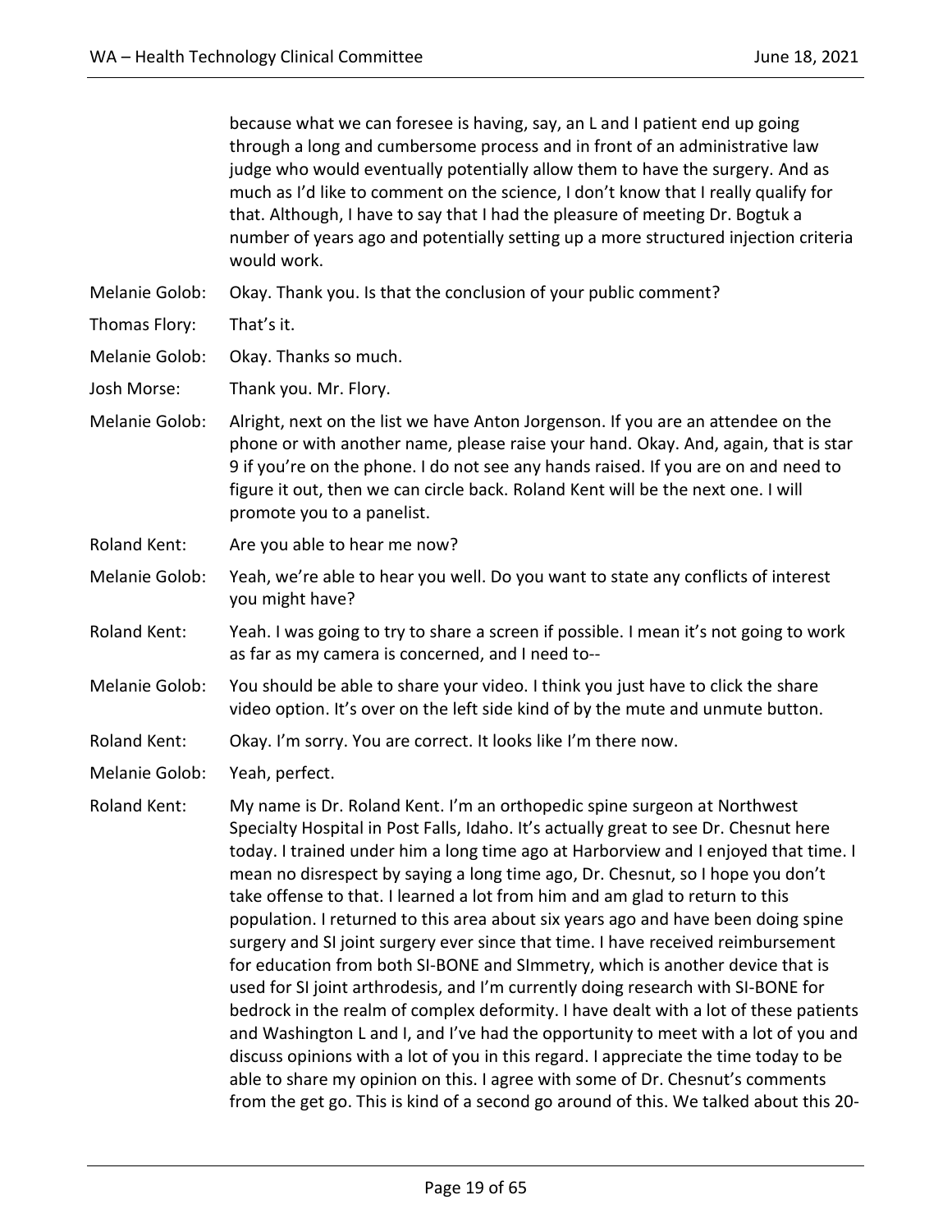because what we can foresee is having, say, an L and I patient end up going through a long and cumbersome process and in front of an administrative law judge who would eventually potentially allow them to have the surgery. And as much as I'd like to comment on the science, I don't know that I really qualify for that. Although, I have to say that I had the pleasure of meeting Dr. Bogtuk a number of years ago and potentially setting up a more structured injection criteria would work.

Melanie Golob: Okay. Thank you. Is that the conclusion of your public comment?

Thomas Flory: That's it.

Melanie Golob: Okay. Thanks so much.

Josh Morse: Thank you. Mr. Flory.

Melanie Golob: Alright, next on the list we have Anton Jorgenson. If you are an attendee on the phone or with another name, please raise your hand. Okay. And, again, that is star 9 if you're on the phone. I do not see any hands raised. If you are on and need to figure it out, then we can circle back. Roland Kent will be the next one. I will promote you to a panelist.

Roland Kent: Are you able to hear me now?

Melanie Golob: Yeah, we're able to hear you well. Do you want to state any conflicts of interest you might have?

Roland Kent: Yeah. I was going to try to share a screen if possible. I mean it's not going to work as far as my camera is concerned, and I need to--

Melanie Golob: You should be able to share your video. I think you just have to click the share video option. It's over on the left side kind of by the mute and unmute button.

Roland Kent: Okay. I'm sorry. You are correct. It looks like I'm there now.

Melanie Golob: Yeah, perfect.

Roland Kent: My name is Dr. Roland Kent. I'm an orthopedic spine surgeon at Northwest Specialty Hospital in Post Falls, Idaho. It's actually great to see Dr. Chesnut here today. I trained under him a long time ago at Harborview and I enjoyed that time. I mean no disrespect by saying a long time ago, Dr. Chesnut, so I hope you don't take offense to that. I learned a lot from him and am glad to return to this population. I returned to this area about six years ago and have been doing spine surgery and SI joint surgery ever since that time. I have received reimbursement for education from both SI-BONE and SImmetry, which is another device that is used for SI joint arthrodesis, and I'm currently doing research with SI-BONE for bedrock in the realm of complex deformity. I have dealt with a lot of these patients and Washington L and I, and I've had the opportunity to meet with a lot of you and discuss opinions with a lot of you in this regard. I appreciate the time today to be able to share my opinion on this. I agree with some of Dr. Chesnut's comments from the get go. This is kind of a second go around of this. We talked about this 20-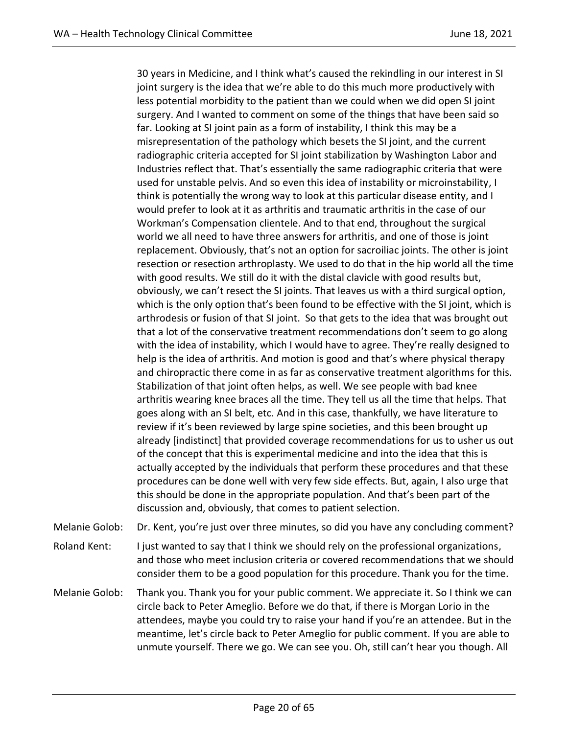30 years in Medicine, and I think what's caused the rekindling in our interest in SI joint surgery is the idea that we're able to do this much more productively with less potential morbidity to the patient than we could when we did open SI joint surgery. And I wanted to comment on some of the things that have been said so far. Looking at SI joint pain as a form of instability, I think this may be a misrepresentation of the pathology which besets the SI joint, and the current radiographic criteria accepted for SI joint stabilization by Washington Labor and Industries reflect that. That's essentially the same radiographic criteria that were used for unstable pelvis. And so even this idea of instability or microinstability, I think is potentially the wrong way to look at this particular disease entity, and I would prefer to look at it as arthritis and traumatic arthritis in the case of our Workman's Compensation clientele. And to that end, throughout the surgical world we all need to have three answers for arthritis, and one of those is joint replacement. Obviously, that's not an option for sacroiliac joints. The other is joint resection or resection arthroplasty. We used to do that in the hip world all the time with good results. We still do it with the distal clavicle with good results but, obviously, we can't resect the SI joints. That leaves us with a third surgical option, which is the only option that's been found to be effective with the SI joint, which is arthrodesis or fusion of that SI joint. So that gets to the idea that was brought out that a lot of the conservative treatment recommendations don't seem to go along with the idea of instability, which I would have to agree. They're really designed to help is the idea of arthritis. And motion is good and that's where physical therapy and chiropractic there come in as far as conservative treatment algorithms for this. Stabilization of that joint often helps, as well. We see people with bad knee arthritis wearing knee braces all the time. They tell us all the time that helps. That goes along with an SI belt, etc. And in this case, thankfully, we have literature to review if it's been reviewed by large spine societies, and this been brought up already [indistinct] that provided coverage recommendations for us to usher us out of the concept that this is experimental medicine and into the idea that this is actually accepted by the individuals that perform these procedures and that these procedures can be done well with very few side effects. But, again, I also urge that this should be done in the appropriate population. And that's been part of the discussion and, obviously, that comes to patient selection.

Melanie Golob: Dr. Kent, you're just over three minutes, so did you have any concluding comment?

Roland Kent: I just wanted to say that I think we should rely on the professional organizations, and those who meet inclusion criteria or covered recommendations that we should consider them to be a good population for this procedure. Thank you for the time.

Melanie Golob: Thank you. Thank you for your public comment. We appreciate it. So I think we can circle back to Peter Ameglio. Before we do that, if there is Morgan Lorio in the attendees, maybe you could try to raise your hand if you're an attendee. But in the meantime, let's circle back to Peter Ameglio for public comment. If you are able to unmute yourself. There we go. We can see you. Oh, still can't hear you though. All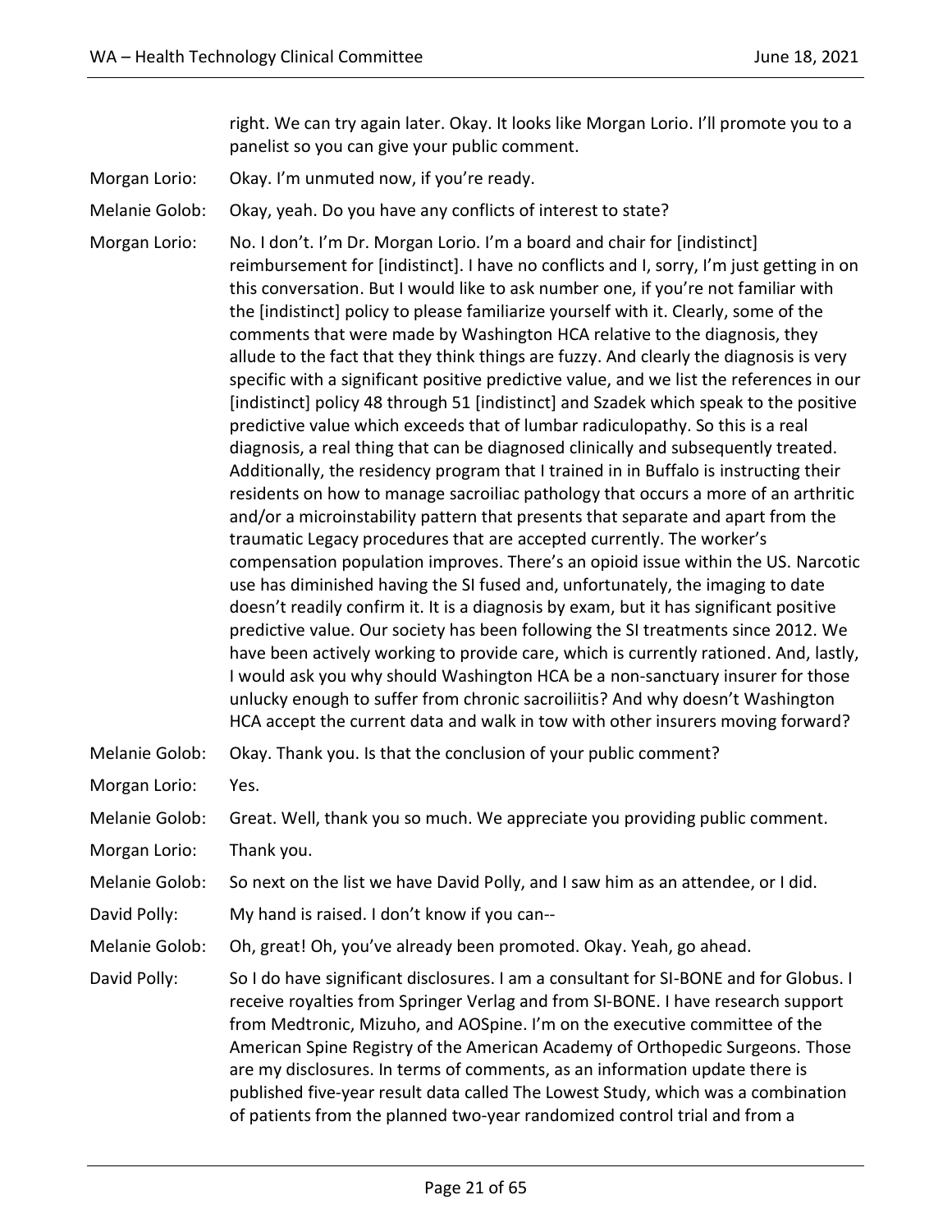right. We can try again later. Okay. It looks like Morgan Lorio. I'll promote you to a panelist so you can give your public comment.

Morgan Lorio: Okay. I'm unmuted now, if you're ready.

Melanie Golob: Okay, yeah. Do you have any conflicts of interest to state?

Morgan Lorio: No. I don't. I'm Dr. Morgan Lorio. I'm a board and chair for [indistinct] reimbursement for [indistinct]. I have no conflicts and I, sorry, I'm just getting in on this conversation. But I would like to ask number one, if you're not familiar with the [indistinct] policy to please familiarize yourself with it. Clearly, some of the comments that were made by Washington HCA relative to the diagnosis, they allude to the fact that they think things are fuzzy. And clearly the diagnosis is very specific with a significant positive predictive value, and we list the references in our [indistinct] policy 48 through 51 [indistinct] and Szadek which speak to the positive predictive value which exceeds that of lumbar radiculopathy. So this is a real diagnosis, a real thing that can be diagnosed clinically and subsequently treated. Additionally, the residency program that I trained in in Buffalo is instructing their residents on how to manage sacroiliac pathology that occurs a more of an arthritic and/or a microinstability pattern that presents that separate and apart from the traumatic Legacy procedures that are accepted currently. The worker's compensation population improves. There's an opioid issue within the US. Narcotic use has diminished having the SI fused and, unfortunately, the imaging to date doesn't readily confirm it. It is a diagnosis by exam, but it has significant positive predictive value. Our society has been following the SI treatments since 2012. We have been actively working to provide care, which is currently rationed. And, lastly, I would ask you why should Washington HCA be a non-sanctuary insurer for those unlucky enough to suffer from chronic sacroiliitis? And why doesn't Washington HCA accept the current data and walk in tow with other insurers moving forward?

Melanie Golob: Okay. Thank you. Is that the conclusion of your public comment?

Morgan Lorio: Yes.

Melanie Golob: Great. Well, thank you so much. We appreciate you providing public comment.

Morgan Lorio: Thank you.

Melanie Golob: So next on the list we have David Polly, and I saw him as an attendee, or I did.

David Polly: My hand is raised. I don't know if you can--

Melanie Golob: Oh, great! Oh, you've already been promoted. Okay. Yeah, go ahead.

David Polly: So I do have significant disclosures. I am a consultant for SI-BONE and for Globus. I receive royalties from Springer Verlag and from SI-BONE. I have research support from Medtronic, Mizuho, and AOSpine. I'm on the executive committee of the American Spine Registry of the American Academy of Orthopedic Surgeons. Those are my disclosures. In terms of comments, as an information update there is published five-year result data called The Lowest Study, which was a combination of patients from the planned two-year randomized control trial and from a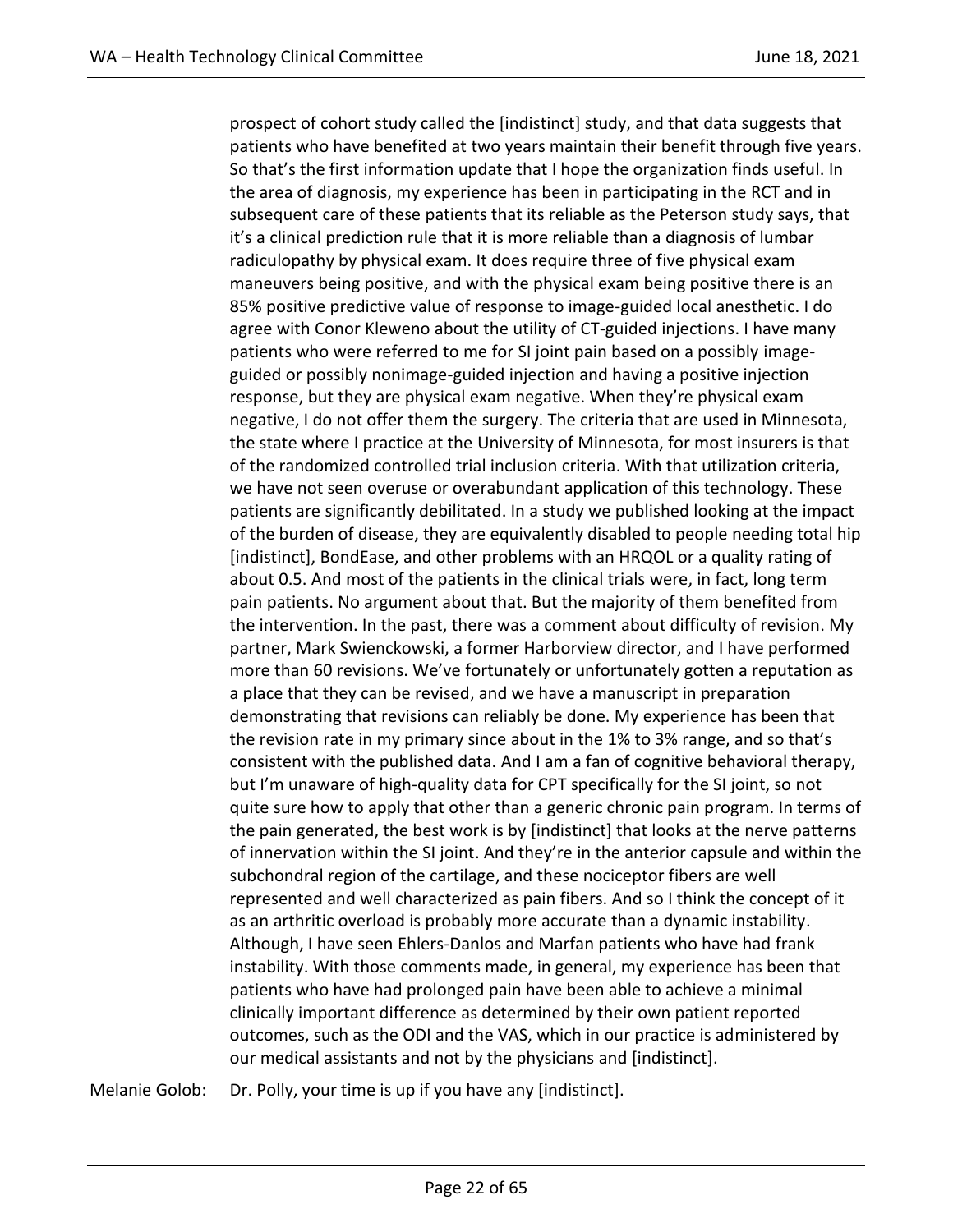prospect of cohort study called the [indistinct] study, and that data suggests that patients who have benefited at two years maintain their benefit through five years. So that's the first information update that I hope the organization finds useful. In the area of diagnosis, my experience has been in participating in the RCT and in subsequent care of these patients that its reliable as the Peterson study says, that it's a clinical prediction rule that it is more reliable than a diagnosis of lumbar radiculopathy by physical exam. It does require three of five physical exam maneuvers being positive, and with the physical exam being positive there is an 85% positive predictive value of response to image-guided local anesthetic. I do agree with Conor Kleweno about the utility of CT-guided injections. I have many patients who were referred to me for SI joint pain based on a possibly image-guided or possibly nonimage-guided injection and having a positive injection response, but they are physical exam negative. When they're physical exam negative, I do not offer them the surgery. The criteria that are used in Minnesota, the state where I practice at the University of Minnesota, for most insurers is that of the randomized controlled trial inclusion criteria. With that utilization criteria, we have not seen overuse or overabundant application of this technology. These patients are significantly debilitated. In a study we published looking at the impact of the burden of disease, they are equivalently disabled to people needing total hip [indistinct], BondEase, and other problems with an HRQOL or a quality rating of about 0.5. And most of the patients in the clinical trials were, in fact, long term pain patients. No argument about that. But the majority of them benefited from the intervention. In the past, there was a comment about difficulty of revision. My partner, Mark Swienckowski, a former Harborview director, and I have performed more than 60 revisions. We've fortunately or unfortunately gotten a reputation as a place that they can be revised, and we have a manuscript in preparation demonstrating that revisions can reliably be done. My experience has been that the revision rate in my primary since about in the 1% to 3% range, and so that's consistent with the published data. And I am a fan of cognitive behavioral therapy, but I'm unaware of high-quality data for CPT specifically for the SI joint, so not quite sure how to apply that other than a generic chronic pain program. In terms of the pain generated, the best work is by [indistinct] that looks at the nerve patterns of innervation within the SI joint. And they're in the anterior capsule and within the subchondral region of the cartilage, and these nociceptor fibers are well represented and well characterized as pain fibers. And so I think the concept of it as an arthritic overload is probably more accurate than a dynamic instability. Although, I have seen Ehlers-Danlos and Marfan patients who have had frank instability. With those comments made, in general, my experience has been that patients who have had prolonged pain have been able to achieve a minimal clinically important difference as determined by their own patient reported outcomes, such as the ODI and the VAS, which in our practice is administered by our medical assistants and not by the physicians and [indistinct].

Melanie Golob: Dr. Polly, your time is up if you have any [indistinct].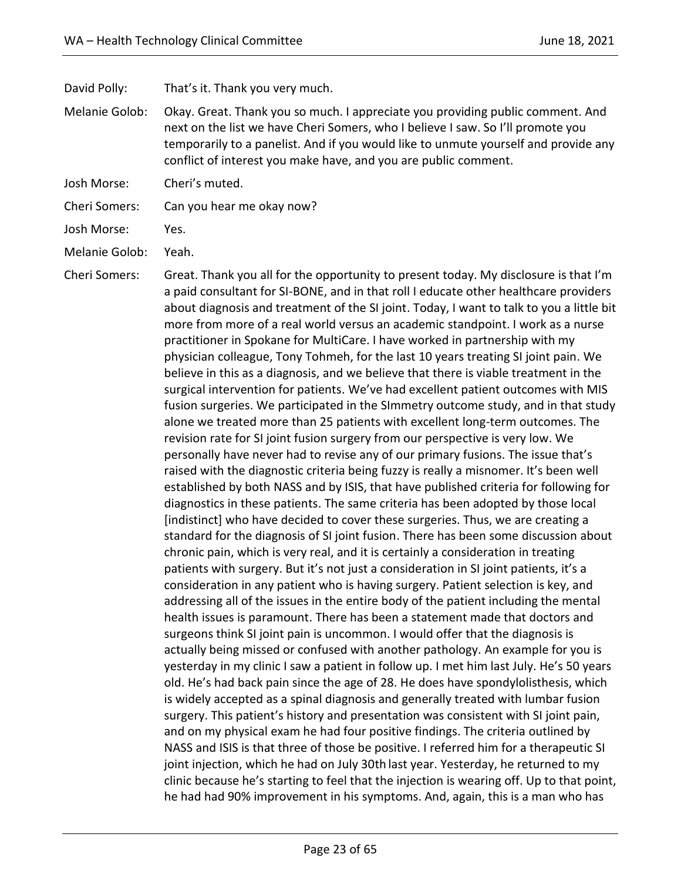David Polly: That's it. Thank you very much.

Melanie Golob: Okay. Great. Thank you so much. I appreciate you providing public comment. And next on the list we have Cheri Somers, who I believe I saw. So I'll promote you temporarily to a panelist. And if you would like to unmute yourself and provide any conflict of interest you make have, and you are public comment.

Josh Morse: Cheri's muted.

Cheri Somers: Can you hear me okay now?

Josh Morse: Yes.

Melanie Golob: Yeah.

Cheri Somers: Great. Thank you all for the opportunity to present today. My disclosure is that I'm a paid consultant for SI-BONE, and in that roll I educate other healthcare providers about diagnosis and treatment of the SI joint. Today, I want to talk to you a little bit more from more of a real world versus an academic standpoint. I work as a nurse practitioner in Spokane for MultiCare. I have worked in partnership with my physician colleague, Tony Tohmeh, for the last 10 years treating SI joint pain. We believe in this as a diagnosis, and we believe that there is viable treatment in the surgical intervention for patients. We've had excellent patient outcomes with MIS fusion surgeries. We participated in the SImmetry outcome study, and in that study alone we treated more than 25 patients with excellent long-term outcomes. The revision rate for SI joint fusion surgery from our perspective is very low. We personally have never had to revise any of our primary fusions. The issue that's raised with the diagnostic criteria being fuzzy is really a misnomer. It's been well established by both NASS and by ISIS, that have published criteria for following for diagnostics in these patients. The same criteria has been adopted by those local [indistinct] who have decided to cover these surgeries. Thus, we are creating a standard for the diagnosis of SI joint fusion. There has been some discussion about chronic pain, which is very real, and it is certainly a consideration in treating patients with surgery. But it's not just a consideration in SI joint patients, it's a consideration in any patient who is having surgery. Patient selection is key, and addressing all of the issues in the entire body of the patient including the mental health issues is paramount. There has been a statement made that doctors and surgeons think SI joint pain is uncommon. I would offer that the diagnosis is actually being missed or confused with another pathology. An example for you is yesterday in my clinic I saw a patient in follow up. I met him last July. He's 50 years old. He's had back pain since the age of 28. He does have spondylolisthesis, which is widely accepted as a spinal diagnosis and generally treated with lumbar fusion surgery. This patient's history and presentation was consistent with SI joint pain, and on my physical exam he had four positive findings. The criteria outlined by NASS and ISIS is that three of those be positive. I referred him for a therapeutic SI joint injection, which he had on July 30th last year. Yesterday, he returned to my clinic because he's starting to feel that the injection is wearing off. Up to that point, he had had 90% improvement in his symptoms. And, again, this is a man who has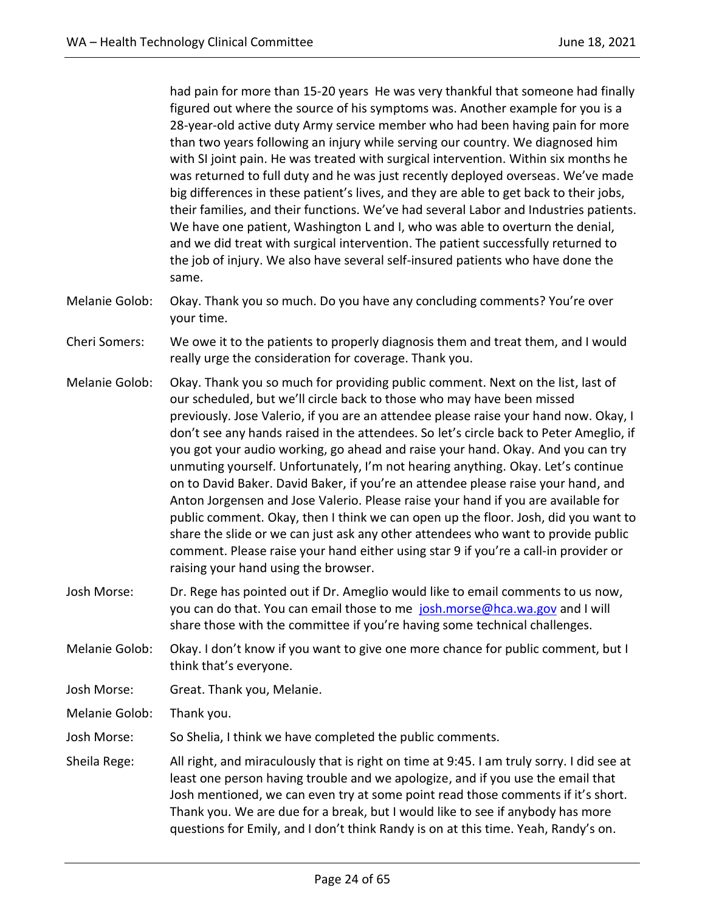had pain for more than 15-20 years He was very thankful that someone had finally figured out where the source of his symptoms was. Another example for you is a 28-year-old active duty Army service member who had been having pain for more than two years following an injury while serving our country. We diagnosed him with SI joint pain. He was treated with surgical intervention. Within six months he was returned to full duty and he was just recently deployed overseas. We've made big differences in these patient's lives, and they are able to get back to their jobs, their families, and their functions. We've had several Labor and Industries patients. We have one patient, Washington L and I, who was able to overturn the denial, and we did treat with surgical intervention. The patient successfully returned to the job of injury. We also have several self-insured patients who have done the same.

Melanie Golob: Okay. Thank you so much. Do you have any concluding comments? You're over your time.

Cheri Somers: We owe it to the patients to properly diagnosis them and treat them, and I would really urge the consideration for coverage. Thank you.

Melanie Golob: Okay. Thank you so much for providing public comment. Next on the list, last of our scheduled, but we'll circle back to those who may have been missed previously. Jose Valerio, if you are an attendee please raise your hand now. Okay, I don't see any hands raised in the attendees. So let's circle back to Peter Ameglio, if you got your audio working, go ahead and raise your hand. Okay. And you can try unmuting yourself. Unfortunately, I'm not hearing anything. Okay. Let's continue on to David Baker. David Baker, if you're an attendee please raise your hand, and Anton Jorgensen and Jose Valerio. Please raise your hand if you are available for public comment. Okay, then I think we can open up the floor. Josh, did you want to share the slide or we can just ask any other attendees who want to provide public comment. Please raise your hand either using star 9 if you're a call-in provider or raising your hand using the browser.

Josh Morse: Dr. Rege has pointed out if Dr. Ameglio would like to email comments to us now, you can do that. You can email those to me josh.morse@hca.wa.gov and I will share those with the committee if you're having some technical challenges.

Melanie Golob: Okay. I don't know if you want to give one more chance for public comment, but I think that's everyone.

Josh Morse: Great. Thank you, Melanie.

Melanie Golob: Thank you.

Josh Morse: So Shelia, I think we have completed the public comments.

Sheila Rege: All right, and miraculously that is right on time at 9:45. I am truly sorry. I did see at least one person having trouble and we apologize, and if you use the email that Josh mentioned, we can even try at some point read those comments if it's short. Thank you. We are due for a break, but I would like to see if anybody has more questions for Emily, and I don't think Randy is on at this time. Yeah, Randy's on.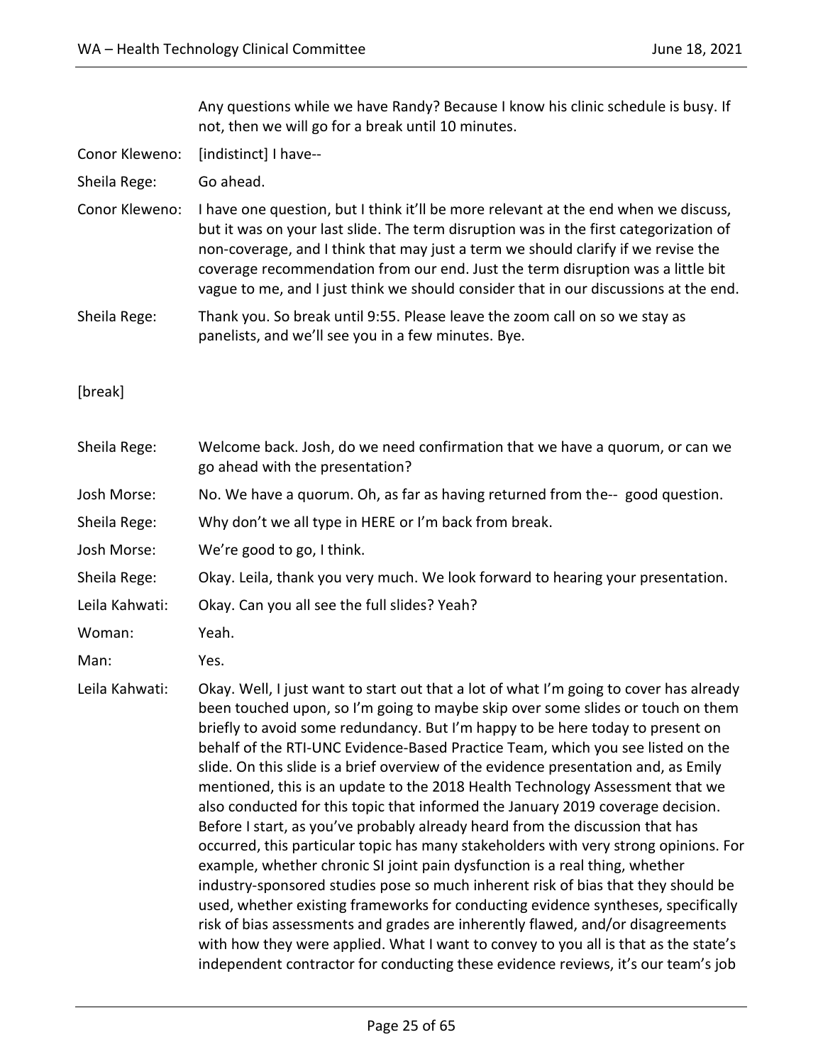| | |
|---|---|
| | Any questions while we have Randy? Because I know his clinic schedule is busy. If not, then we will go for a break until 10 minutes. |
| Conor Kleweno: | [indistinct] I have-- |
| Sheila Rege: | Go ahead. |
| Conor Kleweno: | I have one question, but I think it'll be more relevant at the end when we discuss, but it was on your last slide. The term disruption was in the first categorization of non-coverage, and I think that may just a term we should clarify if we revise the coverage recommendation from our end. Just the term disruption was a little bit vague to me, and I just think we should consider that in our discussions at the end. |
| Sheila Rege: | Thank you. So break until 9:55. Please leave the zoom call on so we stay as panelists, and we'll see you in a few minutes. Bye. |

[break]

| | |
|---|---|
| Sheila Rege: | Welcome back. Josh, do we need confirmation that we have a quorum, or can we go ahead with the presentation? |
| Josh Morse: | No. We have a quorum. Oh, as far as having returned from the-- good question. |
| Sheila Rege: | Why don't we all type in HERE or I'm back from break. |
| Josh Morse: | We're good to go, I think. |
| Sheila Rege: | Okay. Leila, thank you very much. We look forward to hearing your presentation. |
| Leila Kahwati: | Okay. Can you all see the full slides? Yeah? |
| Woman: | Yeah. |
| Man: | Yes. |
| Leila Kahwati: | Okay. Well, I just want to start out that a lot of what I'm going to cover has already been touched upon, so I'm going to maybe skip over some slides or touch on them briefly to avoid some redundancy. But I'm happy to be here today to present on behalf of the RTI-UNC Evidence-Based Practice Team, which you see listed on the slide. On this slide is a brief overview of the evidence presentation and, as Emily mentioned, this is an update to the 2018 Health Technology Assessment that we also conducted for this topic that informed the January 2019 coverage decision. Before I start, as you've probably already heard from the discussion that has occurred, this particular topic has many stakeholders with very strong opinions. For example, whether chronic SI joint pain dysfunction is a real thing, whether industry-sponsored studies pose so much inherent risk of bias that they should be used, whether existing frameworks for conducting evidence syntheses, specifically risk of bias assessments and grades are inherently flawed, and/or disagreements with how they were applied. What I want to convey to you all is that as the state's independent contractor for conducting these evidence reviews, it's our team's job |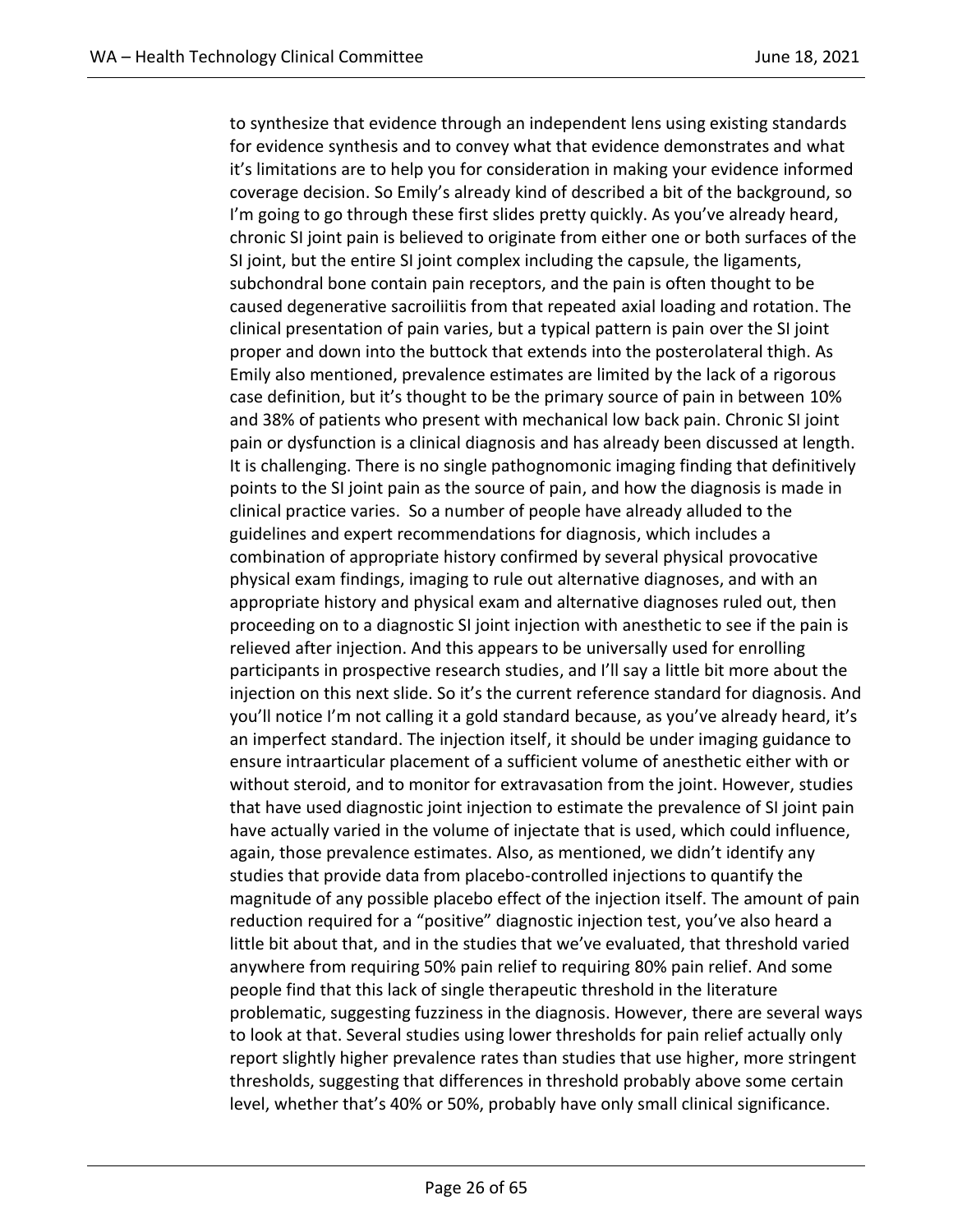to synthesize that evidence through an independent lens using existing standards for evidence synthesis and to convey what that evidence demonstrates and what it's limitations are to help you for consideration in making your evidence informed coverage decision. So Emily's already kind of described a bit of the background, so I'm going to go through these first slides pretty quickly. As you've already heard, chronic SI joint pain is believed to originate from either one or both surfaces of the SI joint, but the entire SI joint complex including the capsule, the ligaments, subchondral bone contain pain receptors, and the pain is often thought to be caused degenerative sacroiliitis from that repeated axial loading and rotation. The clinical presentation of pain varies, but a typical pattern is pain over the SI joint proper and down into the buttock that extends into the posterolateral thigh. As Emily also mentioned, prevalence estimates are limited by the lack of a rigorous case definition, but it's thought to be the primary source of pain in between 10% and 38% of patients who present with mechanical low back pain. Chronic SI joint pain or dysfunction is a clinical diagnosis and has already been discussed at length. It is challenging. There is no single pathognomonic imaging finding that definitively points to the SI joint pain as the source of pain, and how the diagnosis is made in clinical practice varies. So a number of people have already alluded to the guidelines and expert recommendations for diagnosis, which includes a combination of appropriate history confirmed by several physical provocative physical exam findings, imaging to rule out alternative diagnoses, and with an appropriate history and physical exam and alternative diagnoses ruled out, then proceeding on to a diagnostic SI joint injection with anesthetic to see if the pain is relieved after injection. And this appears to be universally used for enrolling participants in prospective research studies, and I'll say a little bit more about the injection on this next slide. So it's the current reference standard for diagnosis. And you'll notice I'm not calling it a gold standard because, as you've already heard, it's an imperfect standard. The injection itself, it should be under imaging guidance to ensure intraarticular placement of a sufficient volume of anesthetic either with or without steroid, and to monitor for extravasation from the joint. However, studies that have used diagnostic joint injection to estimate the prevalence of SI joint pain have actually varied in the volume of injectate that is used, which could influence, again, those prevalence estimates. Also, as mentioned, we didn't identify any studies that provide data from placebo-controlled injections to quantify the magnitude of any possible placebo effect of the injection itself. The amount of pain reduction required for a "positive" diagnostic injection test, you've also heard a little bit about that, and in the studies that we've evaluated, that threshold varied anywhere from requiring 50% pain relief to requiring 80% pain relief. And some people find that this lack of single therapeutic threshold in the literature problematic, suggesting fuzziness in the diagnosis. However, there are several ways to look at that. Several studies using lower thresholds for pain relief actually only report slightly higher prevalence rates than studies that use higher, more stringent thresholds, suggesting that differences in threshold probably above some certain level, whether that's 40% or 50%, probably have only small clinical significance.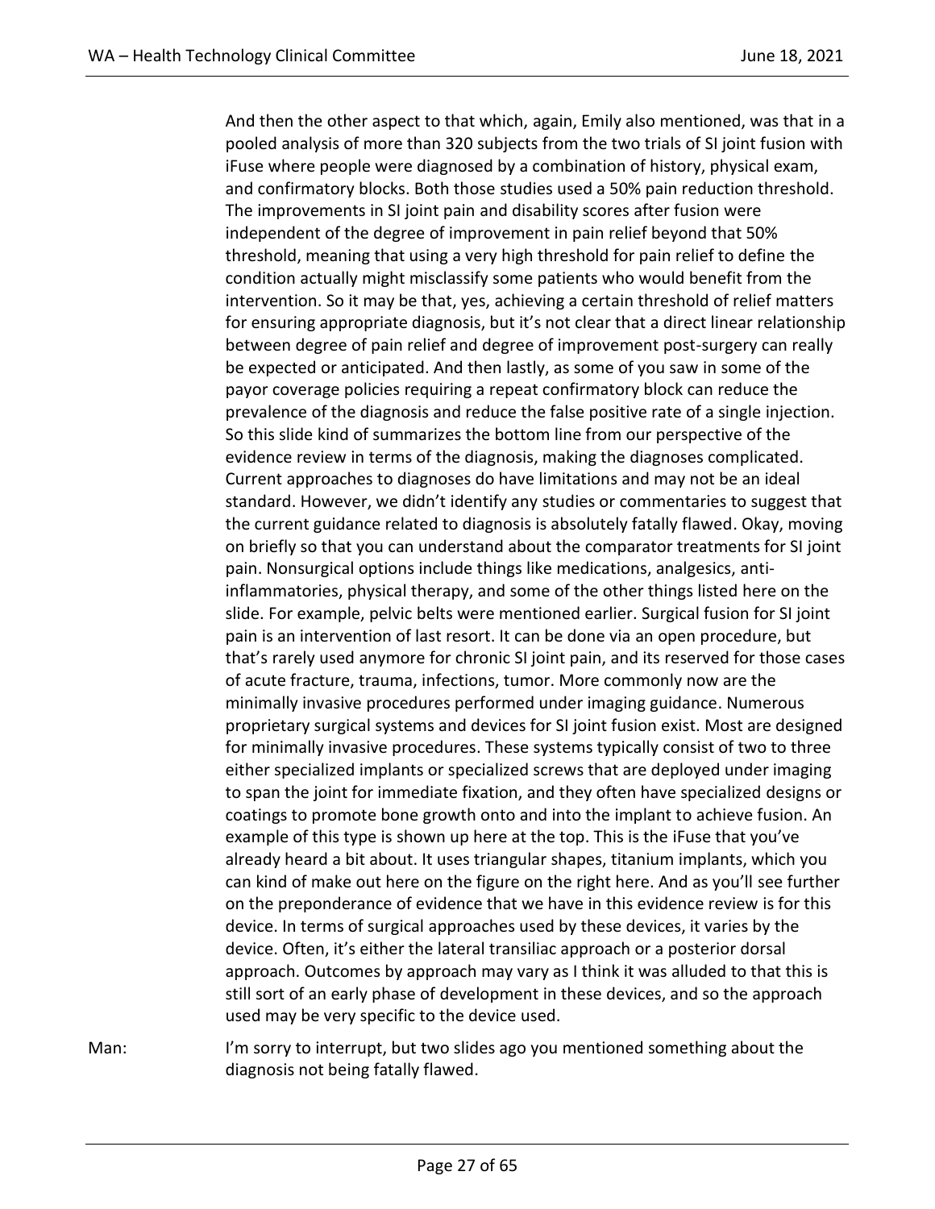And then the other aspect to that which, again, Emily also mentioned, was that in a pooled analysis of more than 320 subjects from the two trials of SI joint fusion with iFuse where people were diagnosed by a combination of history, physical exam, and confirmatory blocks. Both those studies used a 50% pain reduction threshold. The improvements in SI joint pain and disability scores after fusion were independent of the degree of improvement in pain relief beyond that 50% threshold, meaning that using a very high threshold for pain relief to define the condition actually might misclassify some patients who would benefit from the intervention. So it may be that, yes, achieving a certain threshold of relief matters for ensuring appropriate diagnosis, but it's not clear that a direct linear relationship between degree of pain relief and degree of improvement post-surgery can really be expected or anticipated. And then lastly, as some of you saw in some of the payor coverage policies requiring a repeat confirmatory block can reduce the prevalence of the diagnosis and reduce the false positive rate of a single injection. So this slide kind of summarizes the bottom line from our perspective of the evidence review in terms of the diagnosis, making the diagnoses complicated. Current approaches to diagnoses do have limitations and may not be an ideal standard. However, we didn't identify any studies or commentaries to suggest that the current guidance related to diagnosis is absolutely fatally flawed. Okay, moving on briefly so that you can understand about the comparator treatments for SI joint pain. Nonsurgical options include things like medications, analgesics, anti-inflammatories, physical therapy, and some of the other things listed here on the slide. For example, pelvic belts were mentioned earlier. Surgical fusion for SI joint pain is an intervention of last resort. It can be done via an open procedure, but that's rarely used anymore for chronic SI joint pain, and its reserved for those cases of acute fracture, trauma, infections, tumor. More commonly now are the minimally invasive procedures performed under imaging guidance. Numerous proprietary surgical systems and devices for SI joint fusion exist. Most are designed for minimally invasive procedures. These systems typically consist of two to three either specialized implants or specialized screws that are deployed under imaging to span the joint for immediate fixation, and they often have specialized designs or coatings to promote bone growth onto and into the implant to achieve fusion. An example of this type is shown up here at the top. This is the iFuse that you've already heard a bit about. It uses triangular shapes, titanium implants, which you can kind of make out here on the figure on the right here. And as you'll see further on the preponderance of evidence that we have in this evidence review is for this device. In terms of surgical approaches used by these devices, it varies by the device. Often, it's either the lateral transiliac approach or a posterior dorsal approach. Outcomes by approach may vary as I think it was alluded to that this is still sort of an early phase of development in these devices, and so the approach used may be very specific to the device used.

Man: I'm sorry to interrupt, but two slides ago you mentioned something about the diagnosis not being fatally flawed.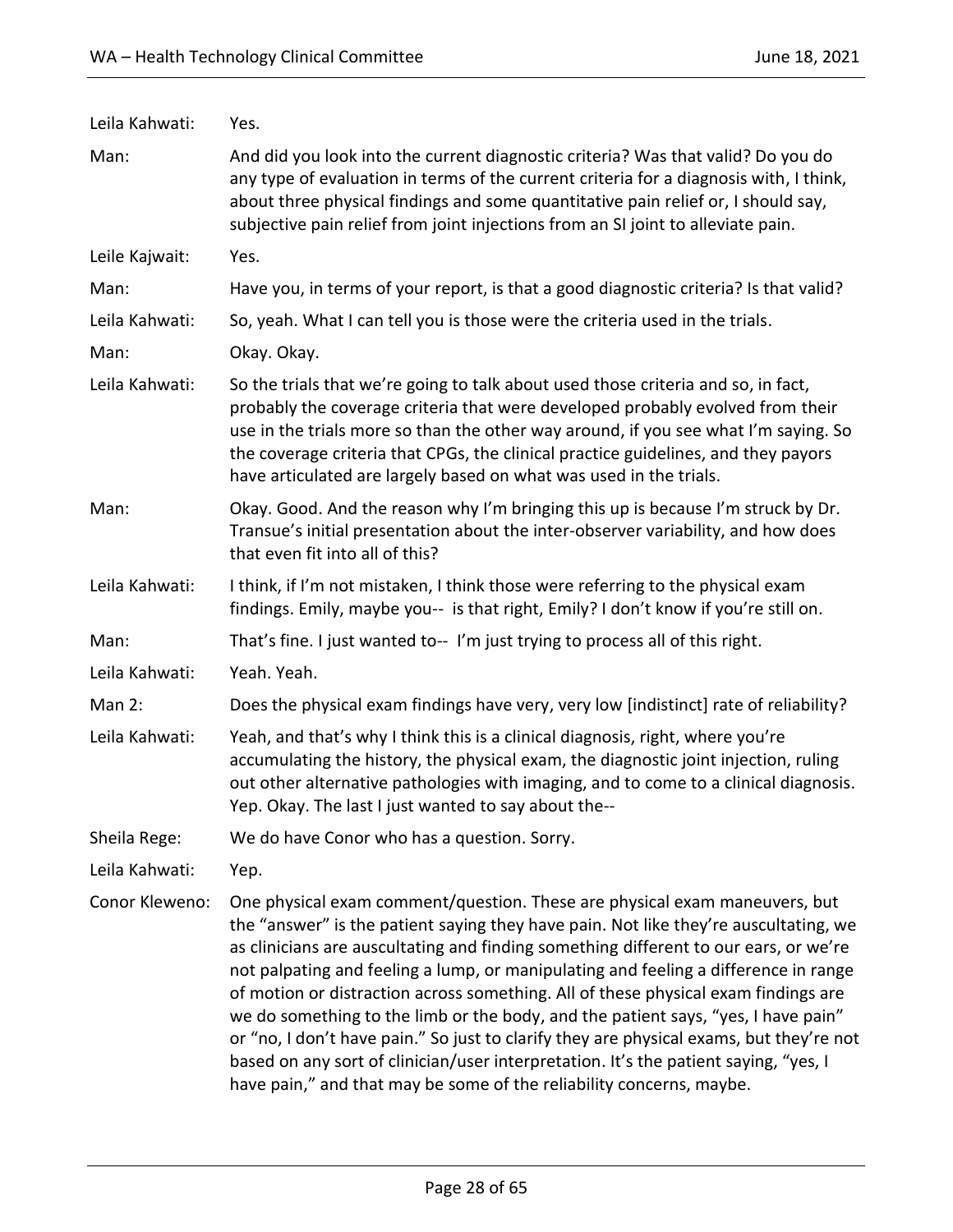Leila Kahwati: Yes.

Man: And did you look into the current diagnostic criteria? Was that valid? Do you do any type of evaluation in terms of the current criteria for a diagnosis with, I think, about three physical findings and some quantitative pain relief or, I should say, subjective pain relief from joint injections from an SI joint to alleviate pain.

Leile Kajwait: Yes.

Man: Have you, in terms of your report, is that a good diagnostic criteria? Is that valid?

Leila Kahwati: So, yeah. What I can tell you is those were the criteria used in the trials.

Man: Okay. Okay.

Leila Kahwati: So the trials that we're going to talk about used those criteria and so, in fact, probably the coverage criteria that were developed probably evolved from their use in the trials more so than the other way around, if you see what I'm saying. So the coverage criteria that CPGs, the clinical practice guidelines, and they payors have articulated are largely based on what was used in the trials.

Man: Okay. Good. And the reason why I'm bringing this up is because I'm struck by Dr. Transue's initial presentation about the inter-observer variability, and how does that even fit into all of this?

Leila Kahwati: I think, if I'm not mistaken, I think those were referring to the physical exam findings. Emily, maybe you-- is that right, Emily? I don't know if you're still on.

Man: That's fine. I just wanted to-- I'm just trying to process all of this right.

Leila Kahwati: Yeah. Yeah.

Man 2: Does the physical exam findings have very, very low [indistinct] rate of reliability?

Leila Kahwati: Yeah, and that's why I think this is a clinical diagnosis, right, where you're accumulating the history, the physical exam, the diagnostic joint injection, ruling out other alternative pathologies with imaging, and to come to a clinical diagnosis. Yep. Okay. The last I just wanted to say about the--

Sheila Rege: We do have Conor who has a question. Sorry.

Leila Kahwati: Yep.

Conor Kleweno: One physical exam comment/question. These are physical exam maneuvers, but the "answer" is the patient saying they have pain. Not like they're auscultating, we as clinicians are auscultating and finding something different to our ears, or we're not palpating and feeling a lump, or manipulating and feeling a difference in range of motion or distraction across something. All of these physical exam findings are we do something to the limb or the body, and the patient says, "yes, I have pain" or "no, I don't have pain." So just to clarify they are physical exams, but they're not based on any sort of clinician/user interpretation. It's the patient saying, "yes, I have pain," and that may be some of the reliability concerns, maybe.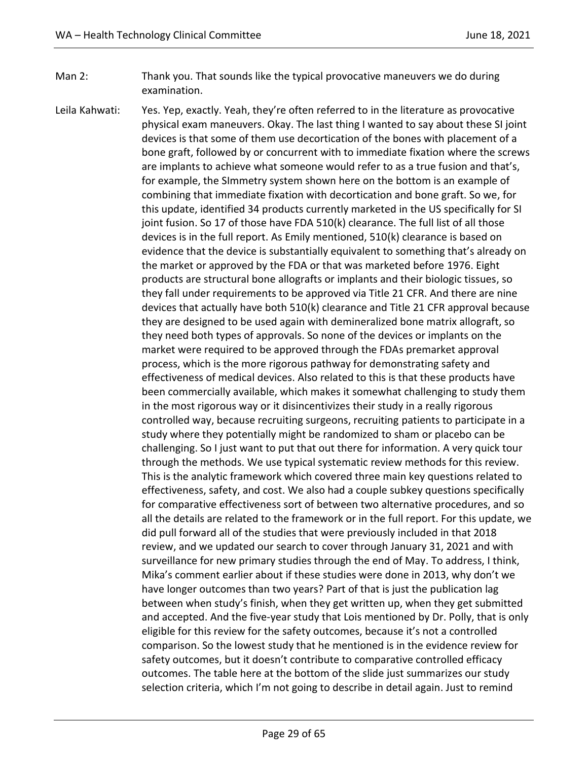Man 2: Thank you. That sounds like the typical provocative maneuvers we do during examination.

Leila Kahwati: Yes. Yep, exactly. Yeah, they're often referred to in the literature as provocative physical exam maneuvers. Okay. The last thing I wanted to say about these SI joint devices is that some of them use decortication of the bones with placement of a bone graft, followed by or concurrent with to immediate fixation where the screws are implants to achieve what someone would refer to as a true fusion and that's, for example, the SImmetry system shown here on the bottom is an example of combining that immediate fixation with decortication and bone graft. So we, for this update, identified 34 products currently marketed in the US specifically for SI joint fusion. So 17 of those have FDA 510(k) clearance. The full list of all those devices is in the full report. As Emily mentioned, 510(k) clearance is based on evidence that the device is substantially equivalent to something that's already on the market or approved by the FDA or that was marketed before 1976. Eight products are structural bone allografts or implants and their biologic tissues, so they fall under requirements to be approved via Title 21 CFR. And there are nine devices that actually have both 510(k) clearance and Title 21 CFR approval because they are designed to be used again with demineralized bone matrix allograft, so they need both types of approvals. So none of the devices or implants on the market were required to be approved through the FDAs premarket approval process, which is the more rigorous pathway for demonstrating safety and effectiveness of medical devices. Also related to this is that these products have been commercially available, which makes it somewhat challenging to study them in the most rigorous way or it disincentivizes their study in a really rigorous controlled way, because recruiting surgeons, recruiting patients to participate in a study where they potentially might be randomized to sham or placebo can be challenging. So I just want to put that out there for information. A very quick tour through the methods. We use typical systematic review methods for this review. This is the analytic framework which covered three main key questions related to effectiveness, safety, and cost. We also had a couple subkey questions specifically for comparative effectiveness sort of between two alternative procedures, and so all the details are related to the framework or in the full report. For this update, we did pull forward all of the studies that were previously included in that 2018 review, and we updated our search to cover through January 31, 2021 and with surveillance for new primary studies through the end of May. To address, I think, Mika's comment earlier about if these studies were done in 2013, why don't we have longer outcomes than two years? Part of that is just the publication lag between when study's finish, when they get written up, when they get submitted and accepted. And the five-year study that Lois mentioned by Dr. Polly, that is only eligible for this review for the safety outcomes, because it's not a controlled comparison. So the lowest study that he mentioned is in the evidence review for safety outcomes, but it doesn't contribute to comparative controlled efficacy outcomes. The table here at the bottom of the slide just summarizes our study selection criteria, which I'm not going to describe in detail again. Just to remind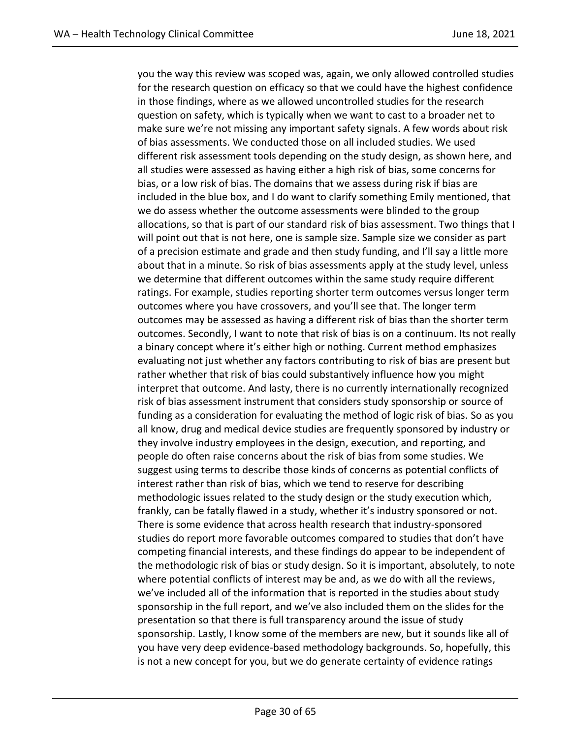you the way this review was scoped was, again, we only allowed controlled studies for the research question on efficacy so that we could have the highest confidence in those findings, where as we allowed uncontrolled studies for the research question on safety, which is typically when we want to cast to a broader net to make sure we're not missing any important safety signals. A few words about risk of bias assessments. We conducted those on all included studies. We used different risk assessment tools depending on the study design, as shown here, and all studies were assessed as having either a high risk of bias, some concerns for bias, or a low risk of bias. The domains that we assess during risk if bias are included in the blue box, and I do want to clarify something Emily mentioned, that we do assess whether the outcome assessments were blinded to the group allocations, so that is part of our standard risk of bias assessment. Two things that I will point out that is not here, one is sample size. Sample size we consider as part of a precision estimate and grade and then study funding, and I'll say a little more about that in a minute. So risk of bias assessments apply at the study level, unless we determine that different outcomes within the same study require different ratings. For example, studies reporting shorter term outcomes versus longer term outcomes where you have crossovers, and you'll see that. The longer term outcomes may be assessed as having a different risk of bias than the shorter term outcomes. Secondly, I want to note that risk of bias is on a continuum. Its not really a binary concept where it's either high or nothing. Current method emphasizes evaluating not just whether any factors contributing to risk of bias are present but rather whether that risk of bias could substantively influence how you might interpret that outcome. And lasty, there is no currently internationally recognized risk of bias assessment instrument that considers study sponsorship or source of funding as a consideration for evaluating the method of logic risk of bias. So as you all know, drug and medical device studies are frequently sponsored by industry or they involve industry employees in the design, execution, and reporting, and people do often raise concerns about the risk of bias from some studies. We suggest using terms to describe those kinds of concerns as potential conflicts of interest rather than risk of bias, which we tend to reserve for describing methodologic issues related to the study design or the study execution which, frankly, can be fatally flawed in a study, whether it's industry sponsored or not. There is some evidence that across health research that industry-sponsored studies do report more favorable outcomes compared to studies that don't have competing financial interests, and these findings do appear to be independent of the methodologic risk of bias or study design. So it is important, absolutely, to note where potential conflicts of interest may be and, as we do with all the reviews, we've included all of the information that is reported in the studies about study sponsorship in the full report, and we've also included them on the slides for the presentation so that there is full transparency around the issue of study sponsorship. Lastly, I know some of the members are new, but it sounds like all of you have very deep evidence-based methodology backgrounds. So, hopefully, this is not a new concept for you, but we do generate certainty of evidence ratings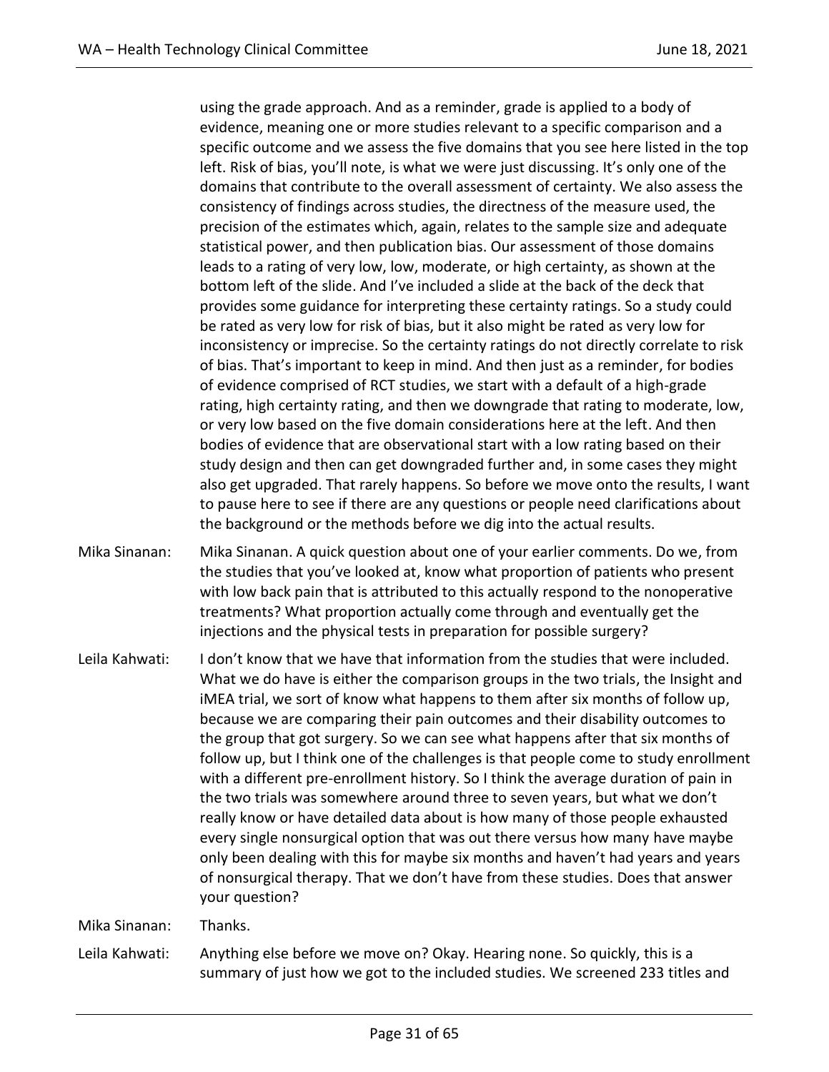using the grade approach. And as a reminder, grade is applied to a body of evidence, meaning one or more studies relevant to a specific comparison and a specific outcome and we assess the five domains that you see here listed in the top left. Risk of bias, you'll note, is what we were just discussing. It's only one of the domains that contribute to the overall assessment of certainty. We also assess the consistency of findings across studies, the directness of the measure used, the precision of the estimates which, again, relates to the sample size and adequate statistical power, and then publication bias. Our assessment of those domains leads to a rating of very low, low, moderate, or high certainty, as shown at the bottom left of the slide. And I've included a slide at the back of the deck that provides some guidance for interpreting these certainty ratings. So a study could be rated as very low for risk of bias, but it also might be rated as very low for inconsistency or imprecise. So the certainty ratings do not directly correlate to risk of bias. That's important to keep in mind. And then just as a reminder, for bodies of evidence comprised of RCT studies, we start with a default of a high-grade rating, high certainty rating, and then we downgrade that rating to moderate, low, or very low based on the five domain considerations here at the left. And then bodies of evidence that are observational start with a low rating based on their study design and then can get downgraded further and, in some cases they might also get upgraded. That rarely happens. So before we move onto the results, I want to pause here to see if there are any questions or people need clarifications about the background or the methods before we dig into the actual results.

Mika Sinanan: Mika Sinanan. A quick question about one of your earlier comments. Do we, from the studies that you've looked at, know what proportion of patients who present with low back pain that is attributed to this actually respond to the nonoperative treatments? What proportion actually come through and eventually get the injections and the physical tests in preparation for possible surgery?

Leila Kahwati: I don't know that we have that information from the studies that were included. What we do have is either the comparison groups in the two trials, the Insight and iMEA trial, we sort of know what happens to them after six months of follow up, because we are comparing their pain outcomes and their disability outcomes to the group that got surgery. So we can see what happens after that six months of follow up, but I think one of the challenges is that people come to study enrollment with a different pre-enrollment history. So I think the average duration of pain in the two trials was somewhere around three to seven years, but what we don't really know or have detailed data about is how many of those people exhausted every single nonsurgical option that was out there versus how many have maybe only been dealing with this for maybe six months and haven't had years and years of nonsurgical therapy. That we don't have from these studies. Does that answer your question?

Mika Sinanan: Thanks.

Leila Kahwati: Anything else before we move on? Okay. Hearing none. So quickly, this is a summary of just how we got to the included studies. We screened 233 titles and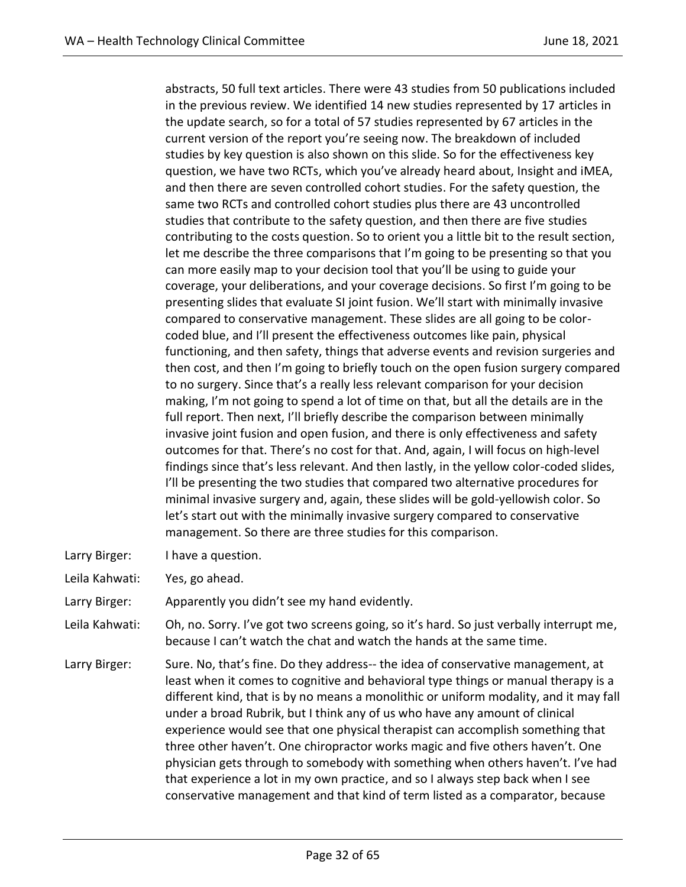abstracts, 50 full text articles. There were 43 studies from 50 publications included in the previous review. We identified 14 new studies represented by 17 articles in the update search, so for a total of 57 studies represented by 67 articles in the current version of the report you're seeing now. The breakdown of included studies by key question is also shown on this slide. So for the effectiveness key question, we have two RCTs, which you've already heard about, Insight and iMEA, and then there are seven controlled cohort studies. For the safety question, the same two RCTs and controlled cohort studies plus there are 43 uncontrolled studies that contribute to the safety question, and then there are five studies contributing to the costs question. So to orient you a little bit to the result section, let me describe the three comparisons that I'm going to be presenting so that you can more easily map to your decision tool that you'll be using to guide your coverage, your deliberations, and your coverage decisions. So first I'm going to be presenting slides that evaluate SI joint fusion. We'll start with minimally invasive compared to conservative management. These slides are all going to be color-coded blue, and I'll present the effectiveness outcomes like pain, physical functioning, and then safety, things that adverse events and revision surgeries and then cost, and then I'm going to briefly touch on the open fusion surgery compared to no surgery. Since that's a really less relevant comparison for your decision making, I'm not going to spend a lot of time on that, but all the details are in the full report. Then next, I'll briefly describe the comparison between minimally invasive joint fusion and open fusion, and there is only effectiveness and safety outcomes for that. There's no cost for that. And, again, I will focus on high-level findings since that's less relevant. And then lastly, in the yellow color-coded slides, I'll be presenting the two studies that compared two alternative procedures for minimal invasive surgery and, again, these slides will be gold-yellowish color. So let's start out with the minimally invasive surgery compared to conservative management. So there are three studies for this comparison.

Larry Birger: I have a question.

Leila Kahwati: Yes, go ahead.

Larry Birger: Apparently you didn't see my hand evidently.

Leila Kahwati: Oh, no. Sorry. I've got two screens going, so it's hard. So just verbally interrupt me, because I can't watch the chat and watch the hands at the same time.

Larry Birger: Sure. No, that's fine. Do they address-- the idea of conservative management, at least when it comes to cognitive and behavioral type things or manual therapy is a different kind, that is by no means a monolithic or uniform modality, and it may fall under a broad Rubrik, but I think any of us who have any amount of clinical experience would see that one physical therapist can accomplish something that three other haven't. One chiropractor works magic and five others haven't. One physician gets through to somebody with something when others haven't. I've had that experience a lot in my own practice, and so I always step back when I see conservative management and that kind of term listed as a comparator, because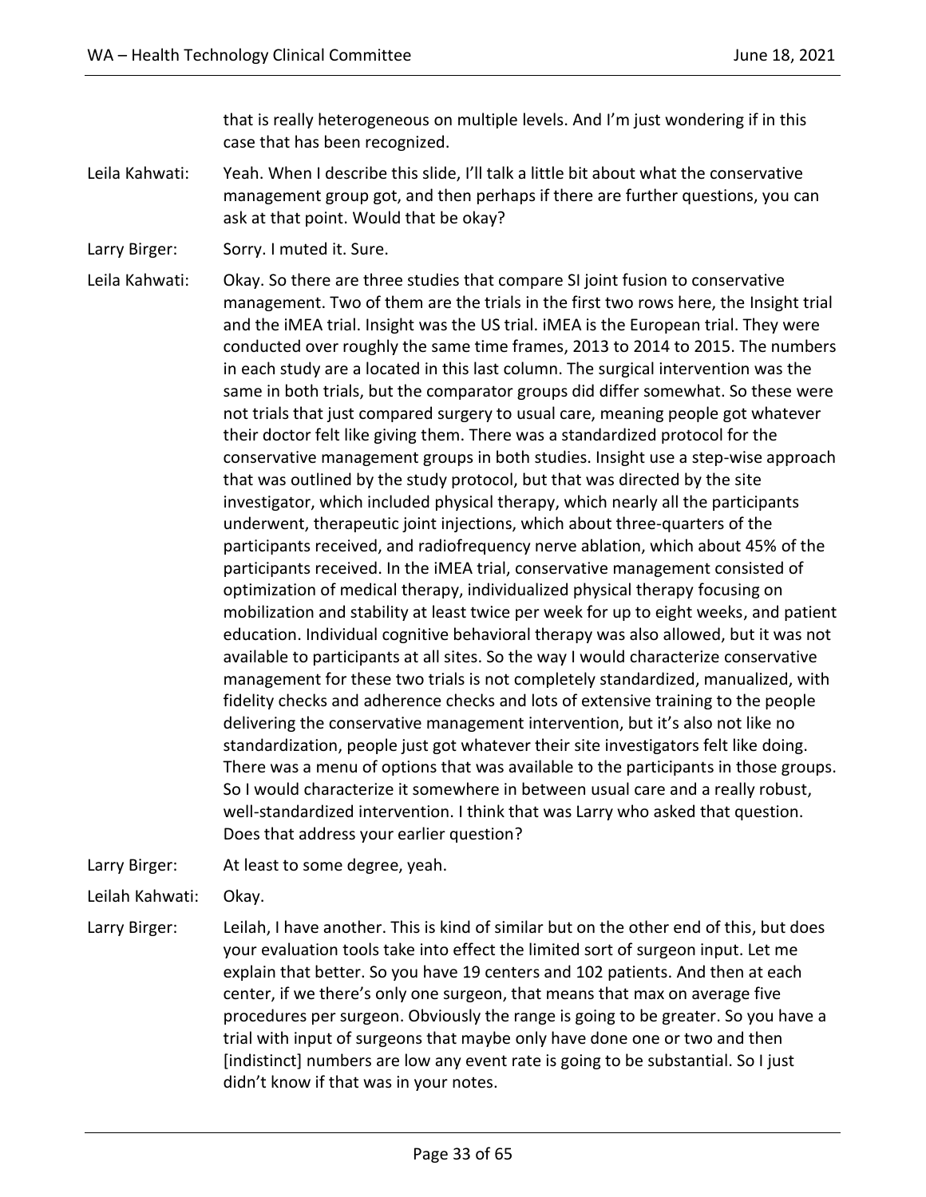that is really heterogeneous on multiple levels. And I'm just wondering if in this case that has been recognized.

Leila Kahwati: Yeah. When I describe this slide, I'll talk a little bit about what the conservative management group got, and then perhaps if there are further questions, you can ask at that point. Would that be okay?

Larry Birger: Sorry. I muted it. Sure.

Leila Kahwati: Okay. So there are three studies that compare SI joint fusion to conservative management. Two of them are the trials in the first two rows here, the Insight trial and the iMEA trial. Insight was the US trial. iMEA is the European trial. They were conducted over roughly the same time frames, 2013 to 2014 to 2015. The numbers in each study are a located in this last column. The surgical intervention was the same in both trials, but the comparator groups did differ somewhat. So these were not trials that just compared surgery to usual care, meaning people got whatever their doctor felt like giving them. There was a standardized protocol for the conservative management groups in both studies. Insight use a step-wise approach that was outlined by the study protocol, but that was directed by the site investigator, which included physical therapy, which nearly all the participants underwent, therapeutic joint injections, which about three-quarters of the participants received, and radiofrequency nerve ablation, which about 45% of the participants received. In the iMEA trial, conservative management consisted of optimization of medical therapy, individualized physical therapy focusing on mobilization and stability at least twice per week for up to eight weeks, and patient education. Individual cognitive behavioral therapy was also allowed, but it was not available to participants at all sites. So the way I would characterize conservative management for these two trials is not completely standardized, manualized, with fidelity checks and adherence checks and lots of extensive training to the people delivering the conservative management intervention, but it's also not like no standardization, people just got whatever their site investigators felt like doing. There was a menu of options that was available to the participants in those groups. So I would characterize it somewhere in between usual care and a really robust, well-standardized intervention. I think that was Larry who asked that question. Does that address your earlier question?

Larry Birger: At least to some degree, yeah.

Leilah Kahwati: Okay.

Larry Birger: Leilah, I have another. This is kind of similar but on the other end of this, but does your evaluation tools take into effect the limited sort of surgeon input. Let me explain that better. So you have 19 centers and 102 patients. And then at each center, if we there's only one surgeon, that means that max on average five procedures per surgeon. Obviously the range is going to be greater. So you have a trial with input of surgeons that maybe only have done one or two and then [indistinct] numbers are low any event rate is going to be substantial. So I just didn't know if that was in your notes.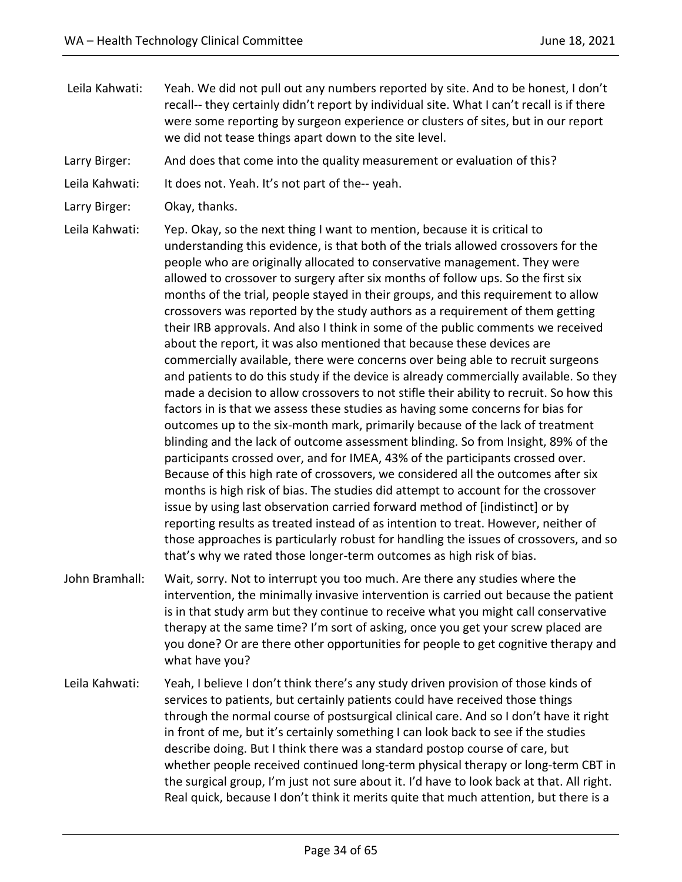Leila Kahwati: Yeah. We did not pull out any numbers reported by site. And to be honest, I don't recall-- they certainly didn't report by individual site. What I can't recall is if there were some reporting by surgeon experience or clusters of sites, but in our report we did not tease things apart down to the site level.

Larry Birger: And does that come into the quality measurement or evaluation of this?

Leila Kahwati: It does not. Yeah. It's not part of the-- yeah.

Larry Birger: Okay, thanks.

Leila Kahwati: Yep. Okay, so the next thing I want to mention, because it is critical to understanding this evidence, is that both of the trials allowed crossovers for the people who are originally allocated to conservative management. They were allowed to crossover to surgery after six months of follow ups. So the first six months of the trial, people stayed in their groups, and this requirement to allow crossovers was reported by the study authors as a requirement of them getting their IRB approvals. And also I think in some of the public comments we received about the report, it was also mentioned that because these devices are commercially available, there were concerns over being able to recruit surgeons and patients to do this study if the device is already commercially available. So they made a decision to allow crossovers to not stifle their ability to recruit. So how this factors in is that we assess these studies as having some concerns for bias for outcomes up to the six-month mark, primarily because of the lack of treatment blinding and the lack of outcome assessment blinding. So from Insight, 89% of the participants crossed over, and for IMEA, 43% of the participants crossed over. Because of this high rate of crossovers, we considered all the outcomes after six months is high risk of bias. The studies did attempt to account for the crossover issue by using last observation carried forward method of [indistinct] or by reporting results as treated instead of as intention to treat. However, neither of those approaches is particularly robust for handling the issues of crossovers, and so that's why we rated those longer-term outcomes as high risk of bias.

John Bramhall: Wait, sorry. Not to interrupt you too much. Are there any studies where the intervention, the minimally invasive intervention is carried out because the patient is in that study arm but they continue to receive what you might call conservative therapy at the same time? I'm sort of asking, once you get your screw placed are you done? Or are there other opportunities for people to get cognitive therapy and what have you?

Leila Kahwati: Yeah, I believe I don't think there's any study driven provision of those kinds of services to patients, but certainly patients could have received those things through the normal course of postsurgical clinical care. And so I don't have it right in front of me, but it's certainly something I can look back to see if the studies describe doing. But I think there was a standard postop course of care, but whether people received continued long-term physical therapy or long-term CBT in the surgical group, I'm just not sure about it. I'd have to look back at that. All right. Real quick, because I don't think it merits quite that much attention, but there is a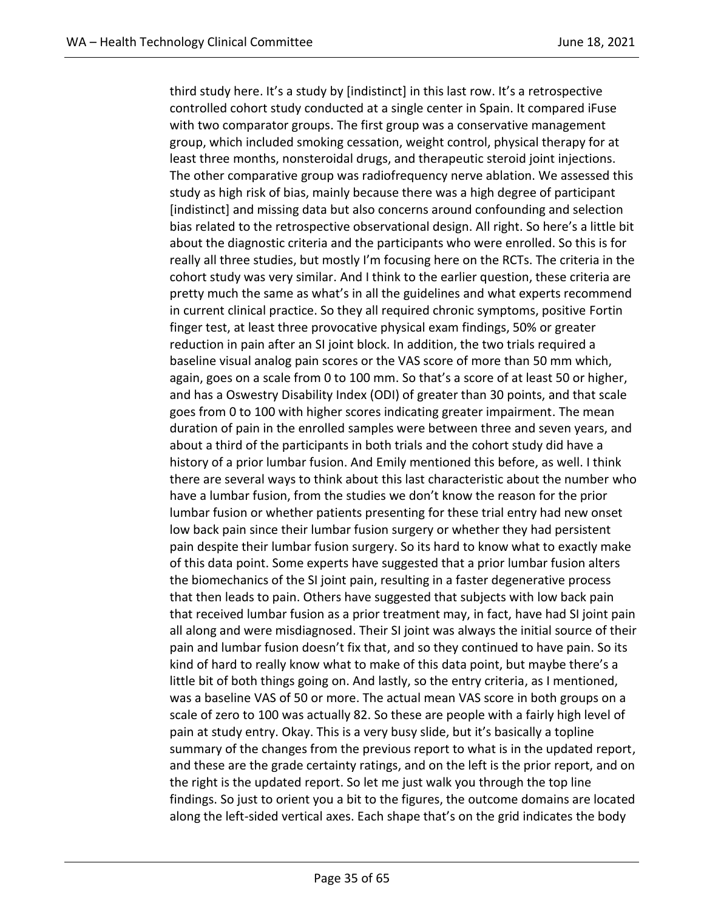third study here. It's a study by [indistinct] in this last row. It's a retrospective controlled cohort study conducted at a single center in Spain. It compared iFuse with two comparator groups. The first group was a conservative management group, which included smoking cessation, weight control, physical therapy for at least three months, nonsteroidal drugs, and therapeutic steroid joint injections. The other comparative group was radiofrequency nerve ablation. We assessed this study as high risk of bias, mainly because there was a high degree of participant [indistinct] and missing data but also concerns around confounding and selection bias related to the retrospective observational design. All right. So here's a little bit about the diagnostic criteria and the participants who were enrolled. So this is for really all three studies, but mostly I'm focusing here on the RCTs. The criteria in the cohort study was very similar. And I think to the earlier question, these criteria are pretty much the same as what's in all the guidelines and what experts recommend in current clinical practice. So they all required chronic symptoms, positive Fortin finger test, at least three provocative physical exam findings, 50% or greater reduction in pain after an SI joint block. In addition, the two trials required a baseline visual analog pain scores or the VAS score of more than 50 mm which, again, goes on a scale from 0 to 100 mm. So that's a score of at least 50 or higher, and has a Oswestry Disability Index (ODI) of greater than 30 points, and that scale goes from 0 to 100 with higher scores indicating greater impairment. The mean duration of pain in the enrolled samples were between three and seven years, and about a third of the participants in both trials and the cohort study did have a history of a prior lumbar fusion. And Emily mentioned this before, as well. I think there are several ways to think about this last characteristic about the number who have a lumbar fusion, from the studies we don't know the reason for the prior lumbar fusion or whether patients presenting for these trial entry had new onset low back pain since their lumbar fusion surgery or whether they had persistent pain despite their lumbar fusion surgery. So its hard to know what to exactly make of this data point. Some experts have suggested that a prior lumbar fusion alters the biomechanics of the SI joint pain, resulting in a faster degenerative process that then leads to pain. Others have suggested that subjects with low back pain that received lumbar fusion as a prior treatment may, in fact, have had SI joint pain all along and were misdiagnosed. Their SI joint was always the initial source of their pain and lumbar fusion doesn't fix that, and so they continued to have pain. So its kind of hard to really know what to make of this data point, but maybe there's a little bit of both things going on. And lastly, so the entry criteria, as I mentioned, was a baseline VAS of 50 or more. The actual mean VAS score in both groups on a scale of zero to 100 was actually 82. So these are people with a fairly high level of pain at study entry. Okay. This is a very busy slide, but it's basically a topline summary of the changes from the previous report to what is in the updated report, and these are the grade certainty ratings, and on the left is the prior report, and on the right is the updated report. So let me just walk you through the top line findings. So just to orient you a bit to the figures, the outcome domains are located along the left-sided vertical axes. Each shape that's on the grid indicates the body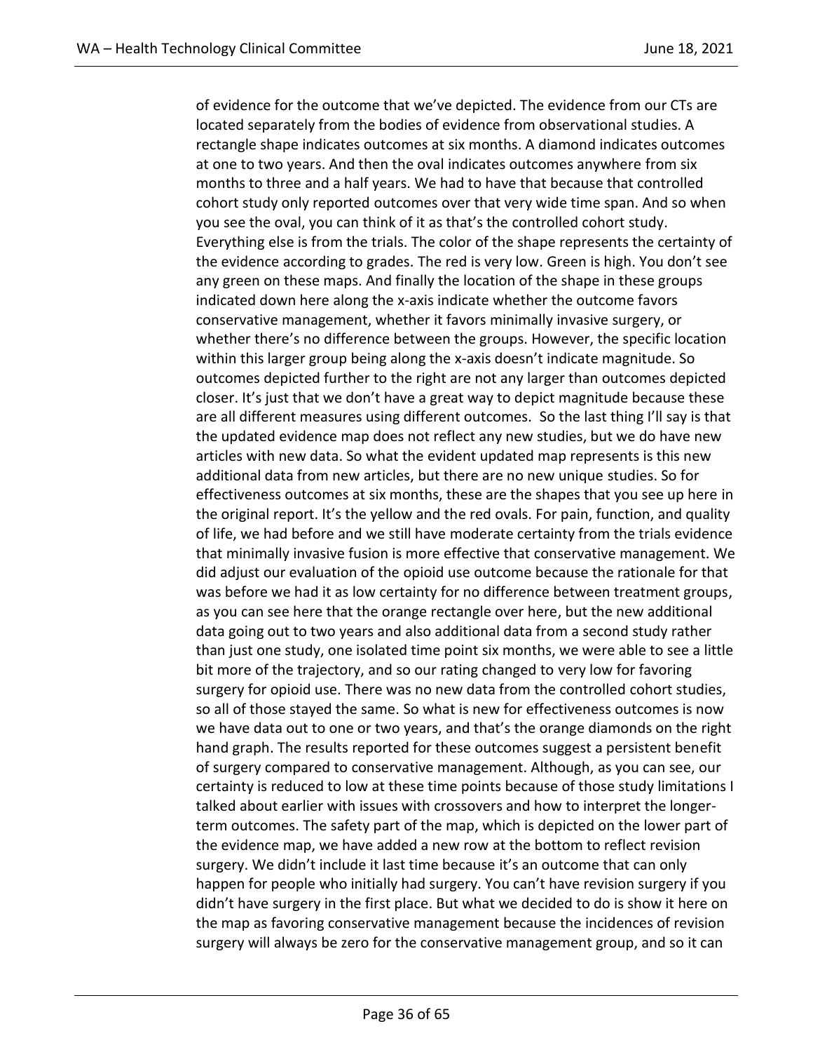of evidence for the outcome that we've depicted. The evidence from our CTs are located separately from the bodies of evidence from observational studies. A rectangle shape indicates outcomes at six months. A diamond indicates outcomes at one to two years. And then the oval indicates outcomes anywhere from six months to three and a half years. We had to have that because that controlled cohort study only reported outcomes over that very wide time span. And so when you see the oval, you can think of it as that's the controlled cohort study. Everything else is from the trials. The color of the shape represents the certainty of the evidence according to grades. The red is very low. Green is high. You don't see any green on these maps. And finally the location of the shape in these groups indicated down here along the x-axis indicate whether the outcome favors conservative management, whether it favors minimally invasive surgery, or whether there's no difference between the groups. However, the specific location within this larger group being along the x-axis doesn't indicate magnitude. So outcomes depicted further to the right are not any larger than outcomes depicted closer. It's just that we don't have a great way to depict magnitude because these are all different measures using different outcomes. So the last thing I'll say is that the updated evidence map does not reflect any new studies, but we do have new articles with new data. So what the evident updated map represents is this new additional data from new articles, but there are no new unique studies. So for effectiveness outcomes at six months, these are the shapes that you see up here in the original report. It's the yellow and the red ovals. For pain, function, and quality of life, we had before and we still have moderate certainty from the trials evidence that minimally invasive fusion is more effective that conservative management. We did adjust our evaluation of the opioid use outcome because the rationale for that was before we had it as low certainty for no difference between treatment groups, as you can see here that the orange rectangle over here, but the new additional data going out to two years and also additional data from a second study rather than just one study, one isolated time point six months, we were able to see a little bit more of the trajectory, and so our rating changed to very low for favoring surgery for opioid use. There was no new data from the controlled cohort studies, so all of those stayed the same. So what is new for effectiveness outcomes is now we have data out to one or two years, and that's the orange diamonds on the right hand graph. The results reported for these outcomes suggest a persistent benefit of surgery compared to conservative management. Although, as you can see, our certainty is reduced to low at these time points because of those study limitations I talked about earlier with issues with crossovers and how to interpret the longer-term outcomes. The safety part of the map, which is depicted on the lower part of the evidence map, we have added a new row at the bottom to reflect revision surgery. We didn't include it last time because it's an outcome that can only happen for people who initially had surgery. You can't have revision surgery if you didn't have surgery in the first place. But what we decided to do is show it here on the map as favoring conservative management because the incidences of revision surgery will always be zero for the conservative management group, and so it can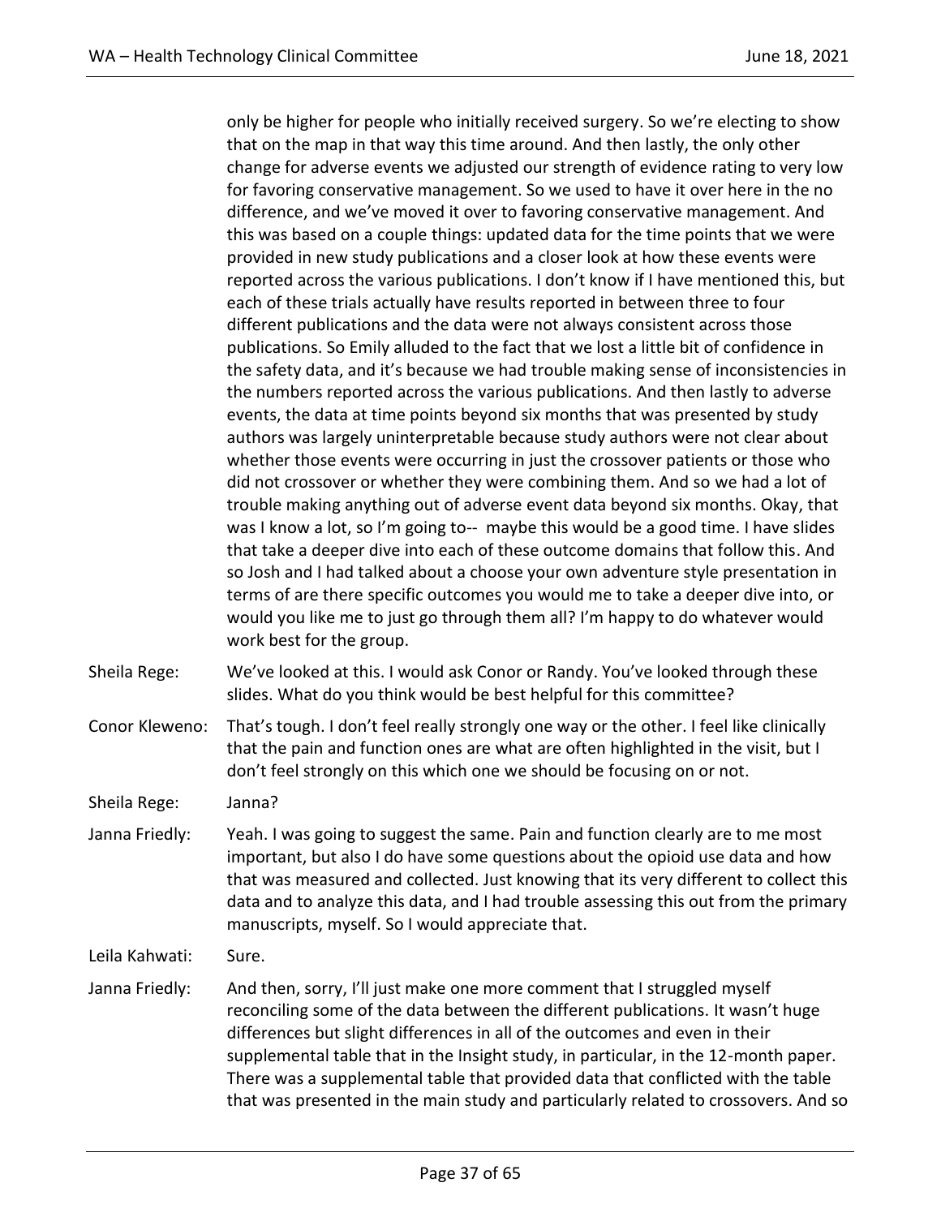only be higher for people who initially received surgery. So we're electing to show that on the map in that way this time around. And then lastly, the only other change for adverse events we adjusted our strength of evidence rating to very low for favoring conservative management. So we used to have it over here in the no difference, and we've moved it over to favoring conservative management. And this was based on a couple things: updated data for the time points that we were provided in new study publications and a closer look at how these events were reported across the various publications. I don't know if I have mentioned this, but each of these trials actually have results reported in between three to four different publications and the data were not always consistent across those publications. So Emily alluded to the fact that we lost a little bit of confidence in the safety data, and it's because we had trouble making sense of inconsistencies in the numbers reported across the various publications. And then lastly to adverse events, the data at time points beyond six months that was presented by study authors was largely uninterpretable because study authors were not clear about whether those events were occurring in just the crossover patients or those who did not crossover or whether they were combining them. And so we had a lot of trouble making anything out of adverse event data beyond six months. Okay, that was I know a lot, so I'm going to-- maybe this would be a good time. I have slides that take a deeper dive into each of these outcome domains that follow this. And so Josh and I had talked about a choose your own adventure style presentation in terms of are there specific outcomes you would me to take a deeper dive into, or would you like me to just go through them all? I'm happy to do whatever would work best for the group.

Sheila Rege: We've looked at this. I would ask Conor or Randy. You've looked through these slides. What do you think would be best helpful for this committee?

Conor Kleweno: That's tough. I don't feel really strongly one way or the other. I feel like clinically that the pain and function ones are what are often highlighted in the visit, but I don't feel strongly on this which one we should be focusing on or not.

Sheila Rege: Janna?

Janna Friedly: Yeah. I was going to suggest the same. Pain and function clearly are to me most important, but also I do have some questions about the opioid use data and how that was measured and collected. Just knowing that its very different to collect this data and to analyze this data, and I had trouble assessing this out from the primary manuscripts, myself. So I would appreciate that.

Leila Kahwati: Sure.

Janna Friedly: And then, sorry, I'll just make one more comment that I struggled myself reconciling some of the data between the different publications. It wasn't huge differences but slight differences in all of the outcomes and even in their supplemental table that in the Insight study, in particular, in the 12-month paper. There was a supplemental table that provided data that conflicted with the table that was presented in the main study and particularly related to crossovers. And so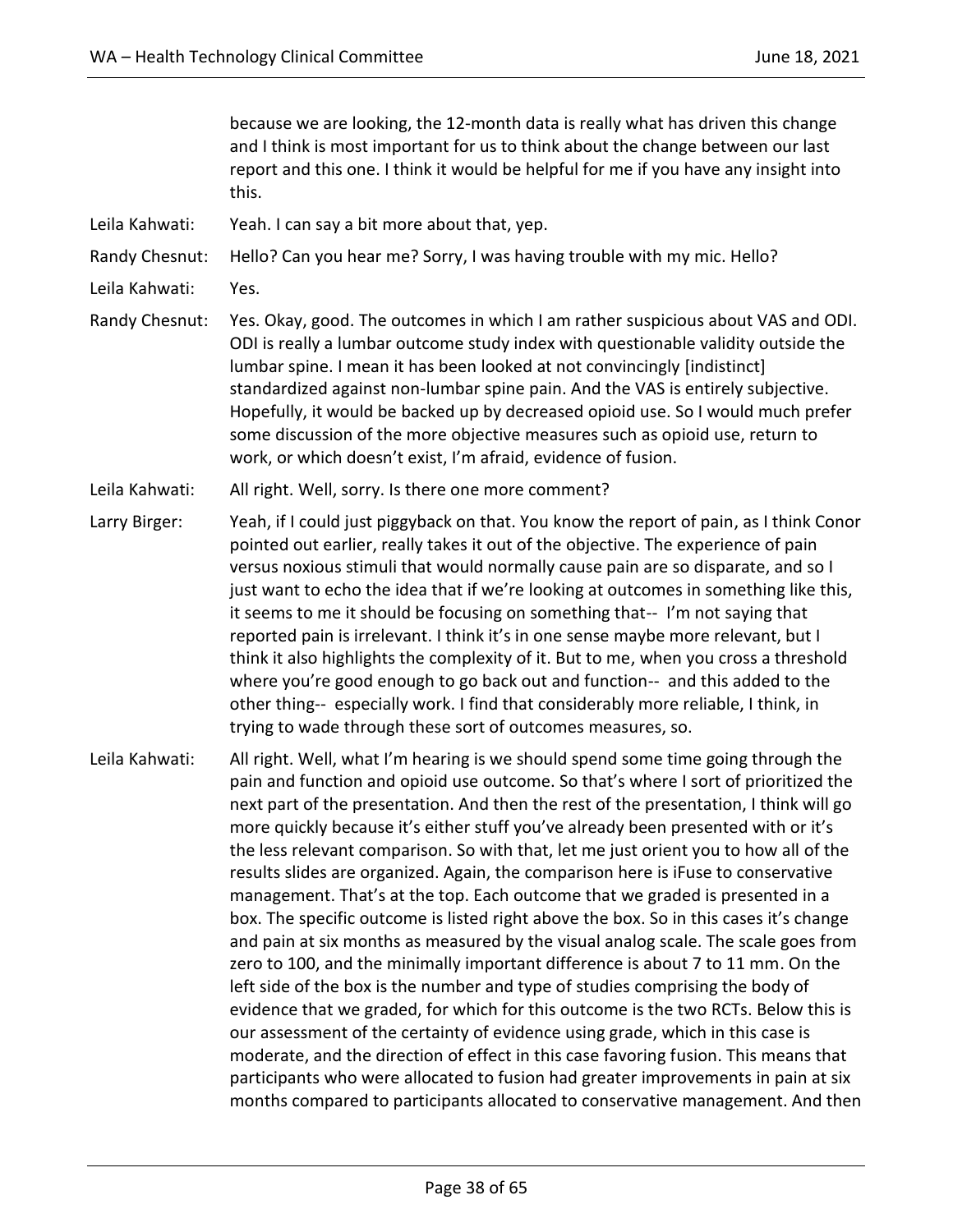because we are looking, the 12-month data is really what has driven this change and I think is most important for us to think about the change between our last report and this one. I think it would be helpful for me if you have any insight into this.

Leila Kahwati: Yeah. I can say a bit more about that, yep.

Randy Chesnut: Hello? Can you hear me? Sorry, I was having trouble with my mic. Hello?

Leila Kahwati: Yes.

Randy Chesnut: Yes. Okay, good. The outcomes in which I am rather suspicious about VAS and ODI. ODI is really a lumbar outcome study index with questionable validity outside the lumbar spine. I mean it has been looked at not convincingly [indistinct] standardized against non-lumbar spine pain. And the VAS is entirely subjective. Hopefully, it would be backed up by decreased opioid use. So I would much prefer some discussion of the more objective measures such as opioid use, return to work, or which doesn't exist, I'm afraid, evidence of fusion.

Leila Kahwati: All right. Well, sorry. Is there one more comment?

Larry Birger: Yeah, if I could just piggyback on that. You know the report of pain, as I think Conor pointed out earlier, really takes it out of the objective. The experience of pain versus noxious stimuli that would normally cause pain are so disparate, and so I just want to echo the idea that if we're looking at outcomes in something like this, it seems to me it should be focusing on something that-- I'm not saying that reported pain is irrelevant. I think it's in one sense maybe more relevant, but I think it also highlights the complexity of it. But to me, when you cross a threshold where you're good enough to go back out and function-- and this added to the other thing-- especially work. I find that considerably more reliable, I think, in trying to wade through these sort of outcomes measures, so.

Leila Kahwati: All right. Well, what I'm hearing is we should spend some time going through the pain and function and opioid use outcome. So that's where I sort of prioritized the next part of the presentation. And then the rest of the presentation, I think will go more quickly because it's either stuff you've already been presented with or it's the less relevant comparison. So with that, let me just orient you to how all of the results slides are organized. Again, the comparison here is iFuse to conservative management. That's at the top. Each outcome that we graded is presented in a box. The specific outcome is listed right above the box. So in this cases it's change and pain at six months as measured by the visual analog scale. The scale goes from zero to 100, and the minimally important difference is about 7 to 11 mm. On the left side of the box is the number and type of studies comprising the body of evidence that we graded, for which for this outcome is the two RCTs. Below this is our assessment of the certainty of evidence using grade, which in this case is moderate, and the direction of effect in this case favoring fusion. This means that participants who were allocated to fusion had greater improvements in pain at six months compared to participants allocated to conservative management. And then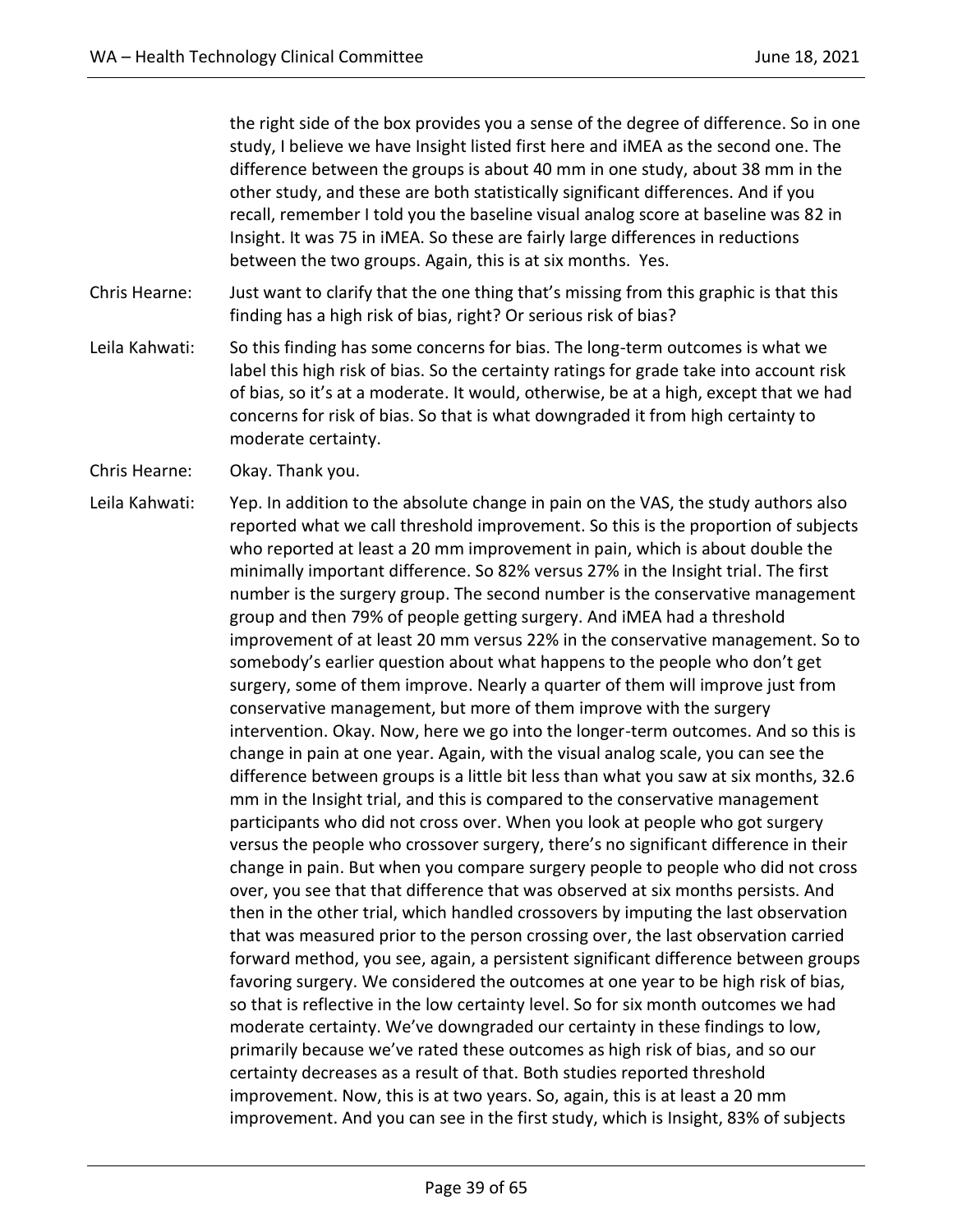the right side of the box provides you a sense of the degree of difference. So in one study, I believe we have Insight listed first here and iMEA as the second one. The difference between the groups is about 40 mm in one study, about 38 mm in the other study, and these are both statistically significant differences. And if you recall, remember I told you the baseline visual analog score at baseline was 82 in Insight. It was 75 in iMEA. So these are fairly large differences in reductions between the two groups. Again, this is at six months. Yes.

Chris Hearne: Just want to clarify that the one thing that's missing from this graphic is that this finding has a high risk of bias, right? Or serious risk of bias?

Leila Kahwati: So this finding has some concerns for bias. The long-term outcomes is what we label this high risk of bias. So the certainty ratings for grade take into account risk of bias, so it's at a moderate. It would, otherwise, be at a high, except that we had concerns for risk of bias. So that is what downgraded it from high certainty to moderate certainty.

Chris Hearne: Okay. Thank you.

Leila Kahwati: Yep. In addition to the absolute change in pain on the VAS, the study authors also reported what we call threshold improvement. So this is the proportion of subjects who reported at least a 20 mm improvement in pain, which is about double the minimally important difference. So 82% versus 27% in the Insight trial. The first number is the surgery group. The second number is the conservative management group and then 79% of people getting surgery. And iMEA had a threshold improvement of at least 20 mm versus 22% in the conservative management. So to somebody's earlier question about what happens to the people who don't get surgery, some of them improve. Nearly a quarter of them will improve just from conservative management, but more of them improve with the surgery intervention. Okay. Now, here we go into the longer-term outcomes. And so this is change in pain at one year. Again, with the visual analog scale, you can see the difference between groups is a little bit less than what you saw at six months, 32.6 mm in the Insight trial, and this is compared to the conservative management participants who did not cross over. When you look at people who got surgery versus the people who crossover surgery, there's no significant difference in their change in pain. But when you compare surgery people to people who did not cross over, you see that that difference that was observed at six months persists. And then in the other trial, which handled crossovers by imputing the last observation that was measured prior to the person crossing over, the last observation carried forward method, you see, again, a persistent significant difference between groups favoring surgery. We considered the outcomes at one year to be high risk of bias, so that is reflective in the low certainty level. So for six month outcomes we had moderate certainty. We've downgraded our certainty in these findings to low, primarily because we've rated these outcomes as high risk of bias, and so our certainty decreases as a result of that. Both studies reported threshold improvement. Now, this is at two years. So, again, this is at least a 20 mm improvement. And you can see in the first study, which is Insight, 83% of subjects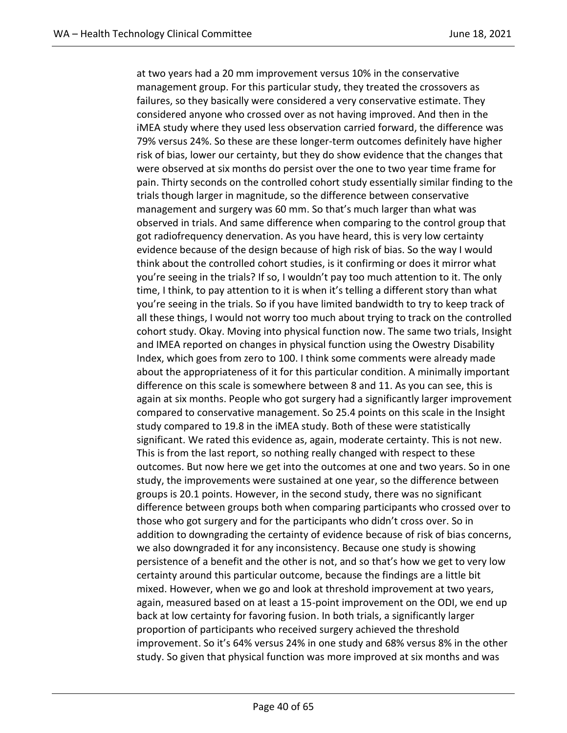at two years had a 20 mm improvement versus 10% in the conservative management group. For this particular study, they treated the crossovers as failures, so they basically were considered a very conservative estimate. They considered anyone who crossed over as not having improved. And then in the iMEA study where they used less observation carried forward, the difference was 79% versus 24%. So these are these longer-term outcomes definitely have higher risk of bias, lower our certainty, but they do show evidence that the changes that were observed at six months do persist over the one to two year time frame for pain. Thirty seconds on the controlled cohort study essentially similar finding to the trials though larger in magnitude, so the difference between conservative management and surgery was 60 mm. So that's much larger than what was observed in trials. And same difference when comparing to the control group that got radiofrequency denervation. As you have heard, this is very low certainty evidence because of the design because of high risk of bias. So the way I would think about the controlled cohort studies, is it confirming or does it mirror what you're seeing in the trials? If so, I wouldn't pay too much attention to it. The only time, I think, to pay attention to it is when it's telling a different story than what you're seeing in the trials. So if you have limited bandwidth to try to keep track of all these things, I would not worry too much about trying to track on the controlled cohort study. Okay. Moving into physical function now. The same two trials, Insight and IMEA reported on changes in physical function using the Owestry Disability Index, which goes from zero to 100. I think some comments were already made about the appropriateness of it for this particular condition. A minimally important difference on this scale is somewhere between 8 and 11. As you can see, this is again at six months. People who got surgery had a significantly larger improvement compared to conservative management. So 25.4 points on this scale in the Insight study compared to 19.8 in the iMEA study. Both of these were statistically significant. We rated this evidence as, again, moderate certainty. This is not new. This is from the last report, so nothing really changed with respect to these outcomes. But now here we get into the outcomes at one and two years. So in one study, the improvements were sustained at one year, so the difference between groups is 20.1 points. However, in the second study, there was no significant difference between groups both when comparing participants who crossed over to those who got surgery and for the participants who didn't cross over. So in addition to downgrading the certainty of evidence because of risk of bias concerns, we also downgraded it for any inconsistency. Because one study is showing persistence of a benefit and the other is not, and so that's how we get to very low certainty around this particular outcome, because the findings are a little bit mixed. However, when we go and look at threshold improvement at two years, again, measured based on at least a 15-point improvement on the ODI, we end up back at low certainty for favoring fusion. In both trials, a significantly larger proportion of participants who received surgery achieved the threshold improvement. So it's 64% versus 24% in one study and 68% versus 8% in the other study. So given that physical function was more improved at six months and was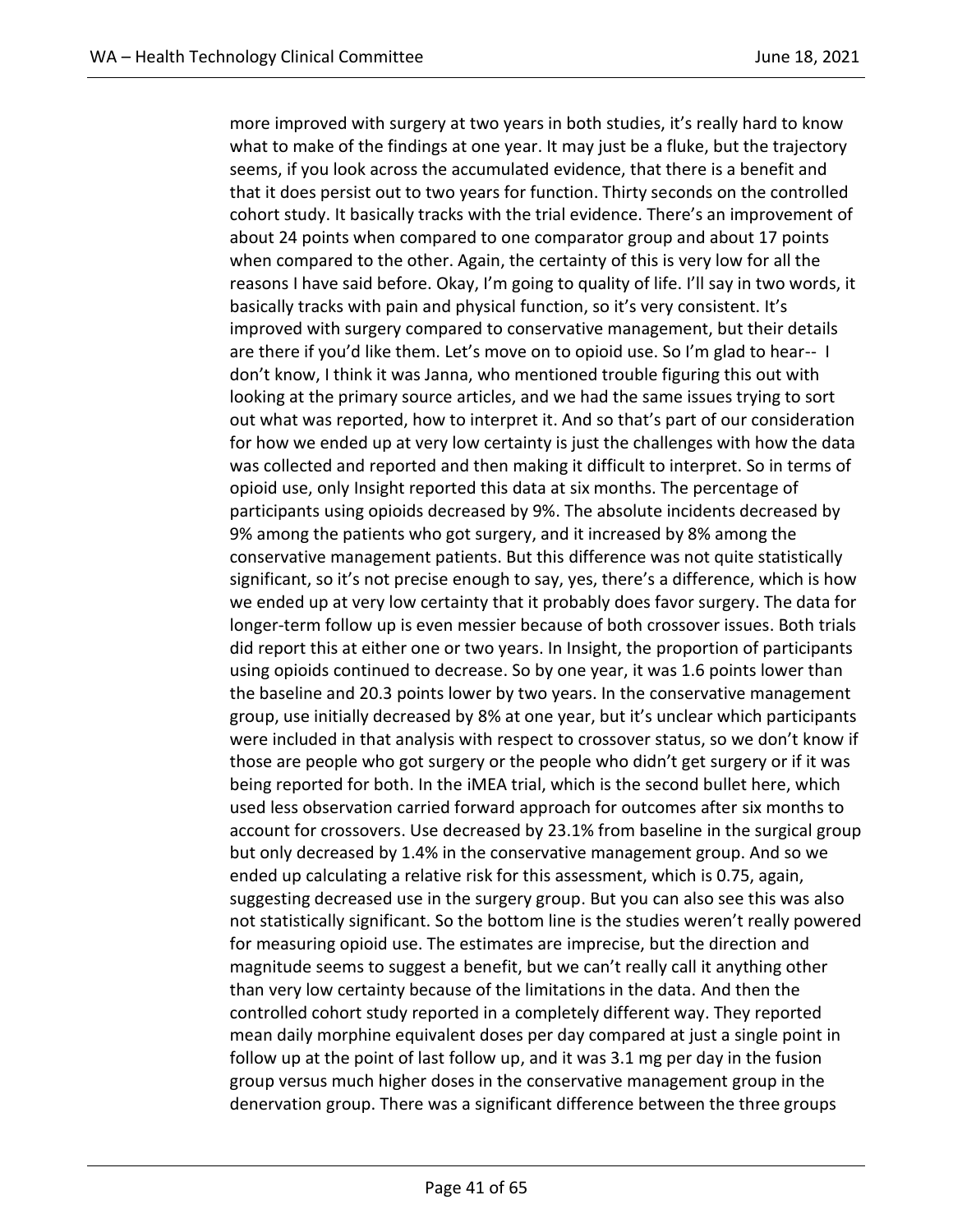more improved with surgery at two years in both studies, it's really hard to know what to make of the findings at one year. It may just be a fluke, but the trajectory seems, if you look across the accumulated evidence, that there is a benefit and that it does persist out to two years for function. Thirty seconds on the controlled cohort study. It basically tracks with the trial evidence. There's an improvement of about 24 points when compared to one comparator group and about 17 points when compared to the other. Again, the certainty of this is very low for all the reasons I have said before. Okay, I'm going to quality of life. I'll say in two words, it basically tracks with pain and physical function, so it's very consistent. It's improved with surgery compared to conservative management, but their details are there if you'd like them. Let's move on to opioid use. So I'm glad to hear-- I don't know, I think it was Janna, who mentioned trouble figuring this out with looking at the primary source articles, and we had the same issues trying to sort out what was reported, how to interpret it. And so that's part of our consideration for how we ended up at very low certainty is just the challenges with how the data was collected and reported and then making it difficult to interpret. So in terms of opioid use, only Insight reported this data at six months. The percentage of participants using opioids decreased by 9%. The absolute incidents decreased by 9% among the patients who got surgery, and it increased by 8% among the conservative management patients. But this difference was not quite statistically significant, so it's not precise enough to say, yes, there's a difference, which is how we ended up at very low certainty that it probably does favor surgery. The data for longer-term follow up is even messier because of both crossover issues. Both trials did report this at either one or two years. In Insight, the proportion of participants using opioids continued to decrease. So by one year, it was 1.6 points lower than the baseline and 20.3 points lower by two years. In the conservative management group, use initially decreased by 8% at one year, but it's unclear which participants were included in that analysis with respect to crossover status, so we don't know if those are people who got surgery or the people who didn't get surgery or if it was being reported for both. In the iMEA trial, which is the second bullet here, which used less observation carried forward approach for outcomes after six months to account for crossovers. Use decreased by 23.1% from baseline in the surgical group but only decreased by 1.4% in the conservative management group. And so we ended up calculating a relative risk for this assessment, which is 0.75, again, suggesting decreased use in the surgery group. But you can also see this was also not statistically significant. So the bottom line is the studies weren't really powered for measuring opioid use. The estimates are imprecise, but the direction and magnitude seems to suggest a benefit, but we can't really call it anything other than very low certainty because of the limitations in the data. And then the controlled cohort study reported in a completely different way. They reported mean daily morphine equivalent doses per day compared at just a single point in follow up at the point of last follow up, and it was 3.1 mg per day in the fusion group versus much higher doses in the conservative management group in the denervation group. There was a significant difference between the three groups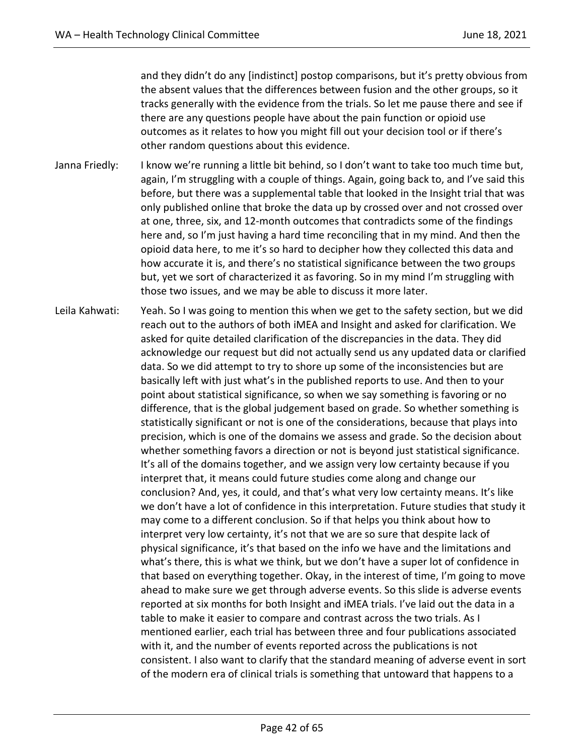and they didn't do any [indistinct] postop comparisons, but it's pretty obvious from the absent values that the differences between fusion and the other groups, so it tracks generally with the evidence from the trials. So let me pause there and see if there are any questions people have about the pain function or opioid use outcomes as it relates to how you might fill out your decision tool or if there's other random questions about this evidence.

Janna Friedly: I know we're running a little bit behind, so I don't want to take too much time but, again, I'm struggling with a couple of things. Again, going back to, and I've said this before, but there was a supplemental table that looked in the Insight trial that was only published online that broke the data up by crossed over and not crossed over at one, three, six, and 12-month outcomes that contradicts some of the findings here and, so I'm just having a hard time reconciling that in my mind. And then the opioid data here, to me it's so hard to decipher how they collected this data and how accurate it is, and there's no statistical significance between the two groups but, yet we sort of characterized it as favoring. So in my mind I'm struggling with those two issues, and we may be able to discuss it more later.

Leila Kahwati: Yeah. So I was going to mention this when we get to the safety section, but we did reach out to the authors of both iMEA and Insight and asked for clarification. We asked for quite detailed clarification of the discrepancies in the data. They did acknowledge our request but did not actually send us any updated data or clarified data. So we did attempt to try to shore up some of the inconsistencies but are basically left with just what's in the published reports to use. And then to your point about statistical significance, so when we say something is favoring or no difference, that is the global judgement based on grade. So whether something is statistically significant or not is one of the considerations, because that plays into precision, which is one of the domains we assess and grade. So the decision about whether something favors a direction or not is beyond just statistical significance. It's all of the domains together, and we assign very low certainty because if you interpret that, it means could future studies come along and change our conclusion? And, yes, it could, and that's what very low certainty means. It's like we don't have a lot of confidence in this interpretation. Future studies that study it may come to a different conclusion. So if that helps you think about how to interpret very low certainty, it's not that we are so sure that despite lack of physical significance, it's that based on the info we have and the limitations and what's there, this is what we think, but we don't have a super lot of confidence in that based on everything together. Okay, in the interest of time, I'm going to move ahead to make sure we get through adverse events. So this slide is adverse events reported at six months for both Insight and iMEA trials. I've laid out the data in a table to make it easier to compare and contrast across the two trials. As I mentioned earlier, each trial has between three and four publications associated with it, and the number of events reported across the publications is not consistent. I also want to clarify that the standard meaning of adverse event in sort of the modern era of clinical trials is something that untoward that happens to a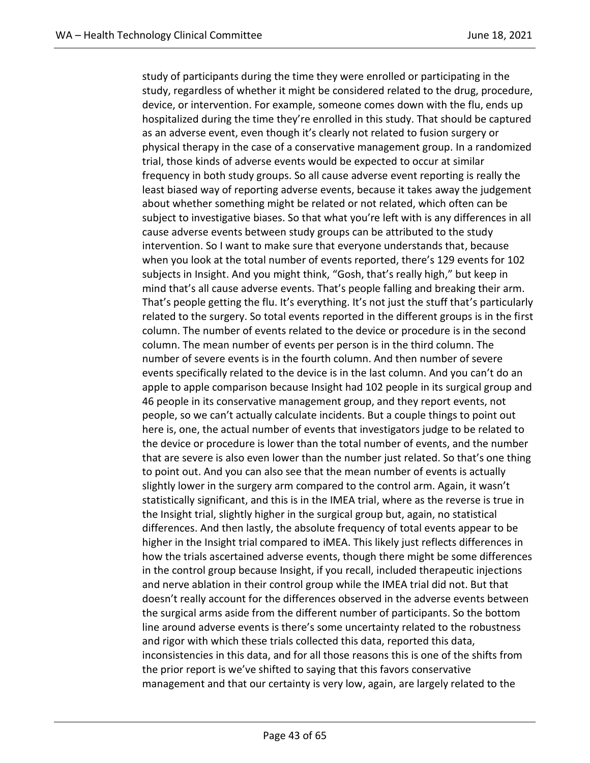study of participants during the time they were enrolled or participating in the study, regardless of whether it might be considered related to the drug, procedure, device, or intervention. For example, someone comes down with the flu, ends up hospitalized during the time they're enrolled in this study. That should be captured as an adverse event, even though it's clearly not related to fusion surgery or physical therapy in the case of a conservative management group. In a randomized trial, those kinds of adverse events would be expected to occur at similar frequency in both study groups. So all cause adverse event reporting is really the least biased way of reporting adverse events, because it takes away the judgement about whether something might be related or not related, which often can be subject to investigative biases. So that what you're left with is any differences in all cause adverse events between study groups can be attributed to the study intervention. So I want to make sure that everyone understands that, because when you look at the total number of events reported, there's 129 events for 102 subjects in Insight. And you might think, "Gosh, that's really high," but keep in mind that's all cause adverse events. That's people falling and breaking their arm. That's people getting the flu. It's everything. It's not just the stuff that's particularly related to the surgery. So total events reported in the different groups is in the first column. The number of events related to the device or procedure is in the second column. The mean number of events per person is in the third column. The number of severe events is in the fourth column. And then number of severe events specifically related to the device is in the last column. And you can't do an apple to apple comparison because Insight had 102 people in its surgical group and 46 people in its conservative management group, and they report events, not people, so we can't actually calculate incidents. But a couple things to point out here is, one, the actual number of events that investigators judge to be related to the device or procedure is lower than the total number of events, and the number that are severe is also even lower than the number just related. So that's one thing to point out. And you can also see that the mean number of events is actually slightly lower in the surgery arm compared to the control arm. Again, it wasn't statistically significant, and this is in the IMEA trial, where as the reverse is true in the Insight trial, slightly higher in the surgical group but, again, no statistical differences. And then lastly, the absolute frequency of total events appear to be higher in the Insight trial compared to iMEA. This likely just reflects differences in how the trials ascertained adverse events, though there might be some differences in the control group because Insight, if you recall, included therapeutic injections and nerve ablation in their control group while the IMEA trial did not. But that doesn't really account for the differences observed in the adverse events between the surgical arms aside from the different number of participants. So the bottom line around adverse events is there's some uncertainty related to the robustness and rigor with which these trials collected this data, reported this data, inconsistencies in this data, and for all those reasons this is one of the shifts from the prior report is we've shifted to saying that this favors conservative management and that our certainty is very low, again, are largely related to the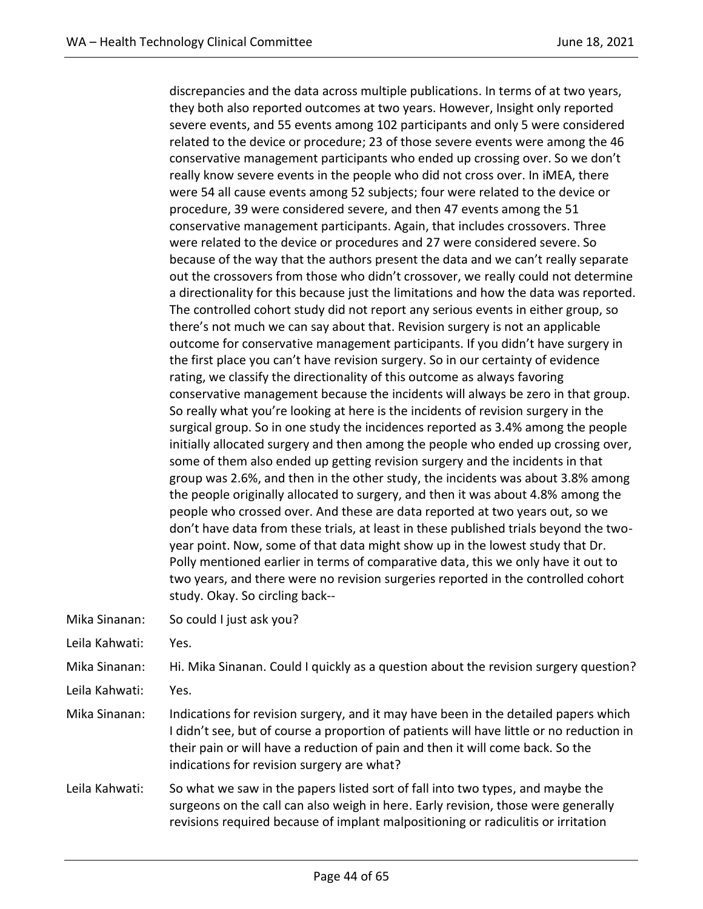discrepancies and the data across multiple publications. In terms of at two years, they both also reported outcomes at two years. However, Insight only reported severe events, and 55 events among 102 participants and only 5 were considered related to the device or procedure; 23 of those severe events were among the 46 conservative management participants who ended up crossing over. So we don't really know severe events in the people who did not cross over. In iMEA, there were 54 all cause events among 52 subjects; four were related to the device or procedure, 39 were considered severe, and then 47 events among the 51 conservative management participants. Again, that includes crossovers. Three were related to the device or procedures and 27 were considered severe. So because of the way that the authors present the data and we can't really separate out the crossovers from those who didn't crossover, we really could not determine a directionality for this because just the limitations and how the data was reported. The controlled cohort study did not report any serious events in either group, so there's not much we can say about that. Revision surgery is not an applicable outcome for conservative management participants. If you didn't have surgery in the first place you can't have revision surgery. So in our certainty of evidence rating, we classify the directionality of this outcome as always favoring conservative management because the incidents will always be zero in that group. So really what you're looking at here is the incidents of revision surgery in the surgical group. So in one study the incidences reported as 3.4% among the people initially allocated surgery and then among the people who ended up crossing over, some of them also ended up getting revision surgery and the incidents in that group was 2.6%, and then in the other study, the incidents was about 3.8% among the people originally allocated to surgery, and then it was about 4.8% among the people who crossed over. And these are data reported at two years out, so we don't have data from these trials, at least in these published trials beyond the two-year point. Now, some of that data might show up in the lowest study that Dr. Polly mentioned earlier in terms of comparative data, this we only have it out to two years, and there were no revision surgeries reported in the controlled cohort study. Okay. So circling back--

Mika Sinanan: So could I just ask you?

Leila Kahwati: Yes.

Mika Sinanan: Hi. Mika Sinanan. Could I quickly as a question about the revision surgery question?

Leila Kahwati: Yes.

Mika Sinanan: Indications for revision surgery, and it may have been in the detailed papers which I didn't see, but of course a proportion of patients will have little or no reduction in their pain or will have a reduction of pain and then it will come back. So the indications for revision surgery are what?

Leila Kahwati: So what we saw in the papers listed sort of fall into two types, and maybe the surgeons on the call can also weigh in here. Early revision, those were generally revisions required because of implant malpositioning or radiculitis or irritation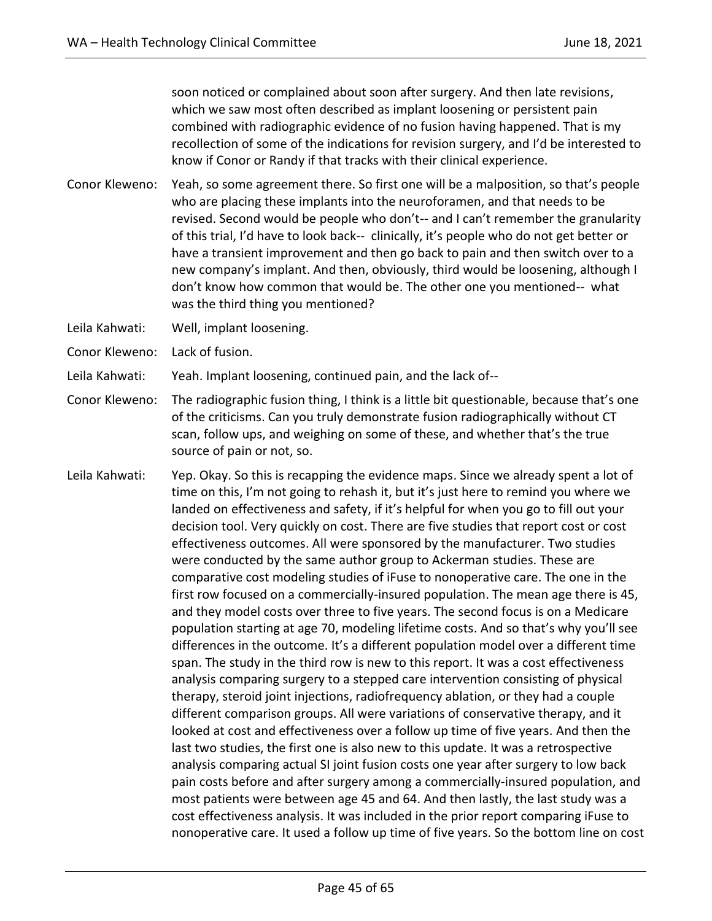soon noticed or complained about soon after surgery. And then late revisions, which we saw most often described as implant loosening or persistent pain combined with radiographic evidence of no fusion having happened. That is my recollection of some of the indications for revision surgery, and I'd be interested to know if Conor or Randy if that tracks with their clinical experience.

Conor Kleweno: Yeah, so some agreement there. So first one will be a malposition, so that's people who are placing these implants into the neuroforamen, and that needs to be revised. Second would be people who don't-- and I can't remember the granularity of this trial, I'd have to look back-- clinically, it's people who do not get better or have a transient improvement and then go back to pain and then switch over to a new company's implant. And then, obviously, third would be loosening, although I don't know how common that would be. The other one you mentioned-- what was the third thing you mentioned?

Leila Kahwati: Well, implant loosening.

Conor Kleweno: Lack of fusion.

Leila Kahwati: Yeah. Implant loosening, continued pain, and the lack of--

Conor Kleweno: The radiographic fusion thing, I think is a little bit questionable, because that's one of the criticisms. Can you truly demonstrate fusion radiographically without CT scan, follow ups, and weighing on some of these, and whether that's the true source of pain or not, so.

Leila Kahwati: Yep. Okay. So this is recapping the evidence maps. Since we already spent a lot of time on this, I'm not going to rehash it, but it's just here to remind you where we landed on effectiveness and safety, if it's helpful for when you go to fill out your decision tool. Very quickly on cost. There are five studies that report cost or cost effectiveness outcomes. All were sponsored by the manufacturer. Two studies were conducted by the same author group to Ackerman studies. These are comparative cost modeling studies of iFuse to nonoperative care. The one in the first row focused on a commercially-insured population. The mean age there is 45, and they model costs over three to five years. The second focus is on a Medicare population starting at age 70, modeling lifetime costs. And so that's why you'll see differences in the outcome. It's a different population model over a different time span. The study in the third row is new to this report. It was a cost effectiveness analysis comparing surgery to a stepped care intervention consisting of physical therapy, steroid joint injections, radiofrequency ablation, or they had a couple different comparison groups. All were variations of conservative therapy, and it looked at cost and effectiveness over a follow up time of five years. And then the last two studies, the first one is also new to this update. It was a retrospective analysis comparing actual SI joint fusion costs one year after surgery to low back pain costs before and after surgery among a commercially-insured population, and most patients were between age 45 and 64. And then lastly, the last study was a cost effectiveness analysis. It was included in the prior report comparing iFuse to nonoperative care. It used a follow up time of five years. So the bottom line on cost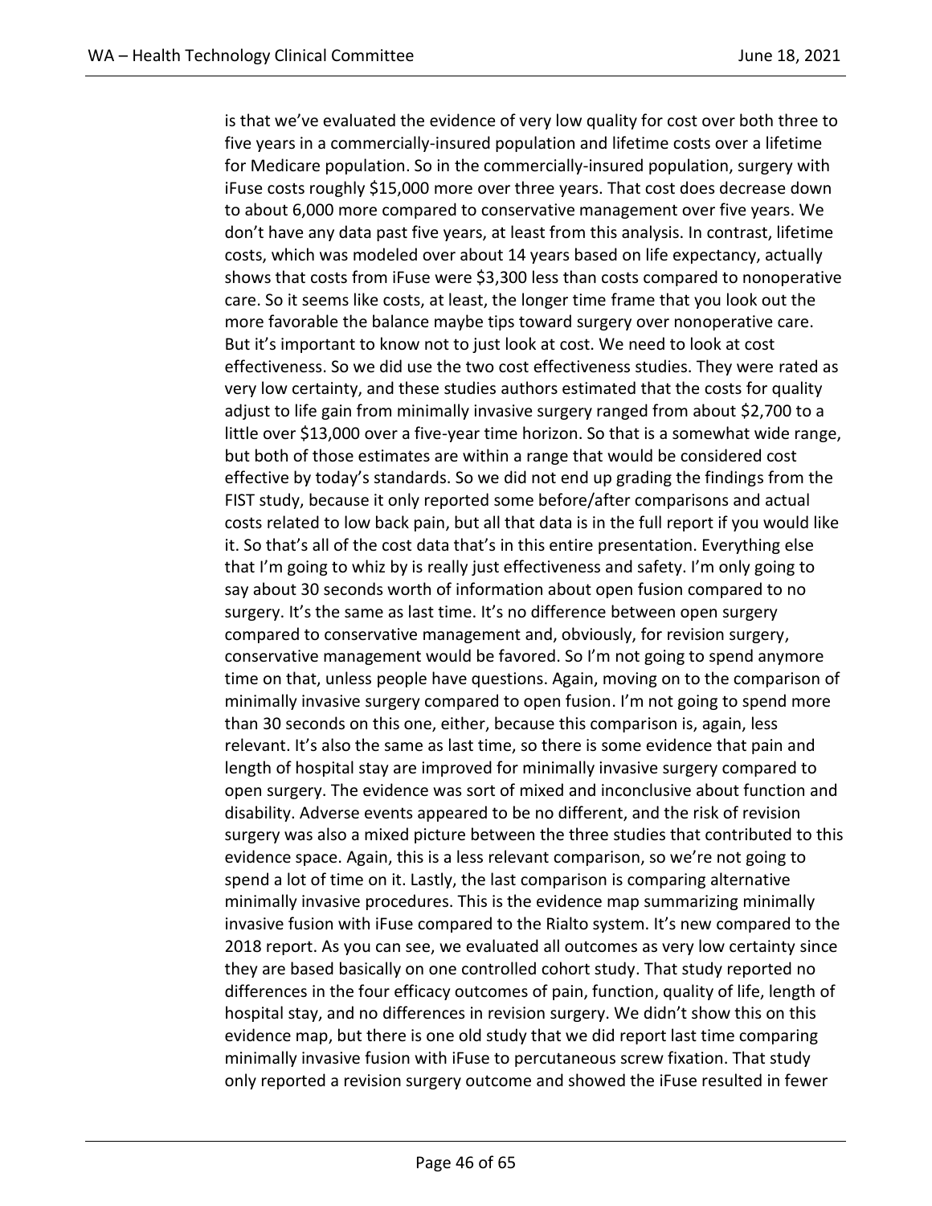is that we've evaluated the evidence of very low quality for cost over both three to five years in a commercially-insured population and lifetime costs over a lifetime for Medicare population. So in the commercially-insured population, surgery with iFuse costs roughly $15,000 more over three years. That cost does decrease down to about 6,000 more compared to conservative management over five years. We don't have any data past five years, at least from this analysis. In contrast, lifetime costs, which was modeled over about 14 years based on life expectancy, actually shows that costs from iFuse were $3,300 less than costs compared to nonoperative care. So it seems like costs, at least, the longer time frame that you look out the more favorable the balance maybe tips toward surgery over nonoperative care. But it's important to know not to just look at cost. We need to look at cost effectiveness. So we did use the two cost effectiveness studies. They were rated as very low certainty, and these studies authors estimated that the costs for quality adjust to life gain from minimally invasive surgery ranged from about $2,700 to a little over $13,000 over a five-year time horizon. So that is a somewhat wide range, but both of those estimates are within a range that would be considered cost effective by today's standards. So we did not end up grading the findings from the FIST study, because it only reported some before/after comparisons and actual costs related to low back pain, but all that data is in the full report if you would like it. So that's all of the cost data that's in this entire presentation. Everything else that I'm going to whiz by is really just effectiveness and safety. I'm only going to say about 30 seconds worth of information about open fusion compared to no surgery. It's the same as last time. It's no difference between open surgery compared to conservative management and, obviously, for revision surgery, conservative management would be favored. So I'm not going to spend anymore time on that, unless people have questions. Again, moving on to the comparison of minimally invasive surgery compared to open fusion. I'm not going to spend more than 30 seconds on this one, either, because this comparison is, again, less relevant. It's also the same as last time, so there is some evidence that pain and length of hospital stay are improved for minimally invasive surgery compared to open surgery. The evidence was sort of mixed and inconclusive about function and disability. Adverse events appeared to be no different, and the risk of revision surgery was also a mixed picture between the three studies that contributed to this evidence space. Again, this is a less relevant comparison, so we're not going to spend a lot of time on it. Lastly, the last comparison is comparing alternative minimally invasive procedures. This is the evidence map summarizing minimally invasive fusion with iFuse compared to the Rialto system. It's new compared to the 2018 report. As you can see, we evaluated all outcomes as very low certainty since they are based basically on one controlled cohort study. That study reported no differences in the four efficacy outcomes of pain, function, quality of life, length of hospital stay, and no differences in revision surgery. We didn't show this on this evidence map, but there is one old study that we did report last time comparing minimally invasive fusion with iFuse to percutaneous screw fixation. That study only reported a revision surgery outcome and showed the iFuse resulted in fewer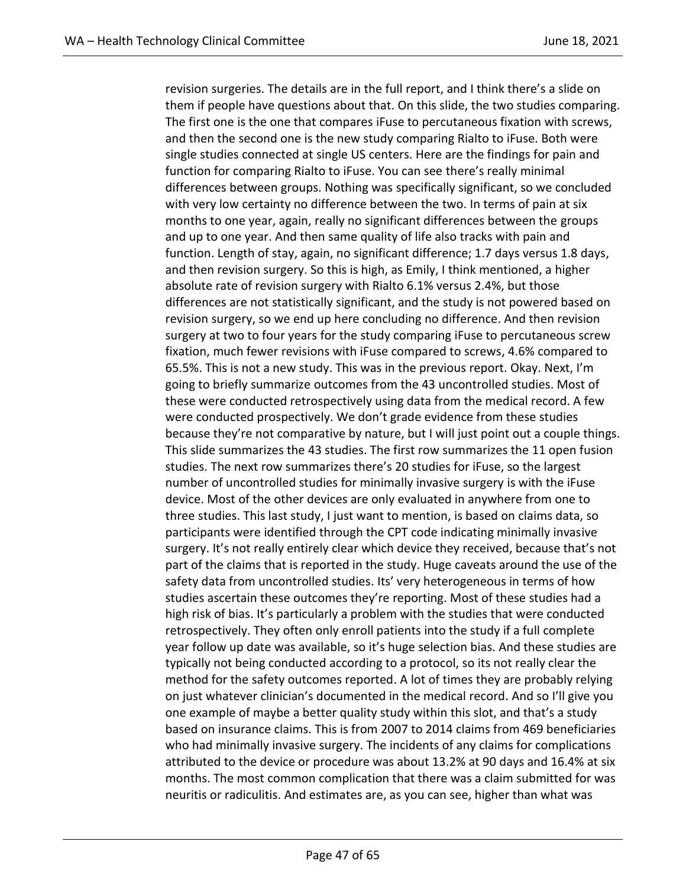revision surgeries. The details are in the full report, and I think there's a slide on them if people have questions about that. On this slide, the two studies comparing. The first one is the one that compares iFuse to percutaneous fixation with screws, and then the second one is the new study comparing Rialto to iFuse. Both were single studies connected at single US centers. Here are the findings for pain and function for comparing Rialto to iFuse. You can see there's really minimal differences between groups. Nothing was specifically significant, so we concluded with very low certainty no difference between the two. In terms of pain at six months to one year, again, really no significant differences between the groups and up to one year. And then same quality of life also tracks with pain and function. Length of stay, again, no significant difference; 1.7 days versus 1.8 days, and then revision surgery. So this is high, as Emily, I think mentioned, a higher absolute rate of revision surgery with Rialto 6.1% versus 2.4%, but those differences are not statistically significant, and the study is not powered based on revision surgery, so we end up here concluding no difference. And then revision surgery at two to four years for the study comparing iFuse to percutaneous screw fixation, much fewer revisions with iFuse compared to screws, 4.6% compared to 65.5%. This is not a new study. This was in the previous report. Okay. Next, I'm going to briefly summarize outcomes from the 43 uncontrolled studies. Most of these were conducted retrospectively using data from the medical record. A few were conducted prospectively. We don't grade evidence from these studies because they're not comparative by nature, but I will just point out a couple things. This slide summarizes the 43 studies. The first row summarizes the 11 open fusion studies. The next row summarizes there's 20 studies for iFuse, so the largest number of uncontrolled studies for minimally invasive surgery is with the iFuse device. Most of the other devices are only evaluated in anywhere from one to three studies. This last study, I just want to mention, is based on claims data, so participants were identified through the CPT code indicating minimally invasive surgery. It's not really entirely clear which device they received, because that's not part of the claims that is reported in the study. Huge caveats around the use of the safety data from uncontrolled studies. Its' very heterogeneous in terms of how studies ascertain these outcomes they're reporting. Most of these studies had a high risk of bias. It's particularly a problem with the studies that were conducted retrospectively. They often only enroll patients into the study if a full complete year follow up date was available, so it's huge selection bias. And these studies are typically not being conducted according to a protocol, so its not really clear the method for the safety outcomes reported. A lot of times they are probably relying on just whatever clinician's documented in the medical record. And so I'll give you one example of maybe a better quality study within this slot, and that's a study based on insurance claims. This is from 2007 to 2014 claims from 469 beneficiaries who had minimally invasive surgery. The incidents of any claims for complications attributed to the device or procedure was about 13.2% at 90 days and 16.4% at six months. The most common complication that there was a claim submitted for was neuritis or radiculitis. And estimates are, as you can see, higher than what was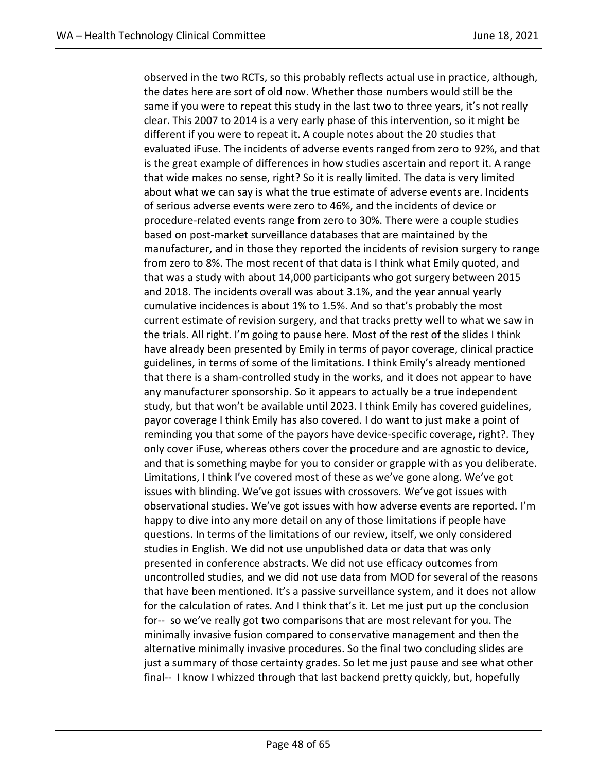observed in the two RCTs, so this probably reflects actual use in practice, although, the dates here are sort of old now. Whether those numbers would still be the same if you were to repeat this study in the last two to three years, it's not really clear. This 2007 to 2014 is a very early phase of this intervention, so it might be different if you were to repeat it. A couple notes about the 20 studies that evaluated iFuse. The incidents of adverse events ranged from zero to 92%, and that is the great example of differences in how studies ascertain and report it. A range that wide makes no sense, right? So it is really limited. The data is very limited about what we can say is what the true estimate of adverse events are. Incidents of serious adverse events were zero to 46%, and the incidents of device or procedure-related events range from zero to 30%. There were a couple studies based on post-market surveillance databases that are maintained by the manufacturer, and in those they reported the incidents of revision surgery to range from zero to 8%. The most recent of that data is I think what Emily quoted, and that was a study with about 14,000 participants who got surgery between 2015 and 2018. The incidents overall was about 3.1%, and the year annual yearly cumulative incidences is about 1% to 1.5%. And so that's probably the most current estimate of revision surgery, and that tracks pretty well to what we saw in the trials. All right. I'm going to pause here. Most of the rest of the slides I think have already been presented by Emily in terms of payor coverage, clinical practice guidelines, in terms of some of the limitations. I think Emily's already mentioned that there is a sham-controlled study in the works, and it does not appear to have any manufacturer sponsorship. So it appears to actually be a true independent study, but that won't be available until 2023. I think Emily has covered guidelines, payor coverage I think Emily has also covered. I do want to just make a point of reminding you that some of the payors have device-specific coverage, right?. They only cover iFuse, whereas others cover the procedure and are agnostic to device, and that is something maybe for you to consider or grapple with as you deliberate. Limitations, I think I've covered most of these as we've gone along. We've got issues with blinding. We've got issues with crossovers. We've got issues with observational studies. We've got issues with how adverse events are reported. I'm happy to dive into any more detail on any of those limitations if people have questions. In terms of the limitations of our review, itself, we only considered studies in English. We did not use unpublished data or data that was only presented in conference abstracts. We did not use efficacy outcomes from uncontrolled studies, and we did not use data from MOD for several of the reasons that have been mentioned. It's a passive surveillance system, and it does not allow for the calculation of rates. And I think that's it. Let me just put up the conclusion for-- so we've really got two comparisons that are most relevant for you. The minimally invasive fusion compared to conservative management and then the alternative minimally invasive procedures. So the final two concluding slides are just a summary of those certainty grades. So let me just pause and see what other final-- I know I whizzed through that last backend pretty quickly, but, hopefully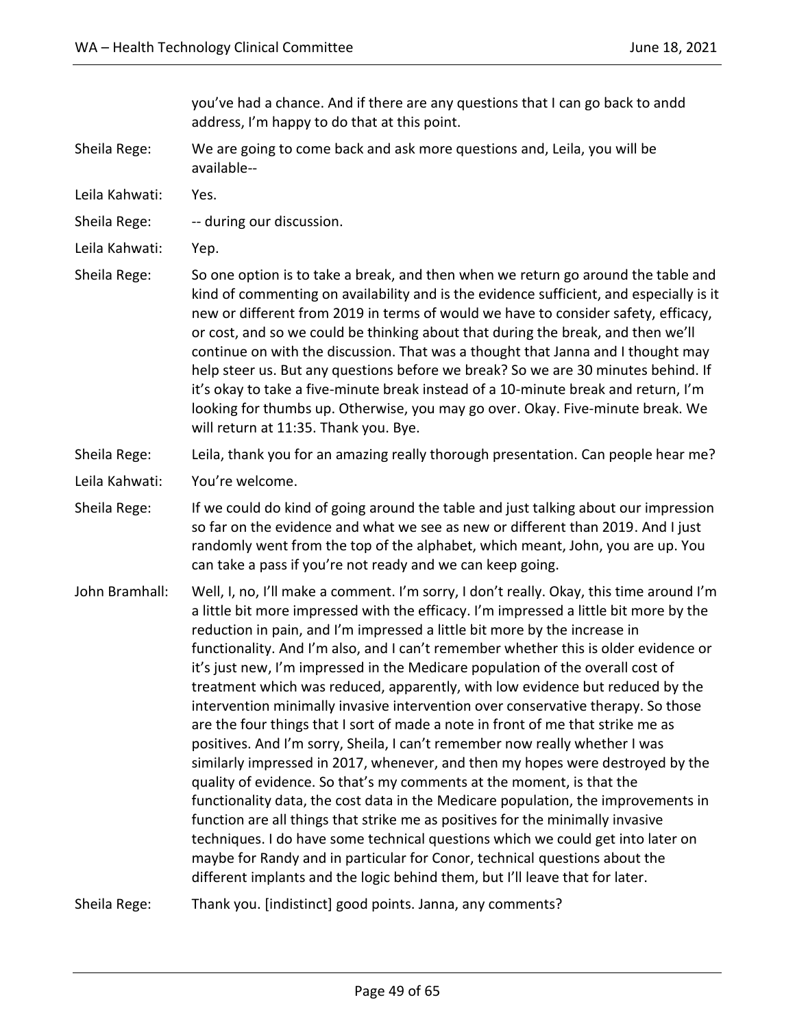you've had a chance. And if there are any questions that I can go back to andd address, I'm happy to do that at this point.

Sheila Rege: We are going to come back and ask more questions and, Leila, you will be available--

Leila Kahwati: Yes.

Sheila Rege: -- during our discussion.

Leila Kahwati: Yep.

Sheila Rege: So one option is to take a break, and then when we return go around the table and kind of commenting on availability and is the evidence sufficient, and especially is it new or different from 2019 in terms of would we have to consider safety, efficacy, or cost, and so we could be thinking about that during the break, and then we'll continue on with the discussion. That was a thought that Janna and I thought may help steer us. But any questions before we break? So we are 30 minutes behind. If it's okay to take a five-minute break instead of a 10-minute break and return, I'm looking for thumbs up. Otherwise, you may go over. Okay. Five-minute break. We will return at 11:35. Thank you. Bye.

Sheila Rege: Leila, thank you for an amazing really thorough presentation. Can people hear me?

Leila Kahwati: You're welcome.

Sheila Rege: If we could do kind of going around the table and just talking about our impression so far on the evidence and what we see as new or different than 2019. And I just randomly went from the top of the alphabet, which meant, John, you are up. You can take a pass if you're not ready and we can keep going.

John Bramhall: Well, I, no, I'll make a comment. I'm sorry, I don't really. Okay, this time around I'm a little bit more impressed with the efficacy. I'm impressed a little bit more by the reduction in pain, and I'm impressed a little bit more by the increase in functionality. And I'm also, and I can't remember whether this is older evidence or it's just new, I'm impressed in the Medicare population of the overall cost of treatment which was reduced, apparently, with low evidence but reduced by the intervention minimally invasive intervention over conservative therapy. So those are the four things that I sort of made a note in front of me that strike me as positives. And I'm sorry, Sheila, I can't remember now really whether I was similarly impressed in 2017, whenever, and then my hopes were destroyed by the quality of evidence. So that's my comments at the moment, is that the functionality data, the cost data in the Medicare population, the improvements in function are all things that strike me as positives for the minimally invasive techniques. I do have some technical questions which we could get into later on maybe for Randy and in particular for Conor, technical questions about the different implants and the logic behind them, but I'll leave that for later.

Sheila Rege: Thank you. [indistinct] good points. Janna, any comments?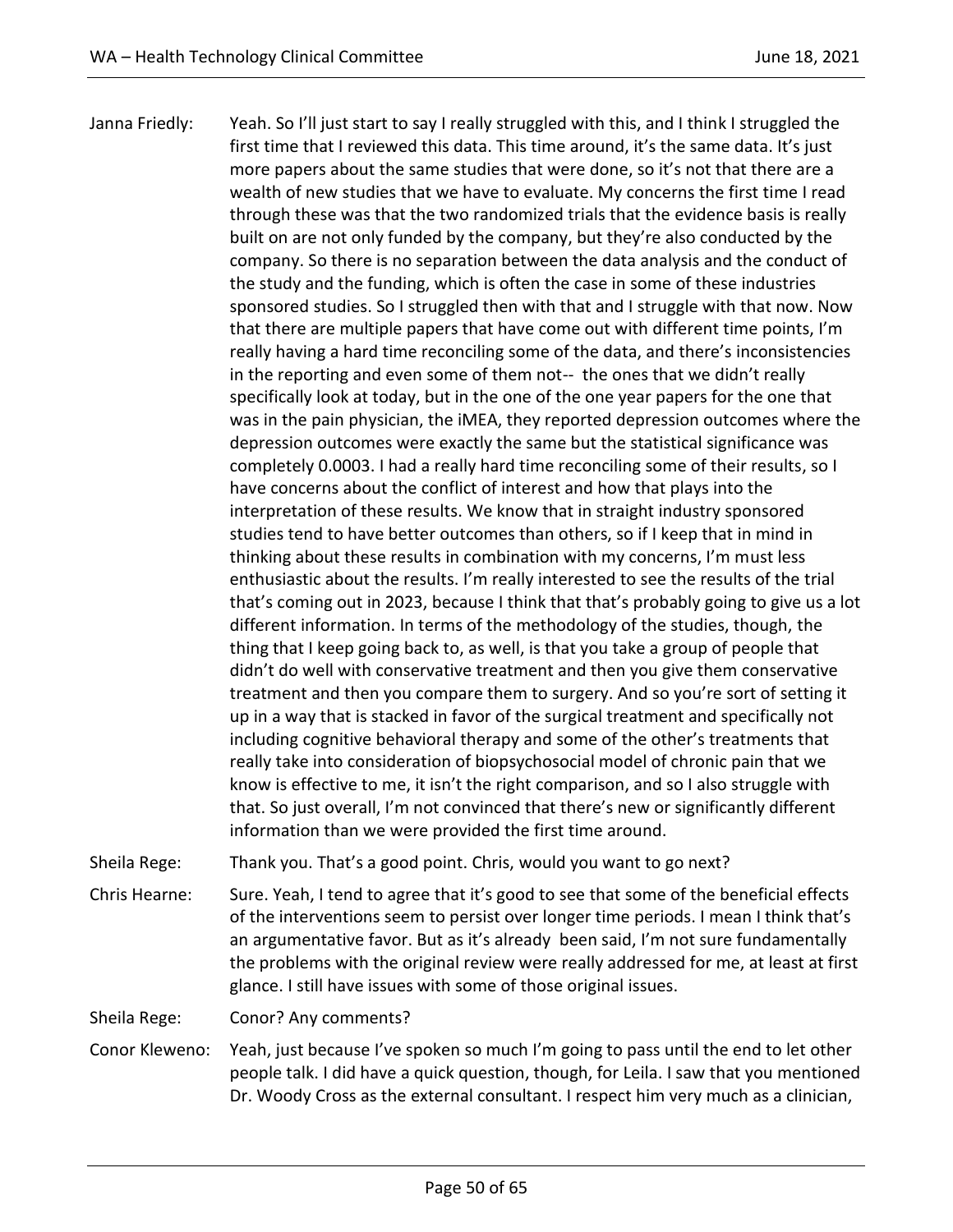Janna Friedly: Yeah. So I'll just start to say I really struggled with this, and I think I struggled the first time that I reviewed this data. This time around, it's the same data. It's just more papers about the same studies that were done, so it's not that there are a wealth of new studies that we have to evaluate. My concerns the first time I read through these was that the two randomized trials that the evidence basis is really built on are not only funded by the company, but they're also conducted by the company. So there is no separation between the data analysis and the conduct of the study and the funding, which is often the case in some of these industries sponsored studies. So I struggled then with that and I struggle with that now. Now that there are multiple papers that have come out with different time points, I'm really having a hard time reconciling some of the data, and there's inconsistencies in the reporting and even some of them not-- the ones that we didn't really specifically look at today, but in the one of the one year papers for the one that was in the pain physician, the iMEA, they reported depression outcomes where the depression outcomes were exactly the same but the statistical significance was completely 0.0003. I had a really hard time reconciling some of their results, so I have concerns about the conflict of interest and how that plays into the interpretation of these results. We know that in straight industry sponsored studies tend to have better outcomes than others, so if I keep that in mind in thinking about these results in combination with my concerns, I'm must less enthusiastic about the results. I'm really interested to see the results of the trial that's coming out in 2023, because I think that that's probably going to give us a lot different information. In terms of the methodology of the studies, though, the thing that I keep going back to, as well, is that you take a group of people that didn't do well with conservative treatment and then you give them conservative treatment and then you compare them to surgery. And so you're sort of setting it up in a way that is stacked in favor of the surgical treatment and specifically not including cognitive behavioral therapy and some of the other's treatments that really take into consideration of biopsychosocial model of chronic pain that we know is effective to me, it isn't the right comparison, and so I also struggle with that. So just overall, I'm not convinced that there's new or significantly different information than we were provided the first time around.

Sheila Rege: Thank you. That's a good point. Chris, would you want to go next?

Chris Hearne: Sure. Yeah, I tend to agree that it's good to see that some of the beneficial effects of the interventions seem to persist over longer time periods. I mean I think that's an argumentative favor. But as it's already been said, I'm not sure fundamentally the problems with the original review were really addressed for me, at least at first glance. I still have issues with some of those original issues.

Sheila Rege: Conor? Any comments?

Conor Kleweno: Yeah, just because I've spoken so much I'm going to pass until the end to let other people talk. I did have a quick question, though, for Leila. I saw that you mentioned Dr. Woody Cross as the external consultant. I respect him very much as a clinician,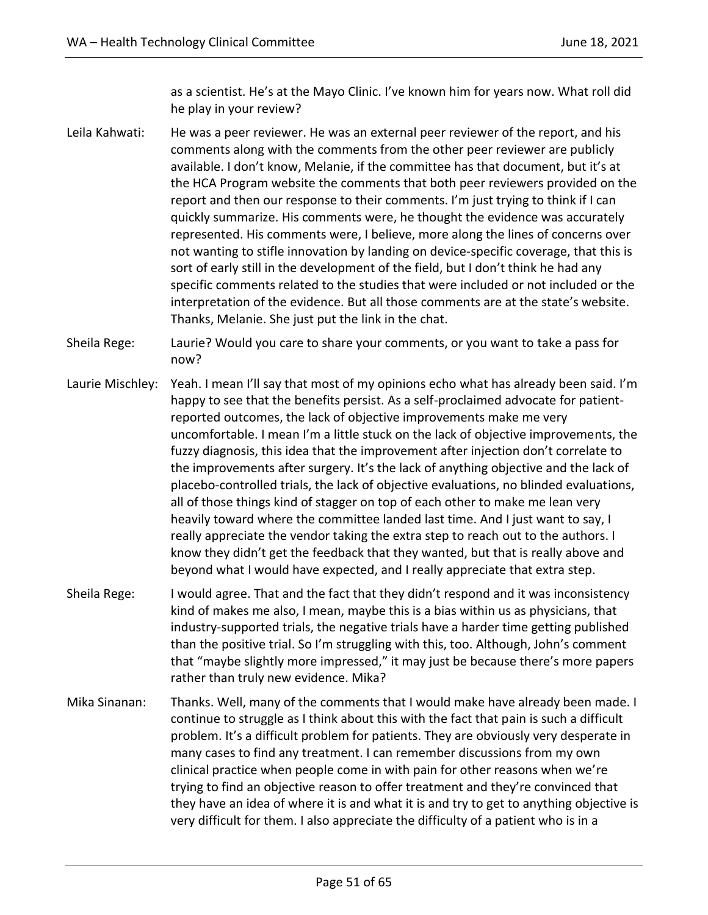as a scientist. He's at the Mayo Clinic. I've known him for years now. What roll did he play in your review?

Leila Kahwati: He was a peer reviewer. He was an external peer reviewer of the report, and his comments along with the comments from the other peer reviewer are publicly available. I don't know, Melanie, if the committee has that document, but it's at the HCA Program website the comments that both peer reviewers provided on the report and then our response to their comments. I'm just trying to think if I can quickly summarize. His comments were, he thought the evidence was accurately represented. His comments were, I believe, more along the lines of concerns over not wanting to stifle innovation by landing on device-specific coverage, that this is sort of early still in the development of the field, but I don't think he had any specific comments related to the studies that were included or not included or the interpretation of the evidence. But all those comments are at the state's website. Thanks, Melanie. She just put the link in the chat.

Sheila Rege: Laurie? Would you care to share your comments, or you want to take a pass for now?

Laurie Mischley: Yeah. I mean I'll say that most of my opinions echo what has already been said. I'm happy to see that the benefits persist. As a self-proclaimed advocate for patient-reported outcomes, the lack of objective improvements make me very uncomfortable. I mean I'm a little stuck on the lack of objective improvements, the fuzzy diagnosis, this idea that the improvement after injection don't correlate to the improvements after surgery. It's the lack of anything objective and the lack of placebo-controlled trials, the lack of objective evaluations, no blinded evaluations, all of those things kind of stagger on top of each other to make me lean very heavily toward where the committee landed last time. And I just want to say, I really appreciate the vendor taking the extra step to reach out to the authors. I know they didn't get the feedback that they wanted, but that is really above and beyond what I would have expected, and I really appreciate that extra step.

Sheila Rege: I would agree. That and the fact that they didn't respond and it was inconsistency kind of makes me also, I mean, maybe this is a bias within us as physicians, that industry-supported trials, the negative trials have a harder time getting published than the positive trial. So I'm struggling with this, too. Although, John's comment that "maybe slightly more impressed," it may just be because there's more papers rather than truly new evidence. Mika?

Mika Sinanan: Thanks. Well, many of the comments that I would make have already been made. I continue to struggle as I think about this with the fact that pain is such a difficult problem. It's a difficult problem for patients. They are obviously very desperate in many cases to find any treatment. I can remember discussions from my own clinical practice when people come in with pain for other reasons when we're trying to find an objective reason to offer treatment and they're convinced that they have an idea of where it is and what it is and try to get to anything objective is very difficult for them. I also appreciate the difficulty of a patient who is in a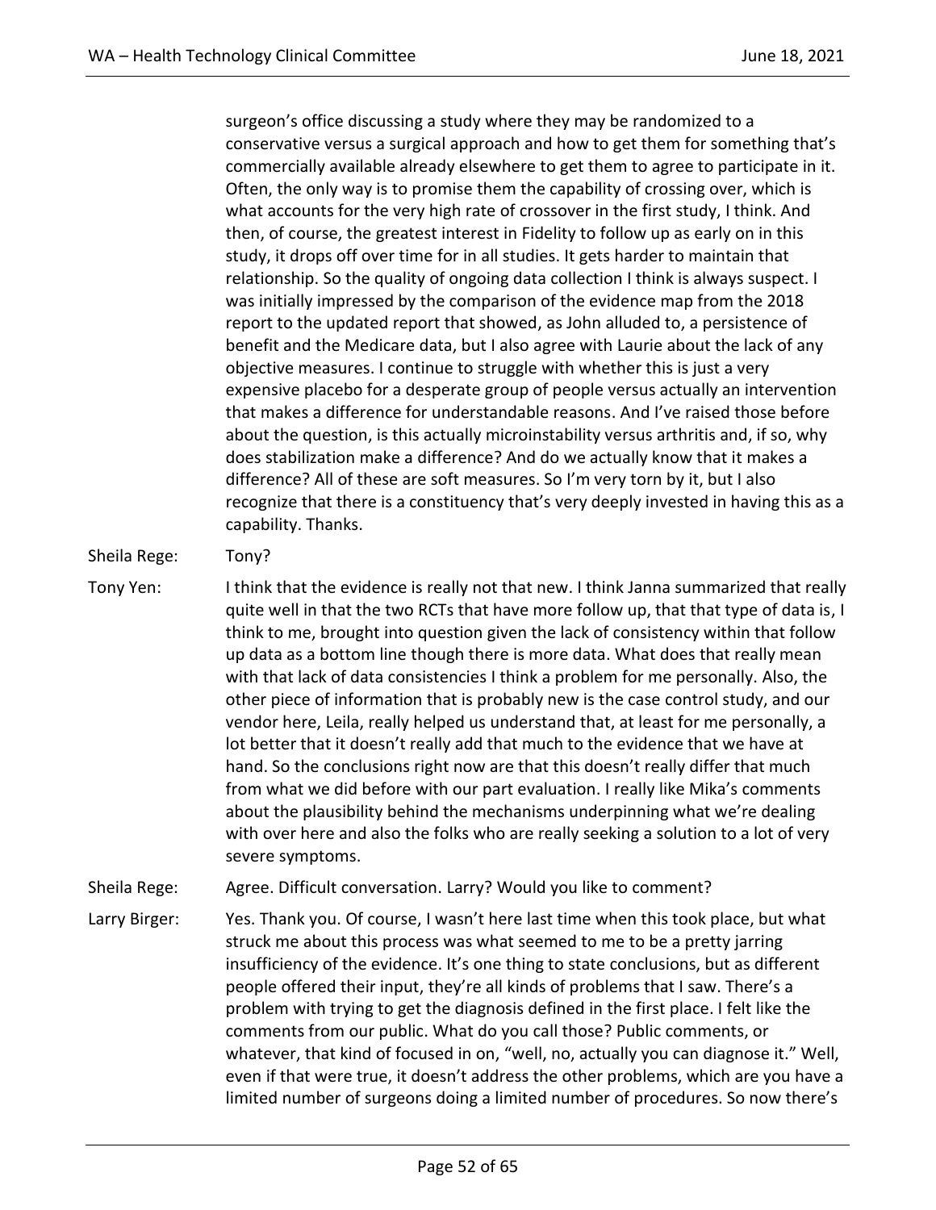surgeon's office discussing a study where they may be randomized to a conservative versus a surgical approach and how to get them for something that's commercially available already elsewhere to get them to agree to participate in it. Often, the only way is to promise them the capability of crossing over, which is what accounts for the very high rate of crossover in the first study, I think. And then, of course, the greatest interest in Fidelity to follow up as early on in this study, it drops off over time for in all studies. It gets harder to maintain that relationship. So the quality of ongoing data collection I think is always suspect. I was initially impressed by the comparison of the evidence map from the 2018 report to the updated report that showed, as John alluded to, a persistence of benefit and the Medicare data, but I also agree with Laurie about the lack of any objective measures. I continue to struggle with whether this is just a very expensive placebo for a desperate group of people versus actually an intervention that makes a difference for understandable reasons. And I've raised those before about the question, is this actually microinstability versus arthritis and, if so, why does stabilization make a difference? And do we actually know that it makes a difference? All of these are soft measures. So I'm very torn by it, but I also recognize that there is a constituency that's very deeply invested in having this as a capability. Thanks.

Sheila Rege: Tony?

Tony Yen: I think that the evidence is really not that new. I think Janna summarized that really quite well in that the two RCTs that have more follow up, that that type of data is, I think to me, brought into question given the lack of consistency within that follow up data as a bottom line though there is more data. What does that really mean with that lack of data consistencies I think a problem for me personally. Also, the other piece of information that is probably new is the case control study, and our vendor here, Leila, really helped us understand that, at least for me personally, a lot better that it doesn't really add that much to the evidence that we have at hand. So the conclusions right now are that this doesn't really differ that much from what we did before with our part evaluation. I really like Mika's comments about the plausibility behind the mechanisms underpinning what we're dealing with over here and also the folks who are really seeking a solution to a lot of very severe symptoms.

Sheila Rege: Agree. Difficult conversation. Larry? Would you like to comment?

Larry Birger: Yes. Thank you. Of course, I wasn't here last time when this took place, but what struck me about this process was what seemed to me to be a pretty jarring insufficiency of the evidence. It's one thing to state conclusions, but as different people offered their input, they're all kinds of problems that I saw. There's a problem with trying to get the diagnosis defined in the first place. I felt like the comments from our public. What do you call those? Public comments, or whatever, that kind of focused in on, "well, no, actually you can diagnose it." Well, even if that were true, it doesn't address the other problems, which are you have a limited number of surgeons doing a limited number of procedures. So now there's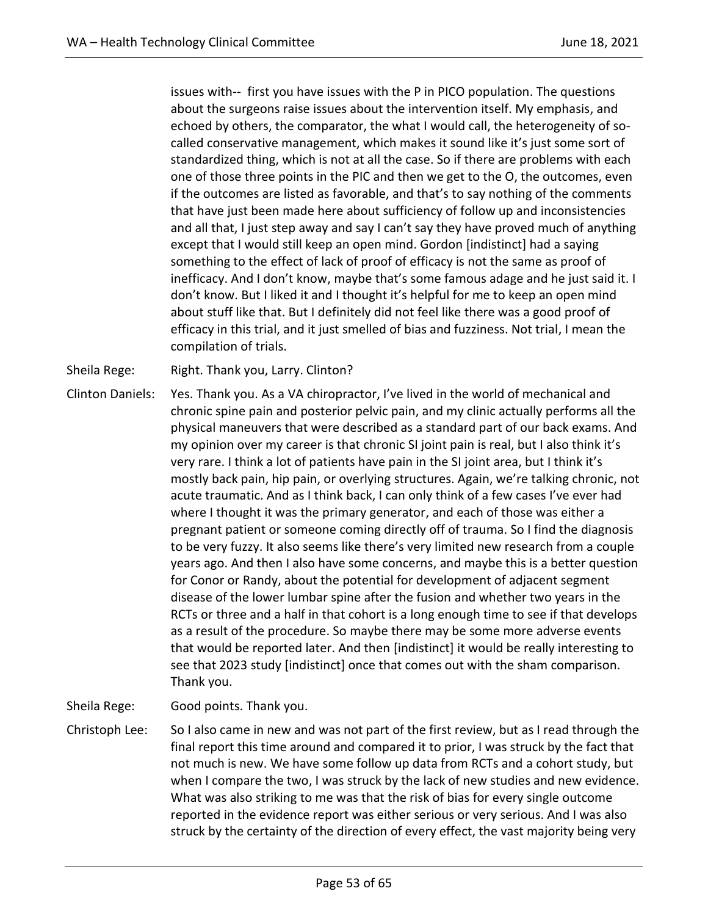issues with-- first you have issues with the P in PICO population. The questions about the surgeons raise issues about the intervention itself. My emphasis, and echoed by others, the comparator, the what I would call, the heterogeneity of so-called conservative management, which makes it sound like it's just some sort of standardized thing, which is not at all the case. So if there are problems with each one of those three points in the PIC and then we get to the O, the outcomes, even if the outcomes are listed as favorable, and that's to say nothing of the comments that have just been made here about sufficiency of follow up and inconsistencies and all that, I just step away and say I can't say they have proved much of anything except that I would still keep an open mind. Gordon [indistinct] had a saying something to the effect of lack of proof of efficacy is not the same as proof of inefficacy. And I don't know, maybe that's some famous adage and he just said it. I don't know. But I liked it and I thought it's helpful for me to keep an open mind about stuff like that. But I definitely did not feel like there was a good proof of efficacy in this trial, and it just smelled of bias and fuzziness. Not trial, I mean the compilation of trials.

Sheila Rege: Right. Thank you, Larry. Clinton?

Clinton Daniels: Yes. Thank you. As a VA chiropractor, I've lived in the world of mechanical and chronic spine pain and posterior pelvic pain, and my clinic actually performs all the physical maneuvers that were described as a standard part of our back exams. And my opinion over my career is that chronic SI joint pain is real, but I also think it's very rare. I think a lot of patients have pain in the SI joint area, but I think it's mostly back pain, hip pain, or overlying structures. Again, we're talking chronic, not acute traumatic. And as I think back, I can only think of a few cases I've ever had where I thought it was the primary generator, and each of those was either a pregnant patient or someone coming directly off of trauma. So I find the diagnosis to be very fuzzy. It also seems like there's very limited new research from a couple years ago. And then I also have some concerns, and maybe this is a better question for Conor or Randy, about the potential for development of adjacent segment disease of the lower lumbar spine after the fusion and whether two years in the RCTs or three and a half in that cohort is a long enough time to see if that develops as a result of the procedure. So maybe there may be some more adverse events that would be reported later. And then [indistinct] it would be really interesting to see that 2023 study [indistinct] once that comes out with the sham comparison. Thank you.

Sheila Rege: Good points. Thank you.

Christoph Lee: So I also came in new and was not part of the first review, but as I read through the final report this time around and compared it to prior, I was struck by the fact that not much is new. We have some follow up data from RCTs and a cohort study, but when I compare the two, I was struck by the lack of new studies and new evidence. What was also striking to me was that the risk of bias for every single outcome reported in the evidence report was either serious or very serious. And I was also struck by the certainty of the direction of every effect, the vast majority being very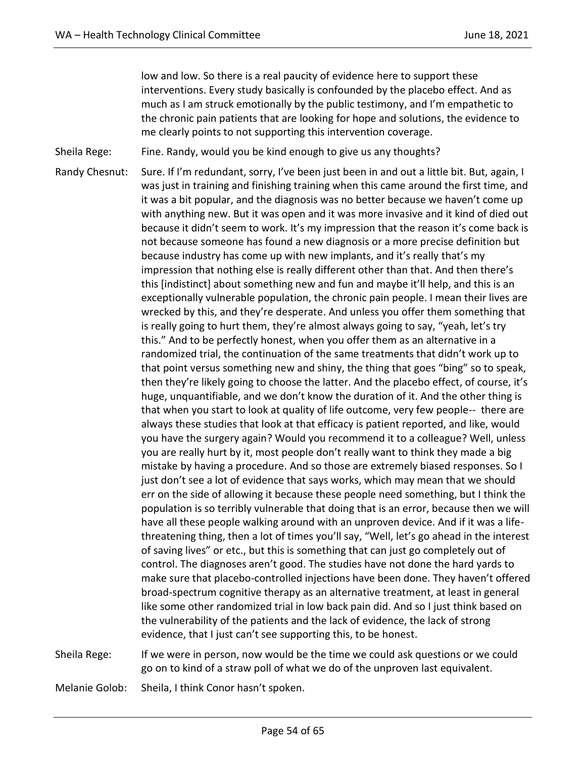low and low. So there is a real paucity of evidence here to support these interventions. Every study basically is confounded by the placebo effect. And as much as I am struck emotionally by the public testimony, and I'm empathetic to the chronic pain patients that are looking for hope and solutions, the evidence to me clearly points to not supporting this intervention coverage.

Sheila Rege: Fine. Randy, would you be kind enough to give us any thoughts?

Randy Chesnut: Sure. If I'm redundant, sorry, I've been just been in and out a little bit. But, again, I was just in training and finishing training when this came around the first time, and it was a bit popular, and the diagnosis was no better because we haven't come up with anything new. But it was open and it was more invasive and it kind of died out because it didn't seem to work. It's my impression that the reason it's come back is not because someone has found a new diagnosis or a more precise definition but because industry has come up with new implants, and it's really that's my impression that nothing else is really different other than that. And then there's this [indistinct] about something new and fun and maybe it'll help, and this is an exceptionally vulnerable population, the chronic pain people. I mean their lives are wrecked by this, and they're desperate. And unless you offer them something that is really going to hurt them, they're almost always going to say, "yeah, let's try this." And to be perfectly honest, when you offer them as an alternative in a randomized trial, the continuation of the same treatments that didn't work up to that point versus something new and shiny, the thing that goes "bing" so to speak, then they're likely going to choose the latter. And the placebo effect, of course, it's huge, unquantifiable, and we don't know the duration of it. And the other thing is that when you start to look at quality of life outcome, very few people-- there are always these studies that look at that efficacy is patient reported, and like, would you have the surgery again? Would you recommend it to a colleague? Well, unless you are really hurt by it, most people don't really want to think they made a big mistake by having a procedure. And so those are extremely biased responses. So I just don't see a lot of evidence that says works, which may mean that we should err on the side of allowing it because these people need something, but I think the population is so terribly vulnerable that doing that is an error, because then we will have all these people walking around with an unproven device. And if it was a life-threatening thing, then a lot of times you'll say, "Well, let's go ahead in the interest of saving lives" or etc., but this is something that can just go completely out of control. The diagnoses aren't good. The studies have not done the hard yards to make sure that placebo-controlled injections have been done. They haven't offered broad-spectrum cognitive therapy as an alternative treatment, at least in general like some other randomized trial in low back pain did. And so I just think based on the vulnerability of the patients and the lack of evidence, the lack of strong evidence, that I just can't see supporting this, to be honest.

Sheila Rege: If we were in person, now would be the time we could ask questions or we could go on to kind of a straw poll of what we do of the unproven last equivalent.

Melanie Golob: Sheila, I think Conor hasn't spoken.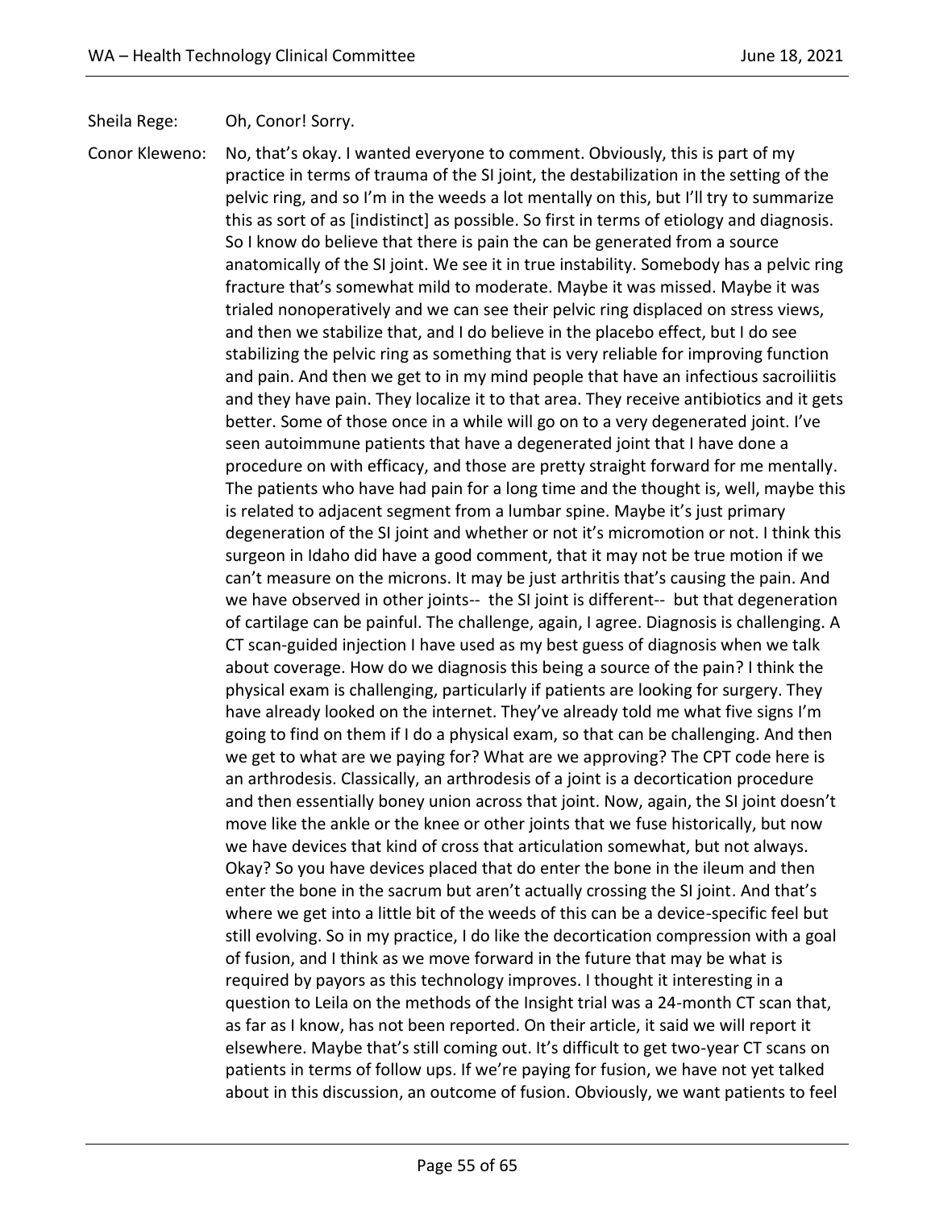Sheila Rege: Oh, Conor! Sorry.

Conor Kleweno: No, that's okay. I wanted everyone to comment. Obviously, this is part of my practice in terms of trauma of the SI joint, the destabilization in the setting of the pelvic ring, and so I'm in the weeds a lot mentally on this, but I'll try to summarize this as sort of as [indistinct] as possible. So first in terms of etiology and diagnosis. So I know do believe that there is pain the can be generated from a source anatomically of the SI joint. We see it in true instability. Somebody has a pelvic ring fracture that's somewhat mild to moderate. Maybe it was missed. Maybe it was trialed nonoperatively and we can see their pelvic ring displaced on stress views, and then we stabilize that, and I do believe in the placebo effect, but I do see stabilizing the pelvic ring as something that is very reliable for improving function and pain. And then we get to in my mind people that have an infectious sacroiliitis and they have pain. They localize it to that area. They receive antibiotics and it gets better. Some of those once in a while will go on to a very degenerated joint. I've seen autoimmune patients that have a degenerated joint that I have done a procedure on with efficacy, and those are pretty straight forward for me mentally. The patients who have had pain for a long time and the thought is, well, maybe this is related to adjacent segment from a lumbar spine. Maybe it's just primary degeneration of the SI joint and whether or not it's micromotion or not. I think this surgeon in Idaho did have a good comment, that it may not be true motion if we can't measure on the microns. It may be just arthritis that's causing the pain. And we have observed in other joints-- the SI joint is different-- but that degeneration of cartilage can be painful. The challenge, again, I agree. Diagnosis is challenging. A CT scan-guided injection I have used as my best guess of diagnosis when we talk about coverage. How do we diagnosis this being a source of the pain? I think the physical exam is challenging, particularly if patients are looking for surgery. They have already looked on the internet. They've already told me what five signs I'm going to find on them if I do a physical exam, so that can be challenging. And then we get to what are we paying for? What are we approving? The CPT code here is an arthrodesis. Classically, an arthrodesis of a joint is a decortication procedure and then essentially boney union across that joint. Now, again, the SI joint doesn't move like the ankle or the knee or other joints that we fuse historically, but now we have devices that kind of cross that articulation somewhat, but not always. Okay? So you have devices placed that do enter the bone in the ileum and then enter the bone in the sacrum but aren't actually crossing the SI joint. And that's where we get into a little bit of the weeds of this can be a device-specific feel but still evolving. So in my practice, I do like the decortication compression with a goal of fusion, and I think as we move forward in the future that may be what is required by payors as this technology improves. I thought it interesting in a question to Leila on the methods of the Insight trial was a 24-month CT scan that, as far as I know, has not been reported. On their article, it said we will report it elsewhere. Maybe that's still coming out. It's difficult to get two-year CT scans on patients in terms of follow ups. If we're paying for fusion, we have not yet talked about in this discussion, an outcome of fusion. Obviously, we want patients to feel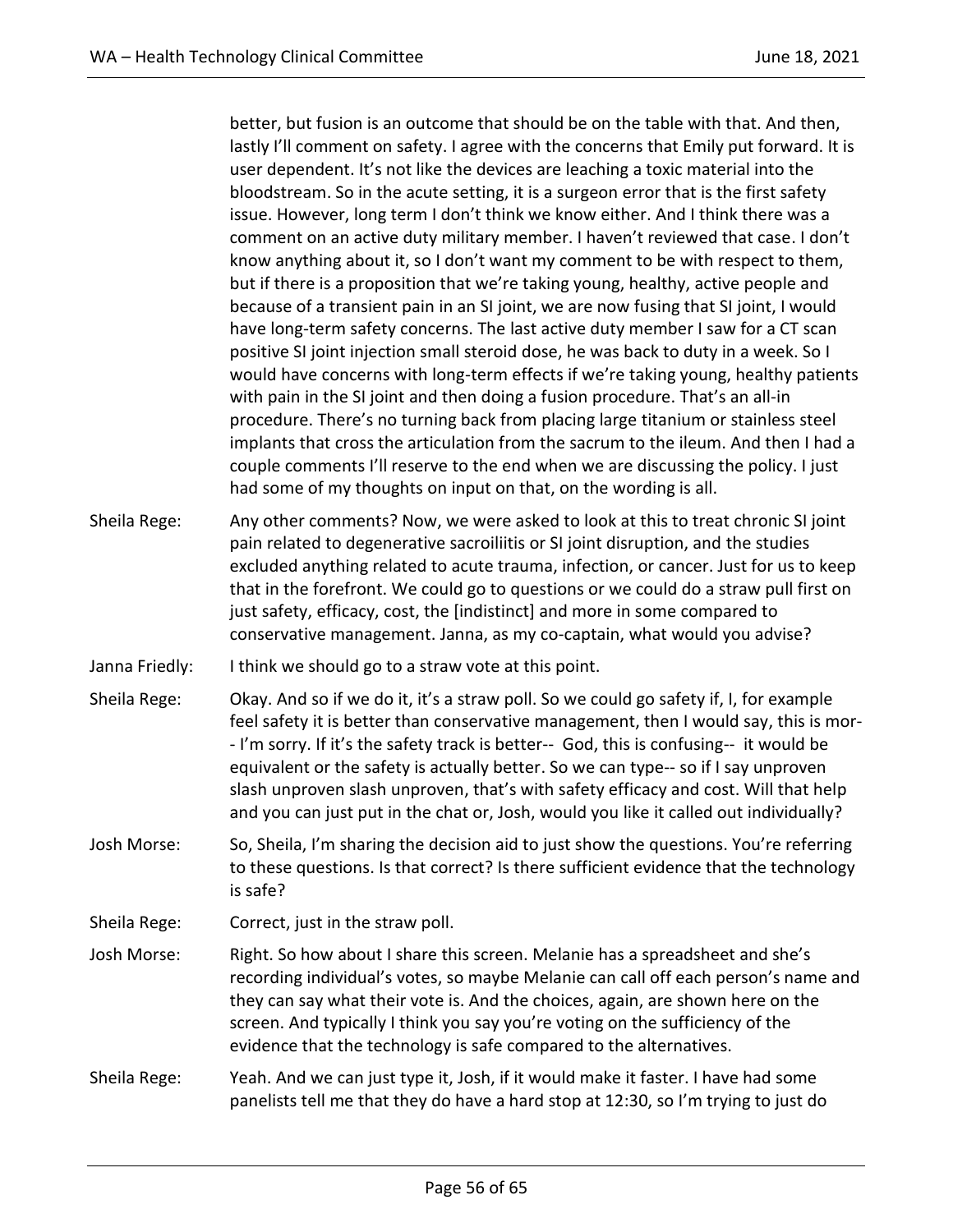better, but fusion is an outcome that should be on the table with that. And then, lastly I'll comment on safety. I agree with the concerns that Emily put forward. It is user dependent. It's not like the devices are leaching a toxic material into the bloodstream. So in the acute setting, it is a surgeon error that is the first safety issue. However, long term I don't think we know either. And I think there was a comment on an active duty military member. I haven't reviewed that case. I don't know anything about it, so I don't want my comment to be with respect to them, but if there is a proposition that we're taking young, healthy, active people and because of a transient pain in an SI joint, we are now fusing that SI joint, I would have long-term safety concerns. The last active duty member I saw for a CT scan positive SI joint injection small steroid dose, he was back to duty in a week. So I would have concerns with long-term effects if we're taking young, healthy patients with pain in the SI joint and then doing a fusion procedure. That's an all-in procedure. There's no turning back from placing large titanium or stainless steel implants that cross the articulation from the sacrum to the ileum. And then I had a couple comments I'll reserve to the end when we are discussing the policy. I just had some of my thoughts on input on that, on the wording is all.

Sheila Rege: Any other comments? Now, we were asked to look at this to treat chronic SI joint pain related to degenerative sacroiliitis or SI joint disruption, and the studies excluded anything related to acute trauma, infection, or cancer. Just for us to keep that in the forefront. We could go to questions or we could do a straw pull first on just safety, efficacy, cost, the [indistinct] and more in some compared to conservative management. Janna, as my co-captain, what would you advise?

Janna Friedly: I think we should go to a straw vote at this point.

Sheila Rege: Okay. And so if we do it, it's a straw poll. So we could go safety if, I, for example feel safety it is better than conservative management, then I would say, this is mor- - I'm sorry. If it's the safety track is better-- God, this is confusing-- it would be equivalent or the safety is actually better. So we can type-- so if I say unproven slash unproven slash unproven, that's with safety efficacy and cost. Will that help and you can just put in the chat or, Josh, would you like it called out individually?

Josh Morse: So, Sheila, I'm sharing the decision aid to just show the questions. You're referring to these questions. Is that correct? Is there sufficient evidence that the technology is safe?

Sheila Rege: Correct, just in the straw poll.

Josh Morse: Right. So how about I share this screen. Melanie has a spreadsheet and she's recording individual's votes, so maybe Melanie can call off each person's name and they can say what their vote is. And the choices, again, are shown here on the screen. And typically I think you say you're voting on the sufficiency of the evidence that the technology is safe compared to the alternatives.

Sheila Rege: Yeah. And we can just type it, Josh, if it would make it faster. I have had some panelists tell me that they do have a hard stop at 12:30, so I'm trying to just do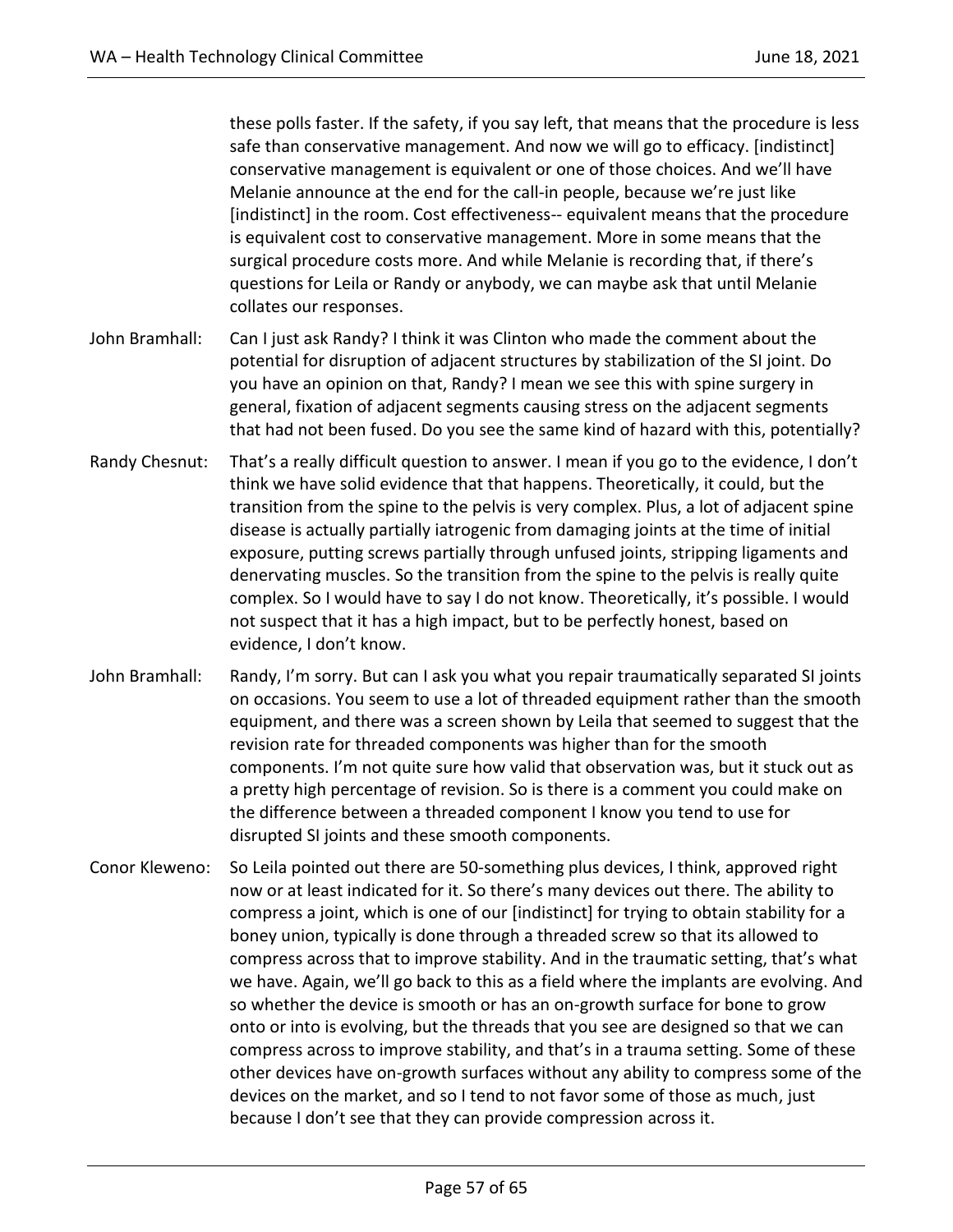these polls faster. If the safety, if you say left, that means that the procedure is less safe than conservative management. And now we will go to efficacy. [indistinct] conservative management is equivalent or one of those choices. And we'll have Melanie announce at the end for the call-in people, because we're just like [indistinct] in the room. Cost effectiveness-- equivalent means that the procedure is equivalent cost to conservative management. More in some means that the surgical procedure costs more. And while Melanie is recording that, if there's questions for Leila or Randy or anybody, we can maybe ask that until Melanie collates our responses.

John Bramhall: Can I just ask Randy? I think it was Clinton who made the comment about the potential for disruption of adjacent structures by stabilization of the SI joint. Do you have an opinion on that, Randy? I mean we see this with spine surgery in general, fixation of adjacent segments causing stress on the adjacent segments that had not been fused. Do you see the same kind of hazard with this, potentially?

Randy Chesnut: That's a really difficult question to answer. I mean if you go to the evidence, I don't think we have solid evidence that that happens. Theoretically, it could, but the transition from the spine to the pelvis is very complex. Plus, a lot of adjacent spine disease is actually partially iatrogenic from damaging joints at the time of initial exposure, putting screws partially through unfused joints, stripping ligaments and denervating muscles. So the transition from the spine to the pelvis is really quite complex. So I would have to say I do not know. Theoretically, it's possible. I would not suspect that it has a high impact, but to be perfectly honest, based on evidence, I don't know.

John Bramhall: Randy, I'm sorry. But can I ask you what you repair traumatically separated SI joints on occasions. You seem to use a lot of threaded equipment rather than the smooth equipment, and there was a screen shown by Leila that seemed to suggest that the revision rate for threaded components was higher than for the smooth components. I'm not quite sure how valid that observation was, but it stuck out as a pretty high percentage of revision. So is there is a comment you could make on the difference between a threaded component I know you tend to use for disrupted SI joints and these smooth components.

Conor Kleweno: So Leila pointed out there are 50-something plus devices, I think, approved right now or at least indicated for it. So there's many devices out there. The ability to compress a joint, which is one of our [indistinct] for trying to obtain stability for a boney union, typically is done through a threaded screw so that its allowed to compress across that to improve stability. And in the traumatic setting, that's what we have. Again, we'll go back to this as a field where the implants are evolving. And so whether the device is smooth or has an on-growth surface for bone to grow onto or into is evolving, but the threads that you see are designed so that we can compress across to improve stability, and that's in a trauma setting. Some of these other devices have on-growth surfaces without any ability to compress some of the devices on the market, and so I tend to not favor some of those as much, just because I don't see that they can provide compression across it.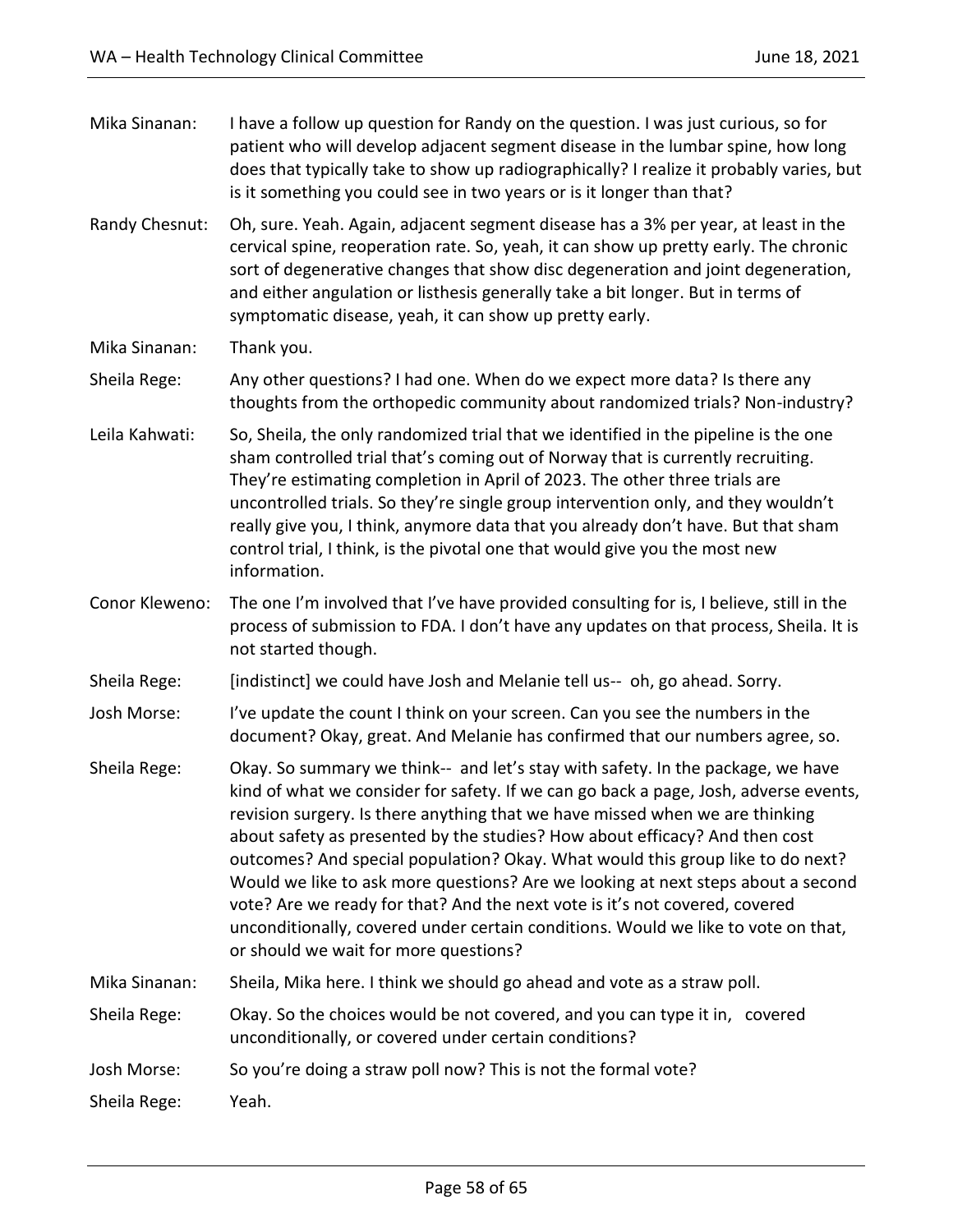Mika Sinanan: I have a follow up question for Randy on the question. I was just curious, so for patient who will develop adjacent segment disease in the lumbar spine, how long does that typically take to show up radiographically? I realize it probably varies, but is it something you could see in two years or is it longer than that?

Randy Chesnut: Oh, sure. Yeah. Again, adjacent segment disease has a 3% per year, at least in the cervical spine, reoperation rate. So, yeah, it can show up pretty early. The chronic sort of degenerative changes that show disc degeneration and joint degeneration, and either angulation or listhesis generally take a bit longer. But in terms of symptomatic disease, yeah, it can show up pretty early.

Mika Sinanan: Thank you.

Sheila Rege: Any other questions? I had one. When do we expect more data? Is there any thoughts from the orthopedic community about randomized trials? Non-industry?

Leila Kahwati: So, Sheila, the only randomized trial that we identified in the pipeline is the one sham controlled trial that's coming out of Norway that is currently recruiting. They're estimating completion in April of 2023. The other three trials are uncontrolled trials. So they're single group intervention only, and they wouldn't really give you, I think, anymore data that you already don't have. But that sham control trial, I think, is the pivotal one that would give you the most new information.

Conor Kleweno: The one I'm involved that I've have provided consulting for is, I believe, still in the process of submission to FDA. I don't have any updates on that process, Sheila. It is not started though.

Sheila Rege: [indistinct] we could have Josh and Melanie tell us-- oh, go ahead. Sorry.

Josh Morse: I've update the count I think on your screen. Can you see the numbers in the document? Okay, great. And Melanie has confirmed that our numbers agree, so.

Sheila Rege: Okay. So summary we think-- and let's stay with safety. In the package, we have kind of what we consider for safety. If we can go back a page, Josh, adverse events, revision surgery. Is there anything that we have missed when we are thinking about safety as presented by the studies? How about efficacy? And then cost outcomes? And special population? Okay. What would this group like to do next? Would we like to ask more questions? Are we looking at next steps about a second vote? Are we ready for that? And the next vote is it's not covered, covered unconditionally, covered under certain conditions. Would we like to vote on that, or should we wait for more questions?

Mika Sinanan: Sheila, Mika here. I think we should go ahead and vote as a straw poll.

Sheila Rege: Okay. So the choices would be not covered, and you can type it in, covered unconditionally, or covered under certain conditions?

Josh Morse: So you're doing a straw poll now? This is not the formal vote?

Sheila Rege: Yeah.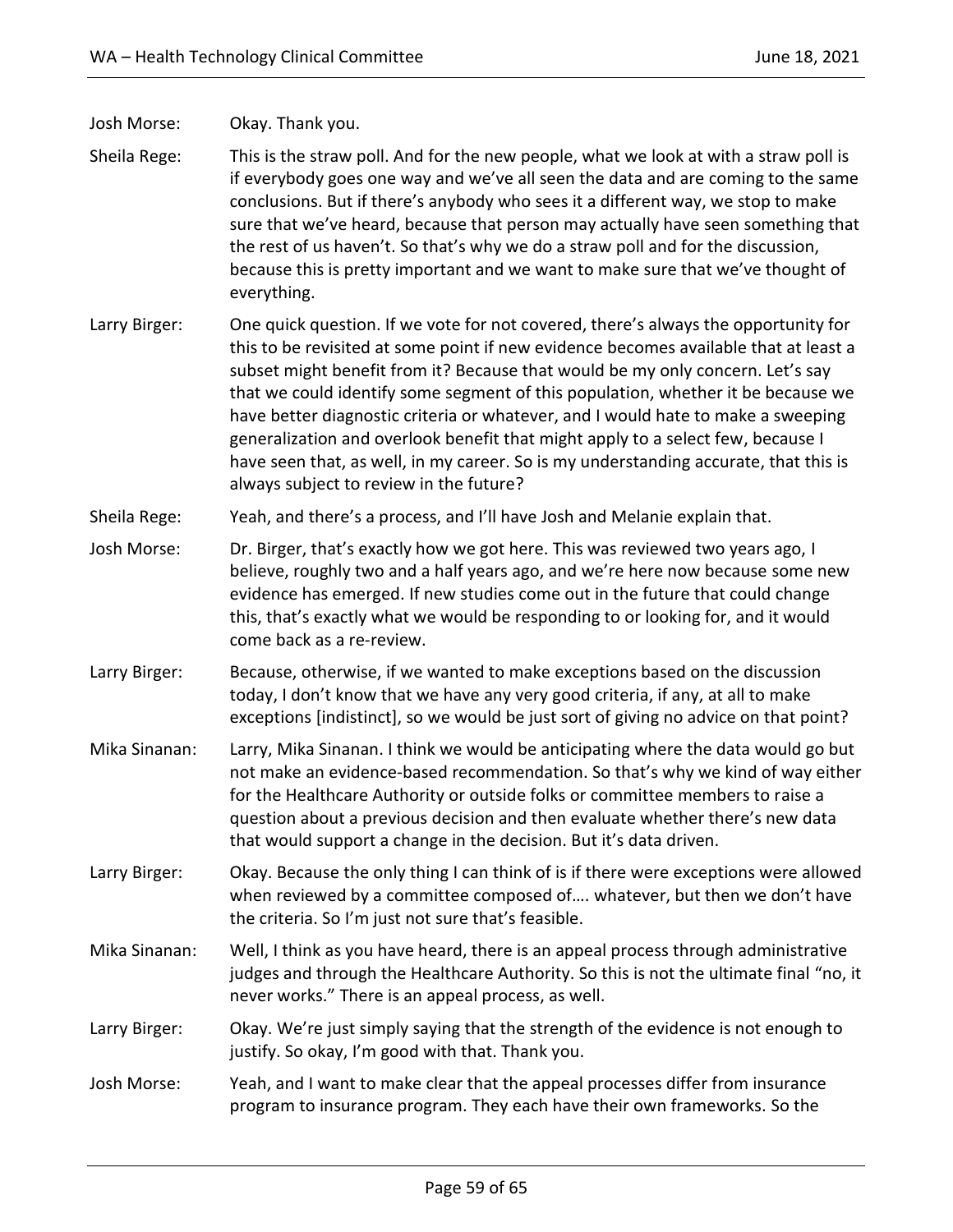Josh Morse: Okay. Thank you.

Sheila Rege: This is the straw poll. And for the new people, what we look at with a straw poll is if everybody goes one way and we've all seen the data and are coming to the same conclusions. But if there's anybody who sees it a different way, we stop to make sure that we've heard, because that person may actually have seen something that the rest of us haven't. So that's why we do a straw poll and for the discussion, because this is pretty important and we want to make sure that we've thought of everything.

Larry Birger: One quick question. If we vote for not covered, there's always the opportunity for this to be revisited at some point if new evidence becomes available that at least a subset might benefit from it? Because that would be my only concern. Let's say that we could identify some segment of this population, whether it be because we have better diagnostic criteria or whatever, and I would hate to make a sweeping generalization and overlook benefit that might apply to a select few, because I have seen that, as well, in my career. So is my understanding accurate, that this is always subject to review in the future?

Sheila Rege: Yeah, and there's a process, and I'll have Josh and Melanie explain that.

Josh Morse: Dr. Birger, that's exactly how we got here. This was reviewed two years ago, I believe, roughly two and a half years ago, and we're here now because some new evidence has emerged. If new studies come out in the future that could change this, that's exactly what we would be responding to or looking for, and it would come back as a re-review.

Larry Birger: Because, otherwise, if we wanted to make exceptions based on the discussion today, I don't know that we have any very good criteria, if any, at all to make exceptions [indistinct], so we would be just sort of giving no advice on that point?

Mika Sinanan: Larry, Mika Sinanan. I think we would be anticipating where the data would go but not make an evidence-based recommendation. So that's why we kind of way either for the Healthcare Authority or outside folks or committee members to raise a question about a previous decision and then evaluate whether there's new data that would support a change in the decision. But it's data driven.

Larry Birger: Okay. Because the only thing I can think of is if there were exceptions were allowed when reviewed by a committee composed of…. whatever, but then we don't have the criteria. So I'm just not sure that's feasible.

Mika Sinanan: Well, I think as you have heard, there is an appeal process through administrative judges and through the Healthcare Authority. So this is not the ultimate final "no, it never works." There is an appeal process, as well.

Larry Birger: Okay. We're just simply saying that the strength of the evidence is not enough to justify. So okay, I'm good with that. Thank you.

Josh Morse: Yeah, and I want to make clear that the appeal processes differ from insurance program to insurance program. They each have their own frameworks. So the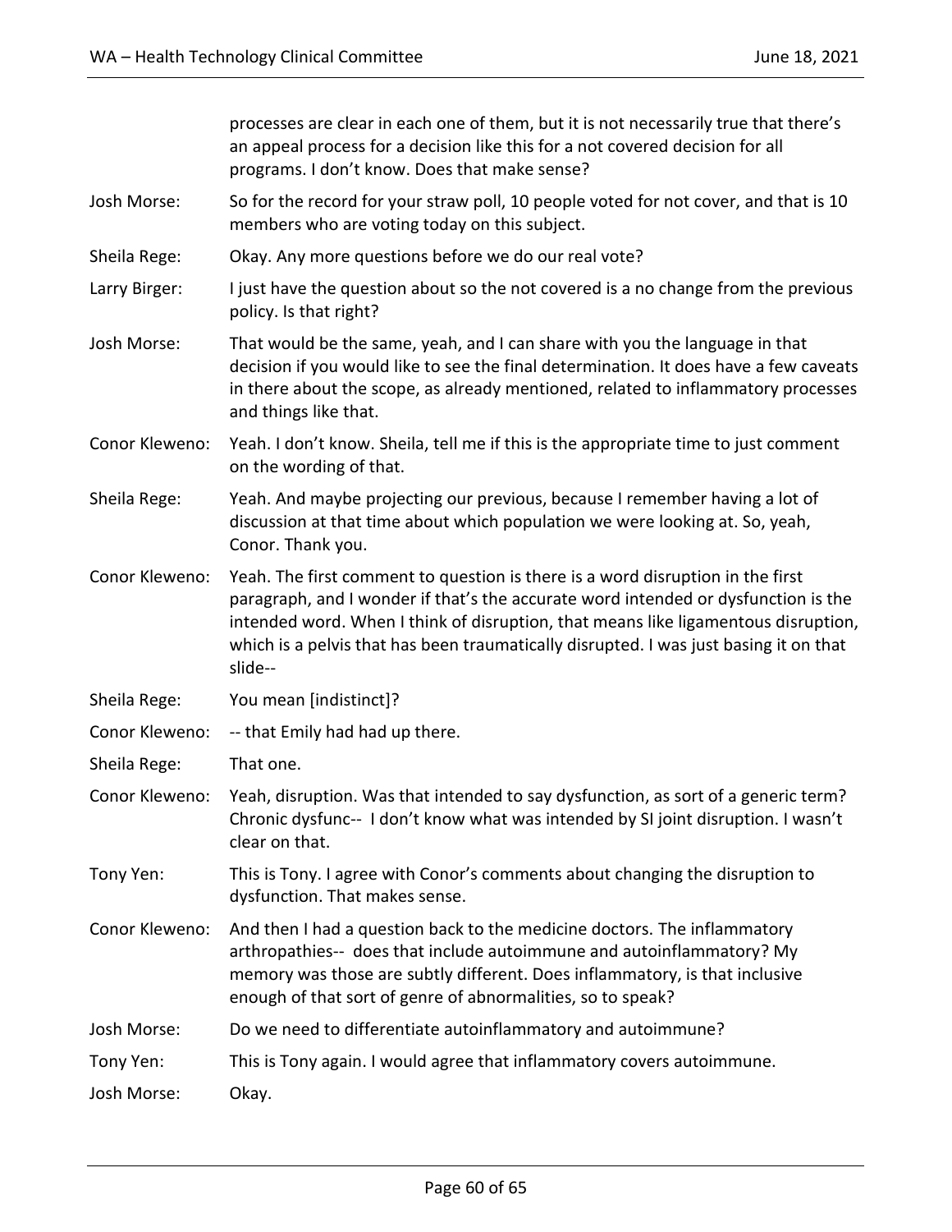processes are clear in each one of them, but it is not necessarily true that there's an appeal process for a decision like this for a not covered decision for all programs. I don't know. Does that make sense?

Josh Morse: So for the record for your straw poll, 10 people voted for not cover, and that is 10 members who are voting today on this subject.

Sheila Rege: Okay. Any more questions before we do our real vote?

Larry Birger: I just have the question about so the not covered is a no change from the previous policy. Is that right?

Josh Morse: That would be the same, yeah, and I can share with you the language in that decision if you would like to see the final determination. It does have a few caveats in there about the scope, as already mentioned, related to inflammatory processes and things like that.

Conor Kleweno: Yeah. I don't know. Sheila, tell me if this is the appropriate time to just comment on the wording of that.

Sheila Rege: Yeah. And maybe projecting our previous, because I remember having a lot of discussion at that time about which population we were looking at. So, yeah, Conor. Thank you.

Conor Kleweno: Yeah. The first comment to question is there is a word disruption in the first paragraph, and I wonder if that's the accurate word intended or dysfunction is the intended word. When I think of disruption, that means like ligamentous disruption, which is a pelvis that has been traumatically disrupted. I was just basing it on that slide--

Sheila Rege: You mean [indistinct]?

Conor Kleweno: -- that Emily had had up there.

Sheila Rege: That one.

Conor Kleweno: Yeah, disruption. Was that intended to say dysfunction, as sort of a generic term? Chronic dysfunc-- I don't know what was intended by SI joint disruption. I wasn't clear on that.

Tony Yen: This is Tony. I agree with Conor's comments about changing the disruption to dysfunction. That makes sense.

Conor Kleweno: And then I had a question back to the medicine doctors. The inflammatory arthropathies-- does that include autoimmune and autoinflammatory? My memory was those are subtly different. Does inflammatory, is that inclusive enough of that sort of genre of abnormalities, so to speak?

Josh Morse: Do we need to differentiate autoinflammatory and autoimmune?

Tony Yen: This is Tony again. I would agree that inflammatory covers autoimmune.

Josh Morse: Okay.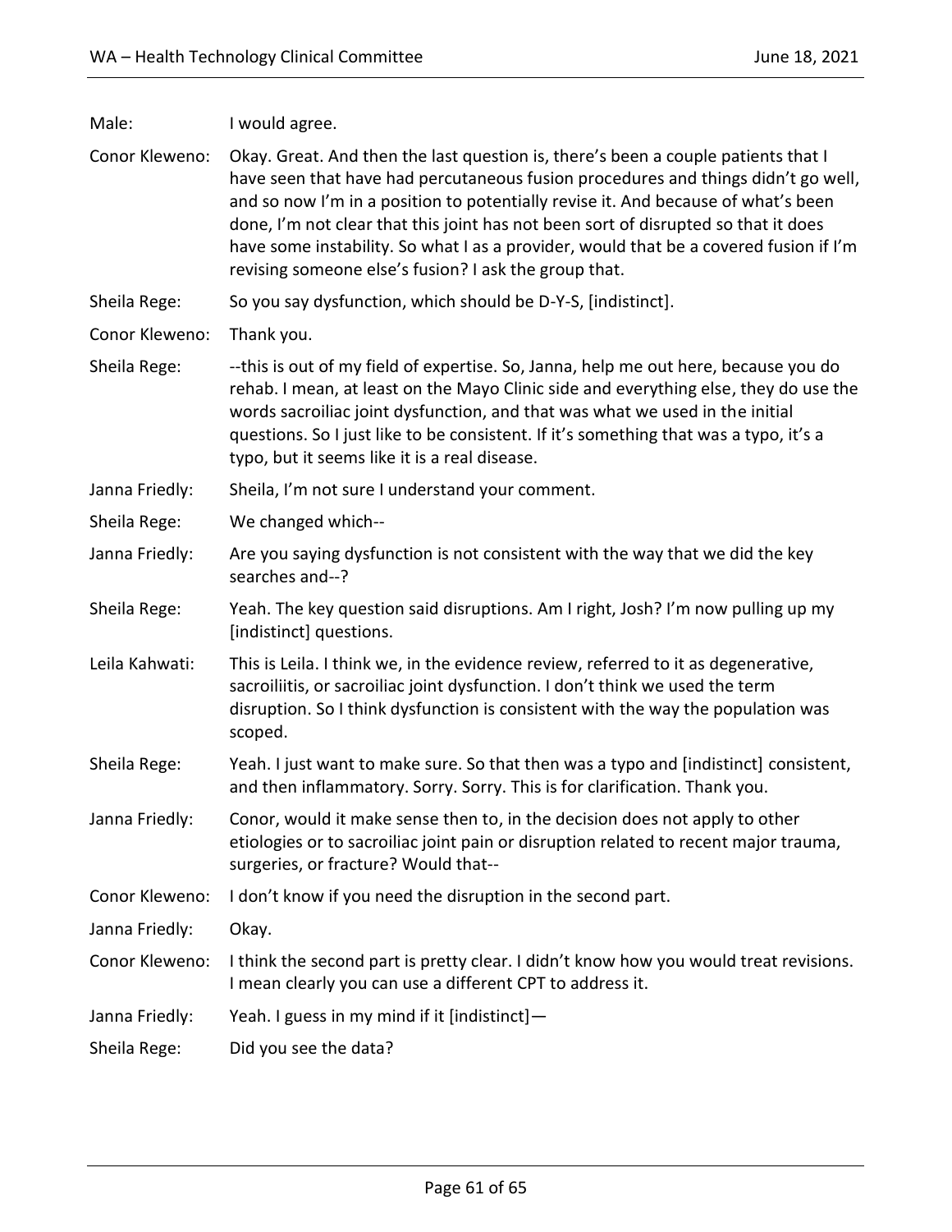Male: I would agree.

Conor Kleweno: Okay. Great. And then the last question is, there's been a couple patients that I have seen that have had percutaneous fusion procedures and things didn't go well, and so now I'm in a position to potentially revise it. And because of what's been done, I'm not clear that this joint has not been sort of disrupted so that it does have some instability. So what I as a provider, would that be a covered fusion if I'm revising someone else's fusion? I ask the group that.

Sheila Rege: So you say dysfunction, which should be D-Y-S, [indistinct].

Conor Kleweno: Thank you.

Sheila Rege: --this is out of my field of expertise. So, Janna, help me out here, because you do rehab. I mean, at least on the Mayo Clinic side and everything else, they do use the words sacroiliac joint dysfunction, and that was what we used in the initial questions. So I just like to be consistent. If it's something that was a typo, it's a typo, but it seems like it is a real disease.

Janna Friedly: Sheila, I'm not sure I understand your comment.

Sheila Rege: We changed which--

Janna Friedly: Are you saying dysfunction is not consistent with the way that we did the key searches and--?

Sheila Rege: Yeah. The key question said disruptions. Am I right, Josh? I'm now pulling up my [indistinct] questions.

Leila Kahwati: This is Leila. I think we, in the evidence review, referred to it as degenerative, sacroiliitis, or sacroiliac joint dysfunction. I don't think we used the term disruption. So I think dysfunction is consistent with the way the population was scoped.

Sheila Rege: Yeah. I just want to make sure. So that then was a typo and [indistinct] consistent, and then inflammatory. Sorry. Sorry. This is for clarification. Thank you.

Janna Friedly: Conor, would it make sense then to, in the decision does not apply to other etiologies or to sacroiliac joint pain or disruption related to recent major trauma, surgeries, or fracture? Would that--

Conor Kleweno: I don't know if you need the disruption in the second part.

Janna Friedly: Okay.

Conor Kleweno: I think the second part is pretty clear. I didn't know how you would treat revisions. I mean clearly you can use a different CPT to address it.

Janna Friedly: Yeah. I guess in my mind if it [indistinct]—

Sheila Rege: Did you see the data?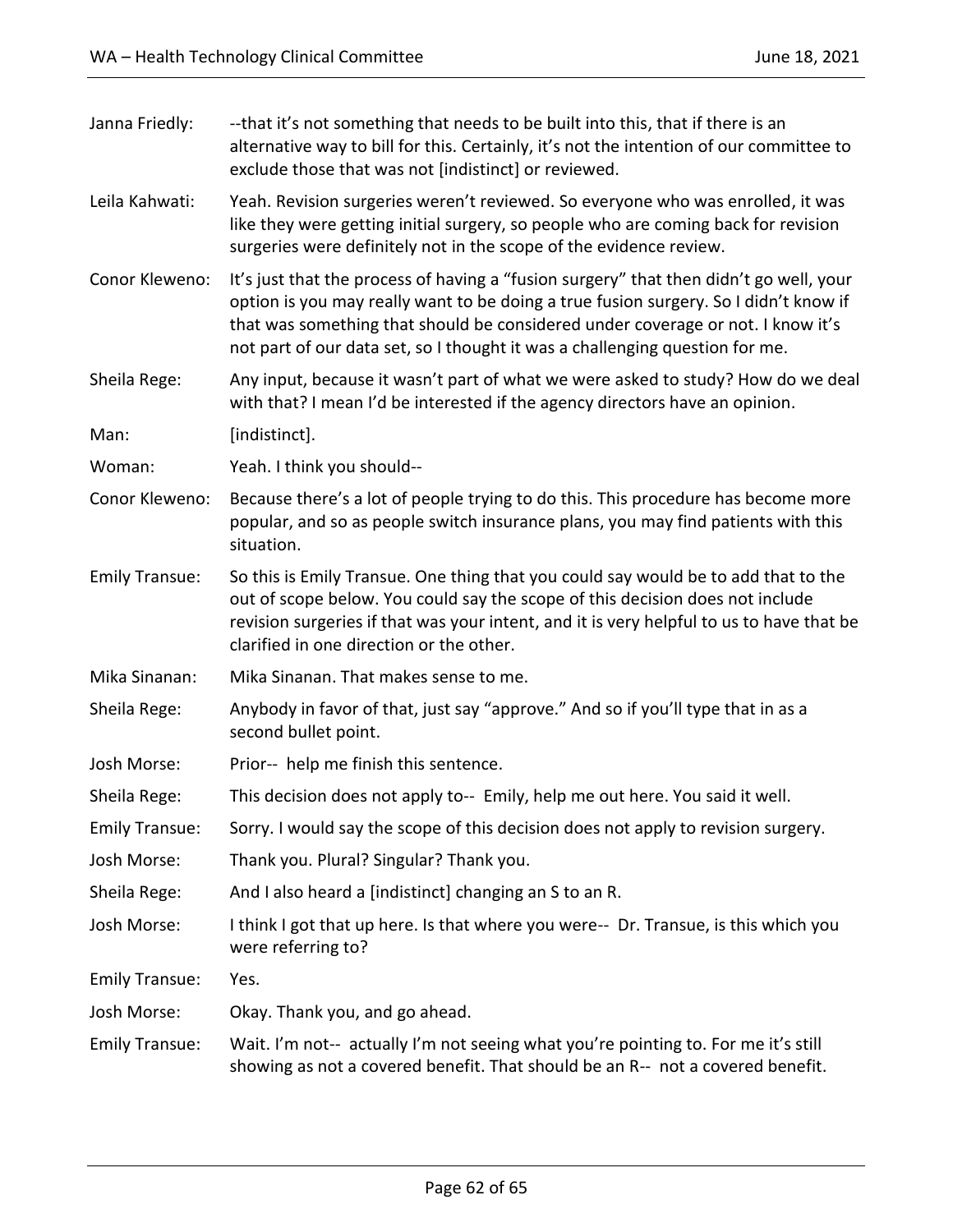Janna Friedly: --that it's not something that needs to be built into this, that if there is an alternative way to bill for this. Certainly, it's not the intention of our committee to exclude those that was not [indistinct] or reviewed.

Leila Kahwati: Yeah. Revision surgeries weren't reviewed. So everyone who was enrolled, it was like they were getting initial surgery, so people who are coming back for revision surgeries were definitely not in the scope of the evidence review.

Conor Kleweno: It's just that the process of having a "fusion surgery" that then didn't go well, your option is you may really want to be doing a true fusion surgery. So I didn't know if that was something that should be considered under coverage or not. I know it's not part of our data set, so I thought it was a challenging question for me.

Sheila Rege: Any input, because it wasn't part of what we were asked to study? How do we deal with that? I mean I'd be interested if the agency directors have an opinion.

Man: [indistinct].

Woman: Yeah. I think you should--

Conor Kleweno: Because there's a lot of people trying to do this. This procedure has become more popular, and so as people switch insurance plans, you may find patients with this situation.

Emily Transue: So this is Emily Transue. One thing that you could say would be to add that to the out of scope below. You could say the scope of this decision does not include revision surgeries if that was your intent, and it is very helpful to us to have that be clarified in one direction or the other.

Mika Sinanan: Mika Sinanan. That makes sense to me.

Sheila Rege: Anybody in favor of that, just say "approve." And so if you'll type that in as a second bullet point.

Josh Morse: Prior-- help me finish this sentence.

Sheila Rege: This decision does not apply to-- Emily, help me out here. You said it well.

Emily Transue: Sorry. I would say the scope of this decision does not apply to revision surgery.

Josh Morse: Thank you. Plural? Singular? Thank you.

Sheila Rege: And I also heard a [indistinct] changing an S to an R.

Josh Morse: I think I got that up here. Is that where you were-- Dr. Transue, is this which you were referring to?

Emily Transue: Yes.

Josh Morse: Okay. Thank you, and go ahead.

Emily Transue: Wait. I'm not-- actually I'm not seeing what you're pointing to. For me it's still showing as not a covered benefit. That should be an R-- not a covered benefit.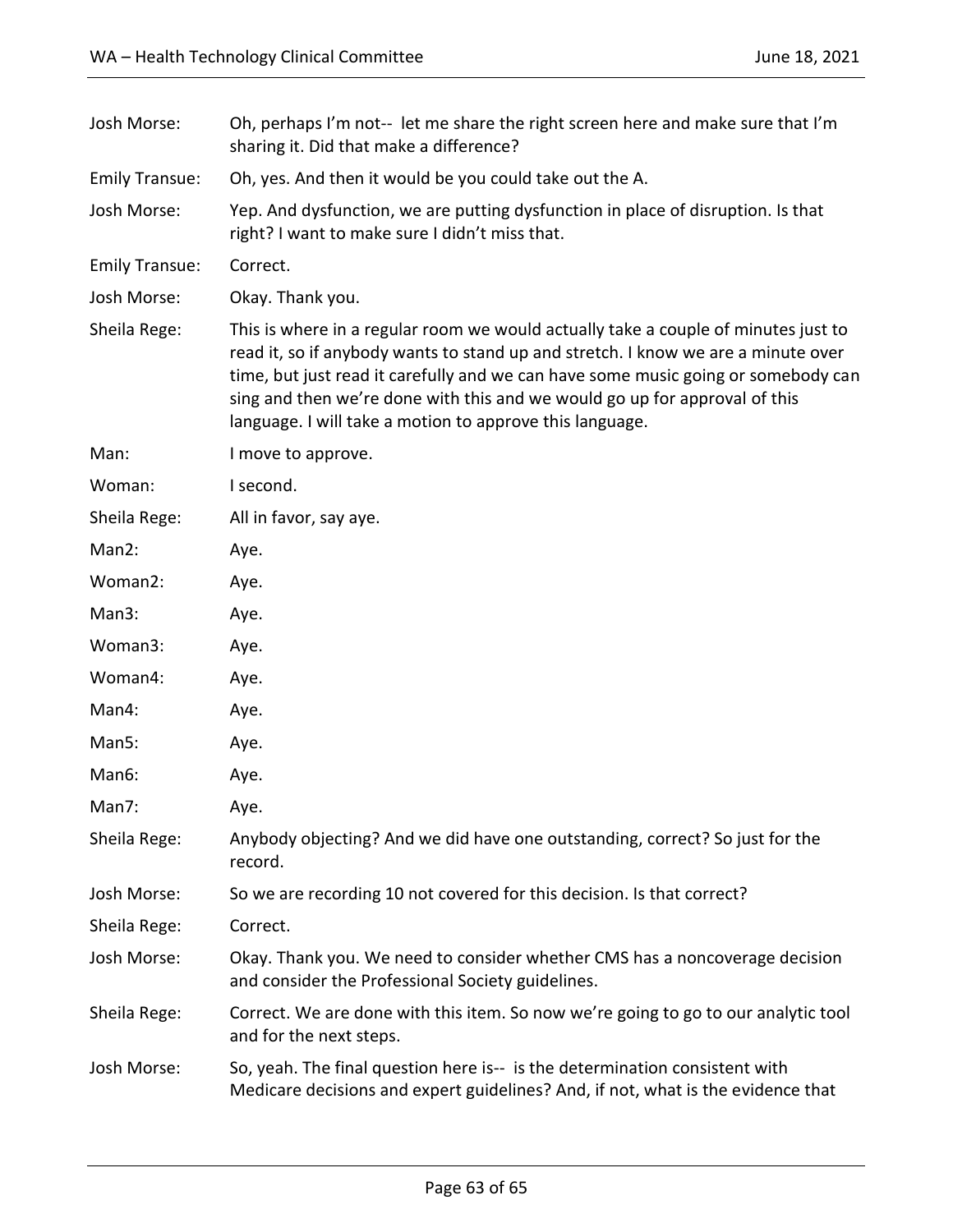Josh Morse: Oh, perhaps I'm not-- let me share the right screen here and make sure that I'm sharing it. Did that make a difference?

Emily Transue: Oh, yes. And then it would be you could take out the A.

Josh Morse: Yep. And dysfunction, we are putting dysfunction in place of disruption. Is that right? I want to make sure I didn't miss that.

Emily Transue: Correct.

Josh Morse: Okay. Thank you.

Sheila Rege: This is where in a regular room we would actually take a couple of minutes just to read it, so if anybody wants to stand up and stretch. I know we are a minute over time, but just read it carefully and we can have some music going or somebody can sing and then we're done with this and we would go up for approval of this language. I will take a motion to approve this language.

Man: I move to approve.

Woman: I second.

Sheila Rege: All in favor, say aye.

Man2: Aye.

Woman2: Aye.

Man3: Aye.

Woman3: Aye.

Woman4: Aye.

Man4: Aye.

Man5: Aye.

Man6: Aye.

Man7: Aye.

Sheila Rege: Anybody objecting? And we did have one outstanding, correct? So just for the record.

Josh Morse: So we are recording 10 not covered for this decision. Is that correct?

Sheila Rege: Correct.

Josh Morse: Okay. Thank you. We need to consider whether CMS has a noncoverage decision and consider the Professional Society guidelines.

Sheila Rege: Correct. We are done with this item. So now we're going to go to our analytic tool and for the next steps.

Josh Morse: So, yeah. The final question here is-- is the determination consistent with Medicare decisions and expert guidelines? And, if not, what is the evidence that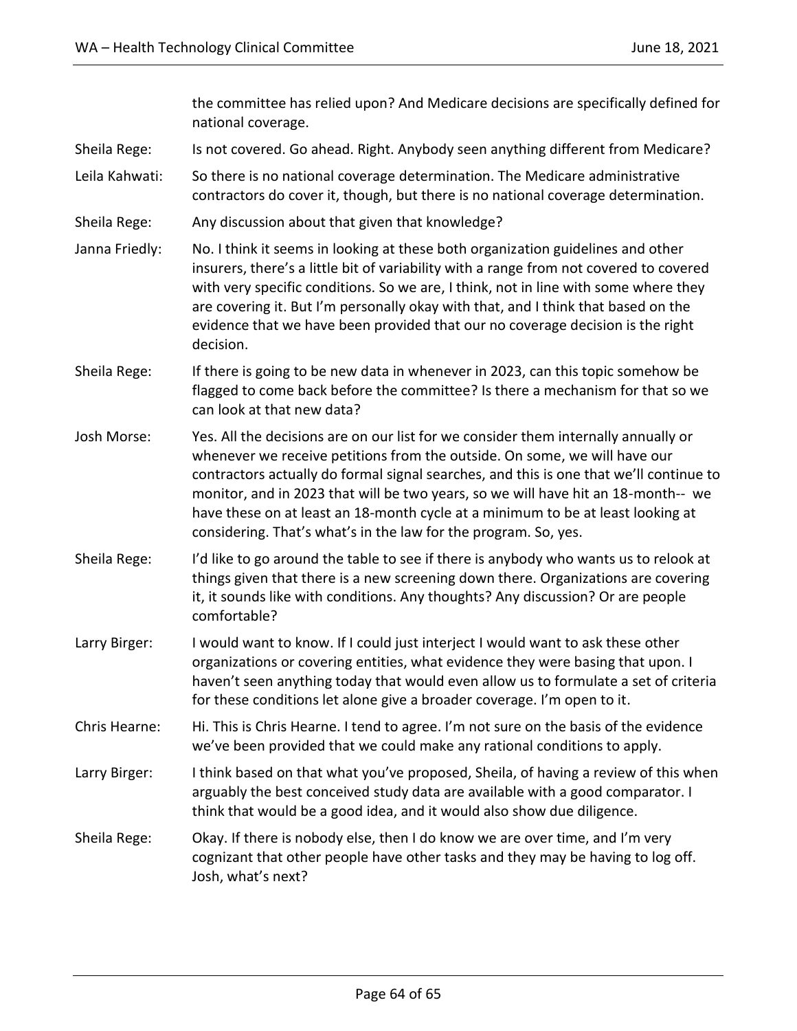the committee has relied upon? And Medicare decisions are specifically defined for national coverage.

Sheila Rege: Is not covered. Go ahead. Right. Anybody seen anything different from Medicare?

Leila Kahwati: So there is no national coverage determination. The Medicare administrative contractors do cover it, though, but there is no national coverage determination.

Sheila Rege: Any discussion about that given that knowledge?

Janna Friedly: No. I think it seems in looking at these both organization guidelines and other insurers, there's a little bit of variability with a range from not covered to covered with very specific conditions. So we are, I think, not in line with some where they are covering it. But I'm personally okay with that, and I think that based on the evidence that we have been provided that our no coverage decision is the right decision.

Sheila Rege: If there is going to be new data in whenever in 2023, can this topic somehow be flagged to come back before the committee? Is there a mechanism for that so we can look at that new data?

Josh Morse: Yes. All the decisions are on our list for we consider them internally annually or whenever we receive petitions from the outside. On some, we will have our contractors actually do formal signal searches, and this is one that we'll continue to monitor, and in 2023 that will be two years, so we will have hit an 18-month-- we have these on at least an 18-month cycle at a minimum to be at least looking at considering. That's what's in the law for the program. So, yes.

Sheila Rege: I'd like to go around the table to see if there is anybody who wants us to relook at things given that there is a new screening down there. Organizations are covering it, it sounds like with conditions. Any thoughts? Any discussion? Or are people comfortable?

Larry Birger: I would want to know. If I could just interject I would want to ask these other organizations or covering entities, what evidence they were basing that upon. I haven't seen anything today that would even allow us to formulate a set of criteria for these conditions let alone give a broader coverage. I'm open to it.

Chris Hearne: Hi. This is Chris Hearne. I tend to agree. I'm not sure on the basis of the evidence we've been provided that we could make any rational conditions to apply.

Larry Birger: I think based on that what you've proposed, Sheila, of having a review of this when arguably the best conceived study data are available with a good comparator. I think that would be a good idea, and it would also show due diligence.

Sheila Rege: Okay. If there is nobody else, then I do know we are over time, and I'm very cognizant that other people have other tasks and they may be having to log off. Josh, what's next?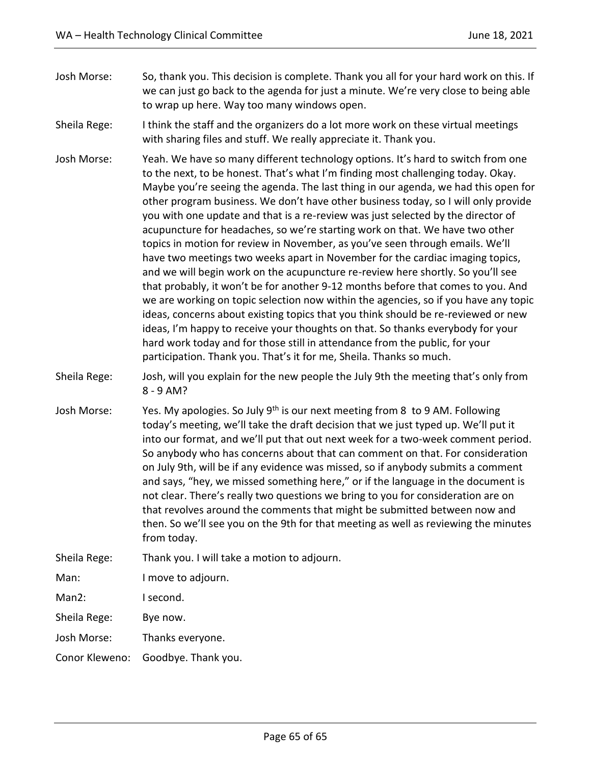Josh Morse: So, thank you. This decision is complete. Thank you all for your hard work on this. If we can just go back to the agenda for just a minute. We're very close to being able to wrap up here. Way too many windows open.

Sheila Rege: I think the staff and the organizers do a lot more work on these virtual meetings with sharing files and stuff. We really appreciate it. Thank you.

Josh Morse: Yeah. We have so many different technology options. It's hard to switch from one to the next, to be honest. That's what I'm finding most challenging today. Okay. Maybe you're seeing the agenda. The last thing in our agenda, we had this open for other program business. We don't have other business today, so I will only provide you with one update and that is a re-review was just selected by the director of acupuncture for headaches, so we're starting work on that. We have two other topics in motion for review in November, as you've seen through emails. We'll have two meetings two weeks apart in November for the cardiac imaging topics, and we will begin work on the acupuncture re-review here shortly. So you'll see that probably, it won't be for another 9-12 months before that comes to you. And we are working on topic selection now within the agencies, so if you have any topic ideas, concerns about existing topics that you think should be re-reviewed or new ideas, I'm happy to receive your thoughts on that. So thanks everybody for your hard work today and for those still in attendance from the public, for your participation. Thank you. That's it for me, Sheila. Thanks so much.

Sheila Rege: Josh, will you explain for the new people the July 9th the meeting that's only from 8 - 9 AM?

Josh Morse: Yes. My apologies. So July 9th is our next meeting from 8 to 9 AM. Following today's meeting, we'll take the draft decision that we just typed up. We'll put it into our format, and we'll put that out next week for a two-week comment period. So anybody who has concerns about that can comment on that. For consideration on July 9th, will be if any evidence was missed, so if anybody submits a comment and says, "hey, we missed something here," or if the language in the document is not clear. There's really two questions we bring to you for consideration are on that revolves around the comments that might be submitted between now and then. So we'll see you on the 9th for that meeting as well as reviewing the minutes from today.

Sheila Rege: Thank you. I will take a motion to adjourn.

Man: I move to adjourn.

Man2: I second.

Sheila Rege: Bye now.

Josh Morse: Thanks everyone.

Conor Kleweno: Goodbye. Thank you.